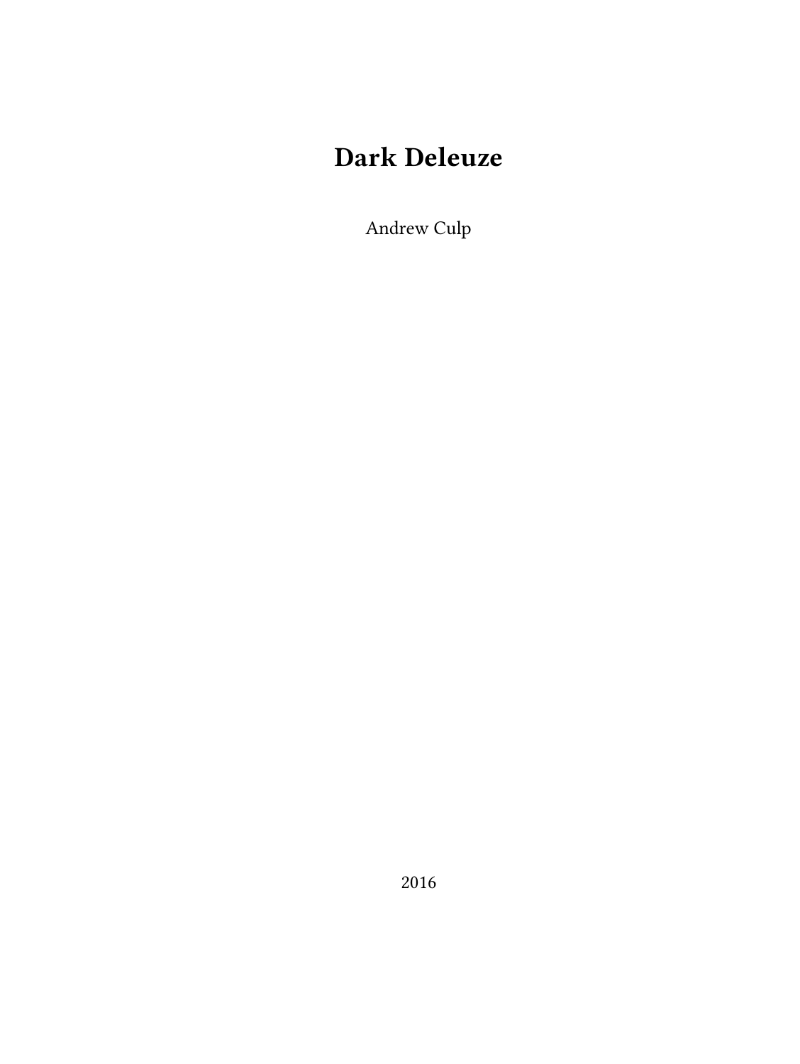# Dark Deleuze

Andrew Culp

2016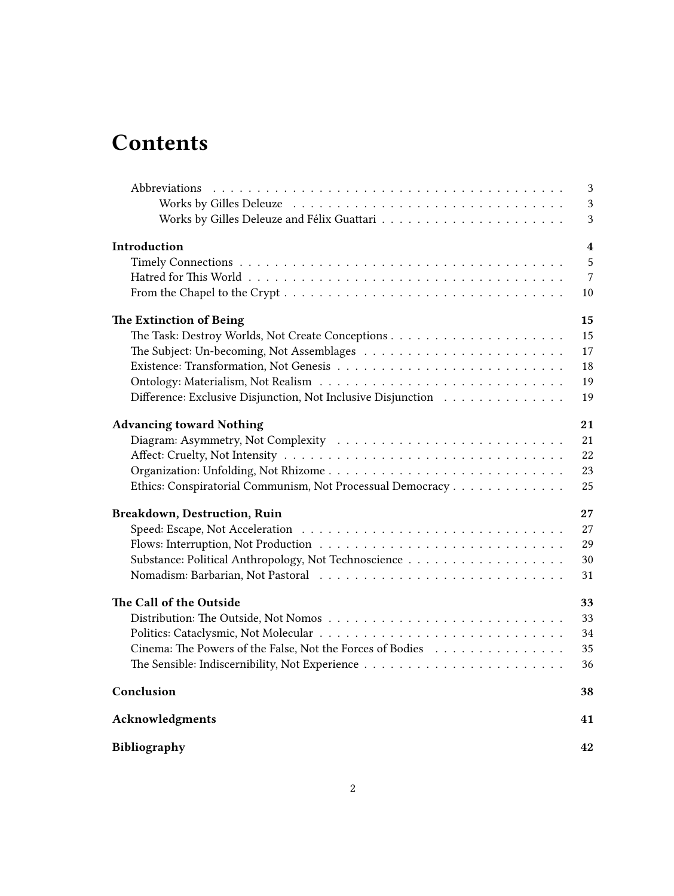# Contents

- Abbreviations 3
  - Works by Gilles Deleuze 3
  - Works by Gilles Deleuze and Félix Guattari 3

**Introduction** 4
- Timely Connections 5
- Hatred for This World 7
- From the Chapel to the Crypt 10

**The Extinction of Being** 15
- The Task: Destroy Worlds, Not Create Conceptions 15
- The Subject: Un-becoming, Not Assemblages 17
- Existence: Transformation, Not Genesis 18
- Ontology: Materialism, Not Realism 19
- Difference: Exclusive Disjunction, Not Inclusive Disjunction 19

**Advancing toward Nothing** 21
- Diagram: Asymmetry, Not Complexity 21
- Affect: Cruelty, Not Intensity 22
- Organization: Unfolding, Not Rhizome 23
- Ethics: Conspiratorial Communism, Not Processual Democracy 25

**Breakdown, Destruction, Ruin** 27
- Speed: Escape, Not Acceleration 27
- Flows: Interruption, Not Production 29
- Substance: Political Anthropology, Not Technoscience 30
- Nomadism: Barbarian, Not Pastoral 31

**The Call of the Outside** 33
- Distribution: The Outside, Not Nomos 33
- Politics: Cataclysmic, Not Molecular 34
- Cinema: The Powers of the False, Not the Forces of Bodies 35
- The Sensible: Indiscernibility, Not Experience 36

**Conclusion** 38

**Acknowledgments** 41

**Bibliography** 42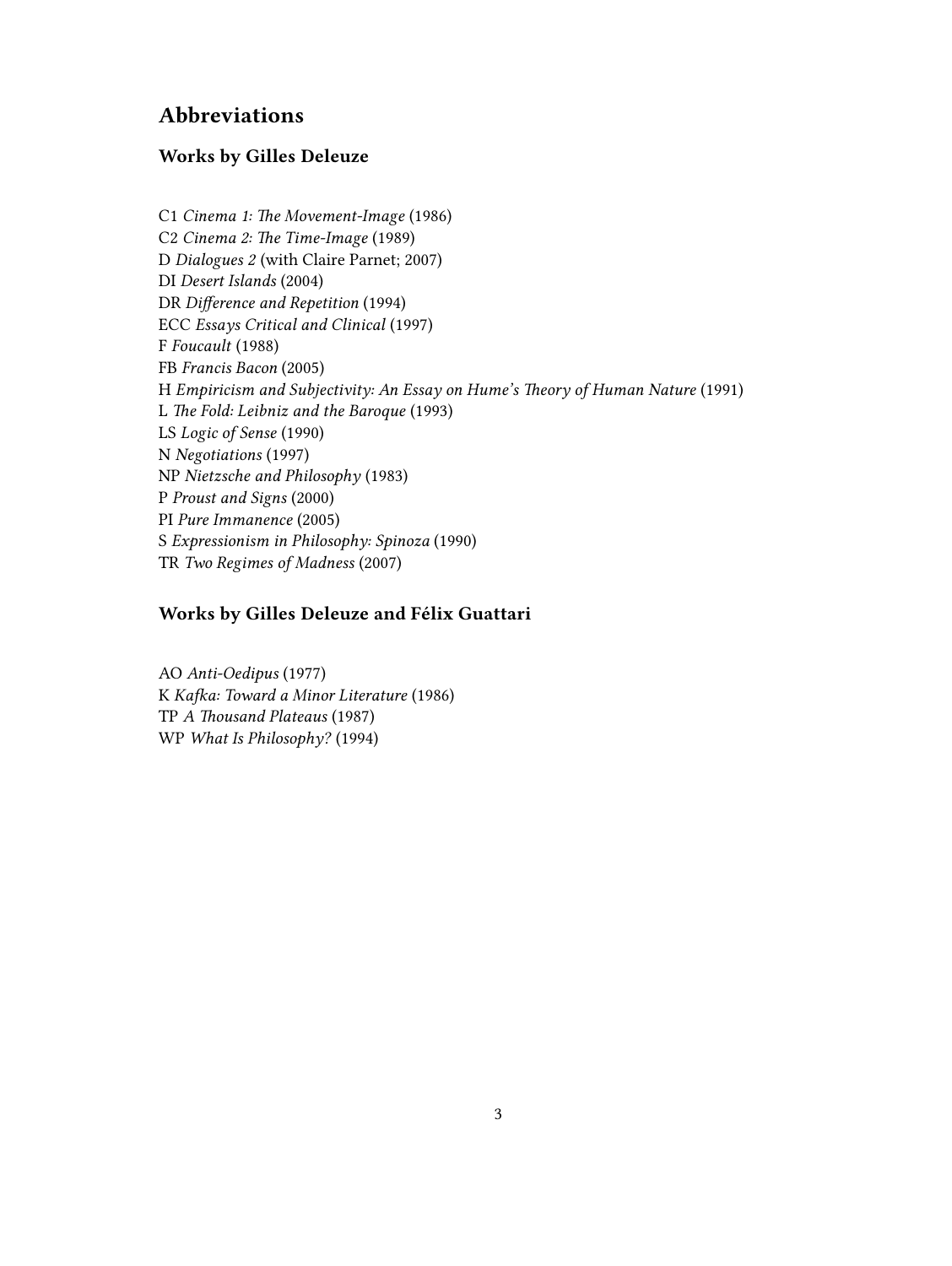## Abbreviations

### Works by Gilles Deleuze

C1 *Cinema 1: The Movement-Image* (1986)
C2 *Cinema 2: The Time-Image* (1989)
D *Dialogues 2* (with Claire Parnet; 2007)
DI *Desert Islands* (2004)
DR *Difference and Repetition* (1994)
ECC *Essays Critical and Clinical* (1997)
F *Foucault* (1988)
FB *Francis Bacon* (2005)
H *Empiricism and Subjectivity: An Essay on Hume's Theory of Human Nature* (1991)
L *The Fold: Leibniz and the Baroque* (1993)
LS *Logic of Sense* (1990)
N *Negotiations* (1997)
NP *Nietzsche and Philosophy* (1983)
P *Proust and Signs* (2000)
PI *Pure Immanence* (2005)
S *Expressionism in Philosophy: Spinoza* (1990)
TR *Two Regimes of Madness* (2007)

### Works by Gilles Deleuze and Félix Guattari

AO *Anti-Oedipus* (1977)
K *Kafka: Toward a Minor Literature* (1986)
TP *A Thousand Plateaus* (1987)
WP *What Is Philosophy?* (1994)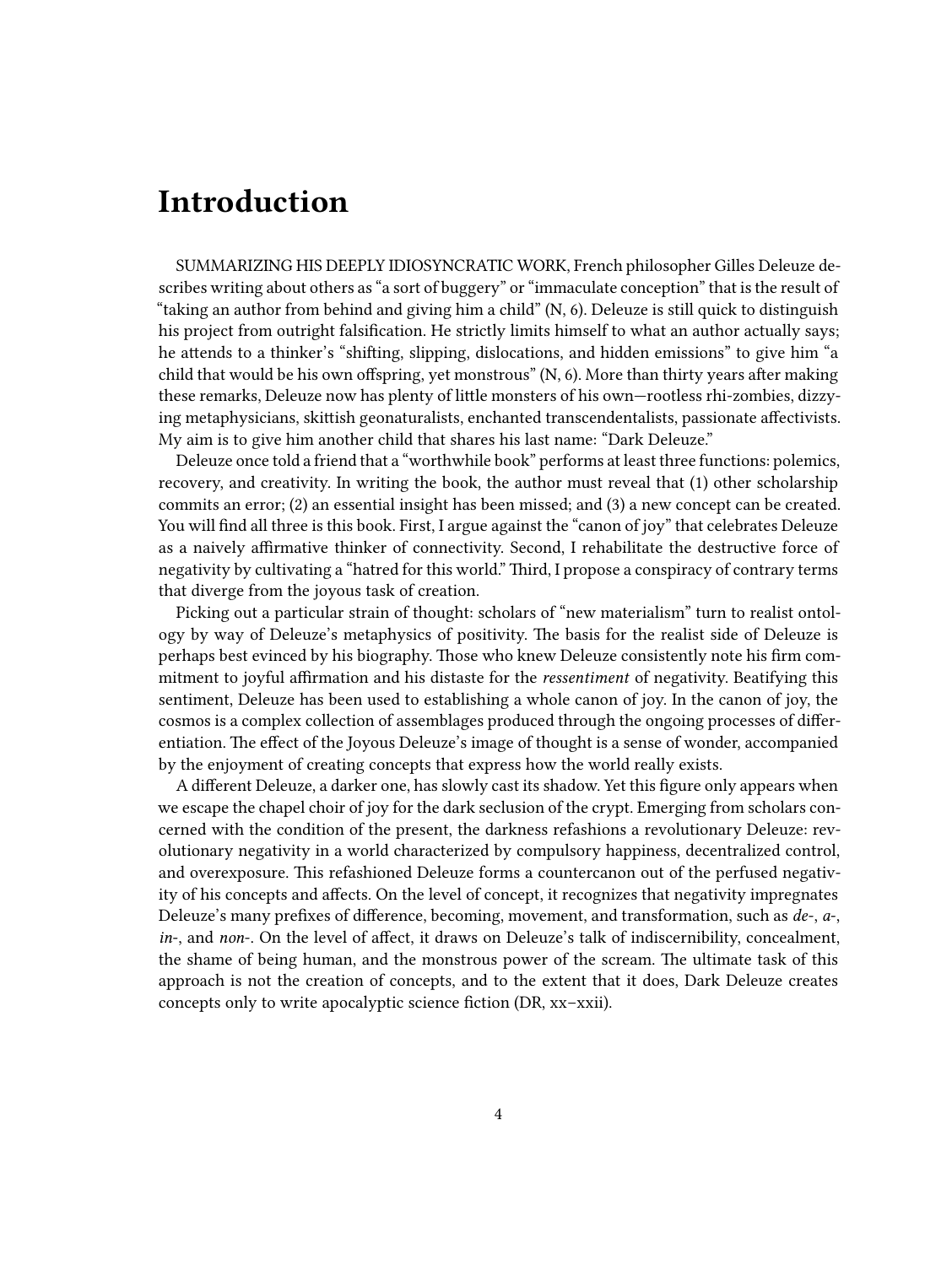# Introduction

SUMMARIZING HIS DEEPLY IDIOSYNCRATIC WORK, French philosopher Gilles Deleuze describes writing about others as "a sort of buggery" or "immaculate conception" that is the result of "taking an author from behind and giving him a child" (N, 6). Deleuze is still quick to distinguish his project from outright falsification. He strictly limits himself to what an author actually says; he attends to a thinker's "shifting, slipping, dislocations, and hidden emissions" to give him "a child that would be his own offspring, yet monstrous" (N, 6). More than thirty years after making these remarks, Deleuze now has plenty of little monsters of his own—rootless rhi-zombies, dizzying metaphysicians, skittish geonaturalists, enchanted transcendentalists, passionate affectivists. My aim is to give him another child that shares his last name: "Dark Deleuze."

Deleuze once told a friend that a "worthwhile book" performs at least three functions: polemics, recovery, and creativity. In writing the book, the author must reveal that (1) other scholarship commits an error; (2) an essential insight has been missed; and (3) a new concept can be created. You will find all three is this book. First, I argue against the "canon of joy" that celebrates Deleuze as a naively affirmative thinker of connectivity. Second, I rehabilitate the destructive force of negativity by cultivating a "hatred for this world." Third, I propose a conspiracy of contrary terms that diverge from the joyous task of creation.

Picking out a particular strain of thought: scholars of "new materialism" turn to realist ontology by way of Deleuze's metaphysics of positivity. The basis for the realist side of Deleuze is perhaps best evinced by his biography. Those who knew Deleuze consistently note his firm commitment to joyful affirmation and his distaste for the *ressentiment* of negativity. Beatifying this sentiment, Deleuze has been used to establishing a whole canon of joy. In the canon of joy, the cosmos is a complex collection of assemblages produced through the ongoing processes of differentiation. The effect of the Joyous Deleuze's image of thought is a sense of wonder, accompanied by the enjoyment of creating concepts that express how the world really exists.

A different Deleuze, a darker one, has slowly cast its shadow. Yet this figure only appears when we escape the chapel choir of joy for the dark seclusion of the crypt. Emerging from scholars concerned with the condition of the present, the darkness refashions a revolutionary Deleuze: revolutionary negativity in a world characterized by compulsory happiness, decentralized control, and overexposure. This refashioned Deleuze forms a countercanon out of the perfused negativity of his concepts and affects. On the level of concept, it recognizes that negativity impregnates Deleuze's many prefixes of difference, becoming, movement, and transformation, such as *de-*, *a-*, *in-*, and *non-*. On the level of affect, it draws on Deleuze's talk of indiscernibility, concealment, the shame of being human, and the monstrous power of the scream. The ultimate task of this approach is not the creation of concepts, and to the extent that it does, Dark Deleuze creates concepts only to write apocalyptic science fiction (DR, xx–xxii).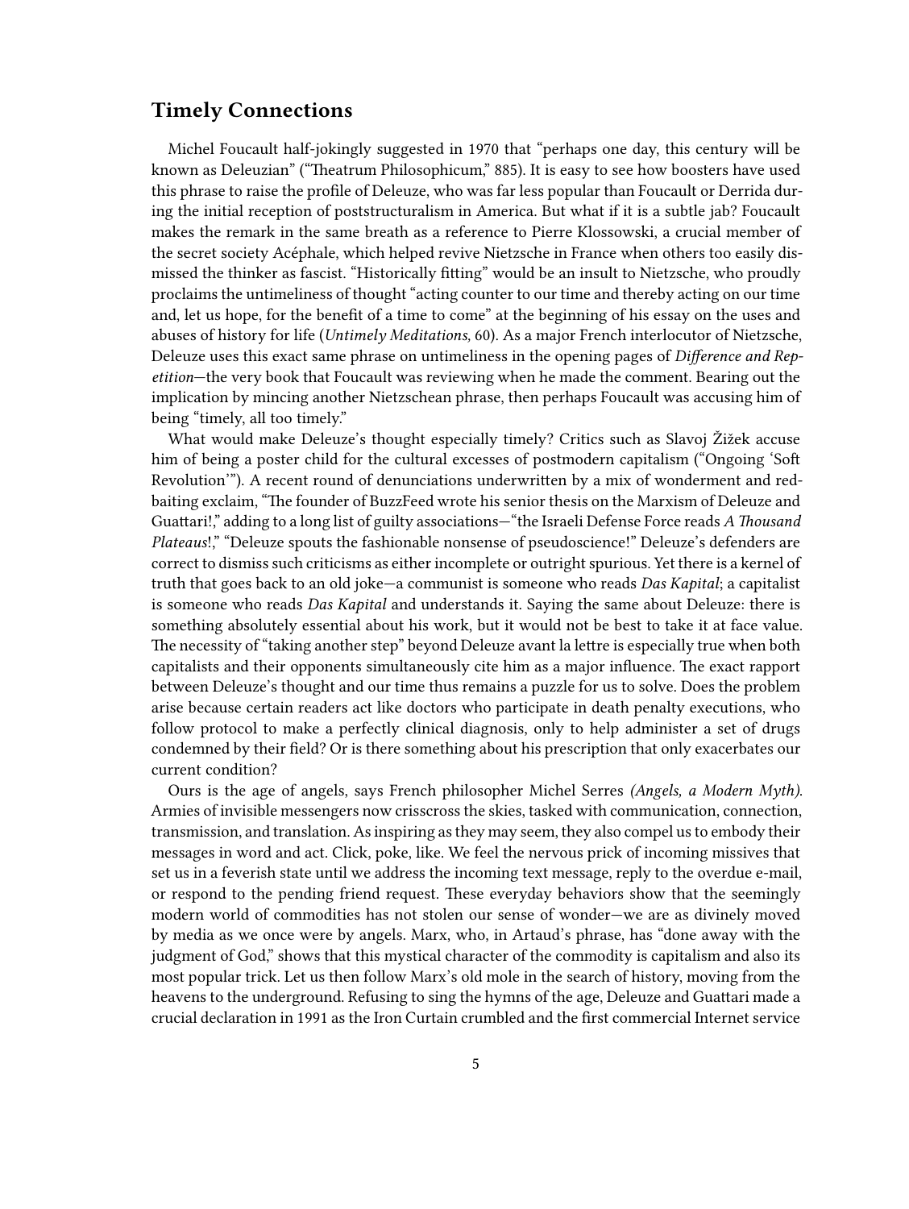## Timely Connections

Michel Foucault half-jokingly suggested in 1970 that "perhaps one day, this century will be known as Deleuzian" ("Theatrum Philosophicum," 885). It is easy to see how boosters have used this phrase to raise the profile of Deleuze, who was far less popular than Foucault or Derrida during the initial reception of poststructuralism in America. But what if it is a subtle jab? Foucault makes the remark in the same breath as a reference to Pierre Klossowski, a crucial member of the secret society Acéphale, which helped revive Nietzsche in France when others too easily dismissed the thinker as fascist. "Historically fitting" would be an insult to Nietzsche, who proudly proclaims the untimeliness of thought "acting counter to our time and thereby acting on our time and, let us hope, for the benefit of a time to come" at the beginning of his essay on the uses and abuses of history for life (*Untimely Meditations,* 60). As a major French interlocutor of Nietzsche, Deleuze uses this exact same phrase on untimeliness in the opening pages of *Difference and Repetition*—the very book that Foucault was reviewing when he made the comment. Bearing out the implication by mincing another Nietzschean phrase, then perhaps Foucault was accusing him of being "timely, all too timely."

What would make Deleuze's thought especially timely? Critics such as Slavoj Žižek accuse him of being a poster child for the cultural excesses of postmodern capitalism ("Ongoing 'Soft Revolution'"). A recent round of denunciations underwritten by a mix of wonderment and red-baiting exclaim, "The founder of BuzzFeed wrote his senior thesis on the Marxism of Deleuze and Guattari!," adding to a long list of guilty associations—"the Israeli Defense Force reads *A Thousand Plateaus*!," "Deleuze spouts the fashionable nonsense of pseudoscience!" Deleuze's defenders are correct to dismiss such criticisms as either incomplete or outright spurious. Yet there is a kernel of truth that goes back to an old joke—a communist is someone who reads *Das Kapital*; a capitalist is someone who reads *Das Kapital* and understands it. Saying the same about Deleuze: there is something absolutely essential about his work, but it would not be best to take it at face value. The necessity of "taking another step" beyond Deleuze avant la lettre is especially true when both capitalists and their opponents simultaneously cite him as a major influence. The exact rapport between Deleuze's thought and our time thus remains a puzzle for us to solve. Does the problem arise because certain readers act like doctors who participate in death penalty executions, who follow protocol to make a perfectly clinical diagnosis, only to help administer a set of drugs condemned by their field? Or is there something about his prescription that only exacerbates our current condition?

Ours is the age of angels, says French philosopher Michel Serres *(Angels, a Modern Myth)*. Armies of invisible messengers now crisscross the skies, tasked with communication, connection, transmission, and translation. As inspiring as they may seem, they also compel us to embody their messages in word and act. Click, poke, like. We feel the nervous prick of incoming missives that set us in a feverish state until we address the incoming text message, reply to the overdue e-mail, or respond to the pending friend request. These everyday behaviors show that the seemingly modern world of commodities has not stolen our sense of wonder—we are as divinely moved by media as we once were by angels. Marx, who, in Artaud's phrase, has "done away with the judgment of God," shows that this mystical character of the commodity is capitalism and also its most popular trick. Let us then follow Marx's old mole in the search of history, moving from the heavens to the underground. Refusing to sing the hymns of the age, Deleuze and Guattari made a crucial declaration in 1991 as the Iron Curtain crumbled and the first commercial Internet service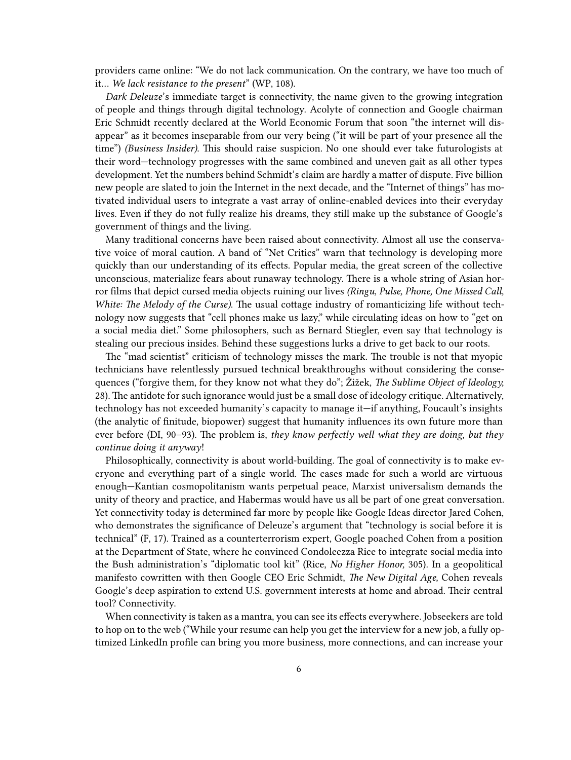providers came online: “We do not lack communication. On the contrary, we have too much of it… *We lack resistance to the present*” (WP, 108).

*Dark Deleuze*’s immediate target is connectivity, the name given to the growing integration of people and things through digital technology. Acolyte of connection and Google chairman Eric Schmidt recently declared at the World Economic Forum that soon “the internet will disappear” as it becomes inseparable from our very being (“it will be part of your presence all the time”) *(Business Insider).* This should raise suspicion. No one should ever take futurologists at their word—technology progresses with the same combined and uneven gait as all other types development. Yet the numbers behind Schmidt’s claim are hardly a matter of dispute. Five billion new people are slated to join the Internet in the next decade, and the “Internet of things” has motivated individual users to integrate a vast array of online-enabled devices into their everyday lives. Even if they do not fully realize his dreams, they still make up the substance of Google’s government of things and the living.

Many traditional concerns have been raised about connectivity. Almost all use the conservative voice of moral caution. A band of “Net Critics” warn that technology is developing more quickly than our understanding of its effects. Popular media, the great screen of the collective unconscious, materialize fears about runaway technology. There is a whole string of Asian horror films that depict cursed media objects ruining our lives *(Ringu, Pulse, Phone, One Missed Call, White: The Melody of the Curse).* The usual cottage industry of romanticizing life without technology now suggests that “cell phones make us lazy,” while circulating ideas on how to “get on a social media diet.” Some philosophers, such as Bernard Stiegler, even say that technology is stealing our precious insides. Behind these suggestions lurks a drive to get back to our roots.

The “mad scientist” criticism of technology misses the mark. The trouble is not that myopic technicians have relentlessly pursued technical breakthroughs without considering the consequences (“forgive them, for they know not what they do”; Žižek, *The Sublime Object of Ideology,* 28). The antidote for such ignorance would just be a small dose of ideology critique. Alternatively, technology has not exceeded humanity’s capacity to manage it—if anything, Foucault’s insights (the analytic of finitude, biopower) suggest that humanity influences its own future more than ever before (DI, 90–93). The problem is, *they know perfectly well what they are doing, but they continue doing it anyway*!

Philosophically, connectivity is about world-building. The goal of connectivity is to make everyone and everything part of a single world. The cases made for such a world are virtuous enough—Kantian cosmopolitanism wants perpetual peace, Marxist universalism demands the unity of theory and practice, and Habermas would have us all be part of one great conversation. Yet connectivity today is determined far more by people like Google Ideas director Jared Cohen, who demonstrates the significance of Deleuze’s argument that “technology is social before it is technical” (F, 17). Trained as a counterterrorism expert, Google poached Cohen from a position at the Department of State, where he convinced Condoleezza Rice to integrate social media into the Bush administration’s “diplomatic tool kit” (Rice, *No Higher Honor,* 305). In a geopolitical manifesto cowritten with then Google CEO Eric Schmidt, *The New Digital Age,* Cohen reveals Google’s deep aspiration to extend U.S. government interests at home and abroad. Their central tool? Connectivity.

When connectivity is taken as a mantra, you can see its effects everywhere. Jobseekers are told to hop on to the web (“While your resume can help you get the interview for a new job, a fully optimized LinkedIn profile can bring you more business, more connections, and can increase your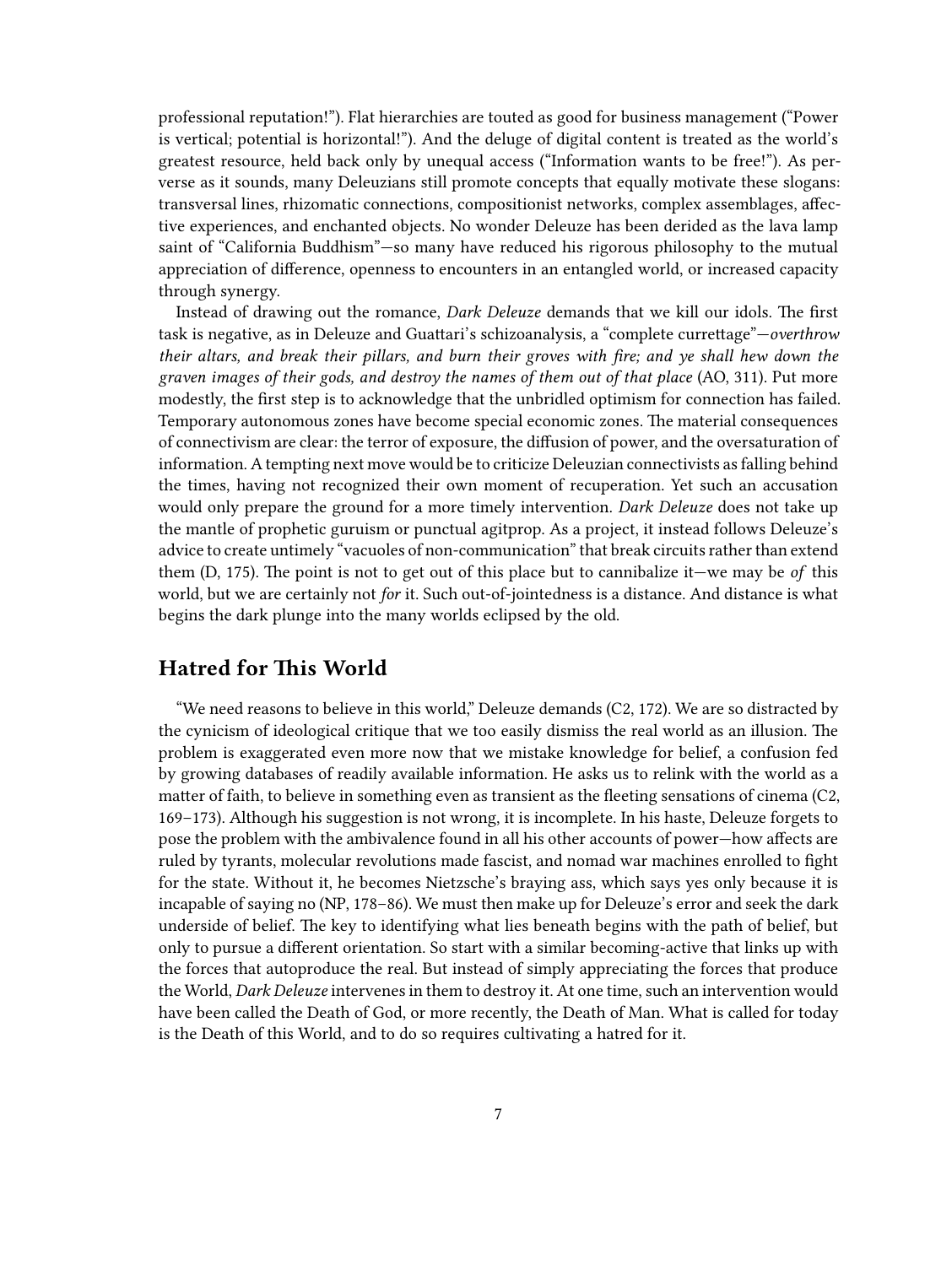professional reputation!"). Flat hierarchies are touted as good for business management ("Power is vertical; potential is horizontal!"). And the deluge of digital content is treated as the world's greatest resource, held back only by unequal access ("Information wants to be free!"). As perverse as it sounds, many Deleuzians still promote concepts that equally motivate these slogans: transversal lines, rhizomatic connections, compositionist networks, complex assemblages, affective experiences, and enchanted objects. No wonder Deleuze has been derided as the lava lamp saint of "California Buddhism"—so many have reduced his rigorous philosophy to the mutual appreciation of difference, openness to encounters in an entangled world, or increased capacity through synergy.

Instead of drawing out the romance, *Dark Deleuze* demands that we kill our idols. The first task is negative, as in Deleuze and Guattari's schizoanalysis, a "complete currettage"—*overthrow their altars, and break their pillars, and burn their groves with fire; and ye shall hew down the graven images of their gods, and destroy the names of them out of that place* (AO, 311). Put more modestly, the first step is to acknowledge that the unbridled optimism for connection has failed. Temporary autonomous zones have become special economic zones. The material consequences of connectivism are clear: the terror of exposure, the diffusion of power, and the oversaturation of information. A tempting next move would be to criticize Deleuzian connectivists as falling behind the times, having not recognized their own moment of recuperation. Yet such an accusation would only prepare the ground for a more timely intervention. *Dark Deleuze* does not take up the mantle of prophetic guruism or punctual agitprop. As a project, it instead follows Deleuze's advice to create untimely "vacuoles of non-communication" that break circuits rather than extend them (D, 175). The point is not to get out of this place but to cannibalize it—we may be *of* this world, but we are certainly not *for* it. Such out-of-jointedness is a distance. And distance is what begins the dark plunge into the many worlds eclipsed by the old.

## Hatred for This World

"We need reasons to believe in this world," Deleuze demands (C2, 172). We are so distracted by the cynicism of ideological critique that we too easily dismiss the real world as an illusion. The problem is exaggerated even more now that we mistake knowledge for belief, a confusion fed by growing databases of readily available information. He asks us to relink with the world as a matter of faith, to believe in something even as transient as the fleeting sensations of cinema (C2, 169–173). Although his suggestion is not wrong, it is incomplete. In his haste, Deleuze forgets to pose the problem with the ambivalence found in all his other accounts of power—how affects are ruled by tyrants, molecular revolutions made fascist, and nomad war machines enrolled to fight for the state. Without it, he becomes Nietzsche's braying ass, which says yes only because it is incapable of saying no (NP, 178–86). We must then make up for Deleuze's error and seek the dark underside of belief. The key to identifying what lies beneath begins with the path of belief, but only to pursue a different orientation. So start with a similar becoming-active that links up with the forces that autoproduce the real. But instead of simply appreciating the forces that produce the World, *Dark Deleuze* intervenes in them to destroy it. At one time, such an intervention would have been called the Death of God, or more recently, the Death of Man. What is called for today is the Death of this World, and to do so requires cultivating a hatred for it.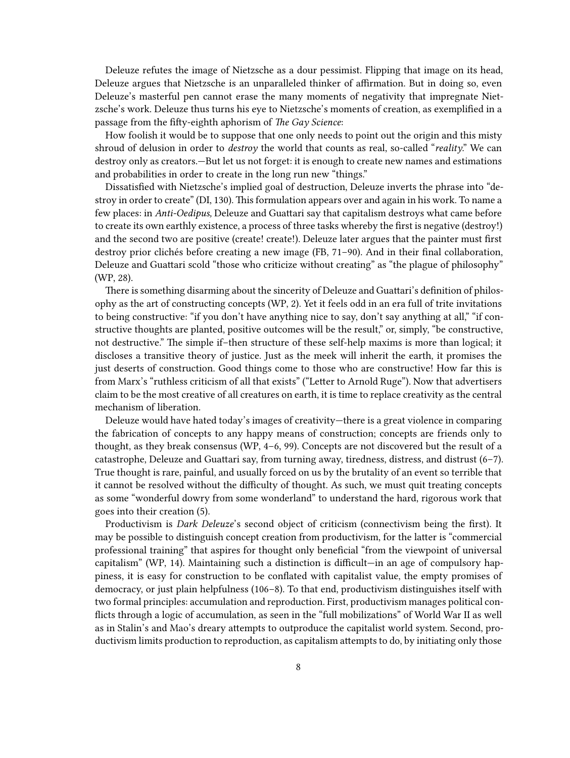Deleuze refutes the image of Nietzsche as a dour pessimist. Flipping that image on its head, Deleuze argues that Nietzsche is an unparalleled thinker of affirmation. But in doing so, even Deleuze's masterful pen cannot erase the many moments of negativity that impregnate Nietzsche's work. Deleuze thus turns his eye to Nietzsche's moments of creation, as exemplified in a passage from the fifty-eighth aphorism of *The Gay Science*:

How foolish it would be to suppose that one only needs to point out the origin and this misty shroud of delusion in order to *destroy* the world that counts as real, so-called "*reality*." We can destroy only as creators.—But let us not forget: it is enough to create new names and estimations and probabilities in order to create in the long run new "things."

Dissatisfied with Nietzsche's implied goal of destruction, Deleuze inverts the phrase into "destroy in order to create" (DI, 130). This formulation appears over and again in his work. To name a few places: in *Anti-Oedipus,* Deleuze and Guattari say that capitalism destroys what came before to create its own earthly existence, a process of three tasks whereby the first is negative (destroy!) and the second two are positive (create! create!). Deleuze later argues that the painter must first destroy prior clichés before creating a new image (FB, 71–90). And in their final collaboration, Deleuze and Guattari scold "those who criticize without creating" as "the plague of philosophy" (WP, 28).

There is something disarming about the sincerity of Deleuze and Guattari's definition of philosophy as the art of constructing concepts (WP, 2). Yet it feels odd in an era full of trite invitations to being constructive: "if you don't have anything nice to say, don't say anything at all," "if constructive thoughts are planted, positive outcomes will be the result," or, simply, "be constructive, not destructive." The simple if–then structure of these self-help maxims is more than logical; it discloses a transitive theory of justice. Just as the meek will inherit the earth, it promises the just deserts of construction. Good things come to those who are constructive! How far this is from Marx's "ruthless criticism of all that exists" ("Letter to Arnold Ruge"). Now that advertisers claim to be the most creative of all creatures on earth, it is time to replace creativity as the central mechanism of liberation.

Deleuze would have hated today's images of creativity—there is a great violence in comparing the fabrication of concepts to any happy means of construction; concepts are friends only to thought, as they break consensus (WP, 4–6, 99). Concepts are not discovered but the result of a catastrophe, Deleuze and Guattari say, from turning away, tiredness, distress, and distrust (6–7). True thought is rare, painful, and usually forced on us by the brutality of an event so terrible that it cannot be resolved without the difficulty of thought. As such, we must quit treating concepts as some "wonderful dowry from some wonderland" to understand the hard, rigorous work that goes into their creation (5).

Productivism is *Dark Deleuze*'s second object of criticism (connectivism being the first). It may be possible to distinguish concept creation from productivism, for the latter is "commercial professional training" that aspires for thought only beneficial "from the viewpoint of universal capitalism" (WP, 14). Maintaining such a distinction is difficult—in an age of compulsory happiness, it is easy for construction to be conflated with capitalist value, the empty promises of democracy, or just plain helpfulness (106–8). To that end, productivism distinguishes itself with two formal principles: accumulation and reproduction. First, productivism manages political conflicts through a logic of accumulation, as seen in the "full mobilizations" of World War II as well as in Stalin's and Mao's dreary attempts to outproduce the capitalist world system. Second, productivism limits production to reproduction, as capitalism attempts to do, by initiating only those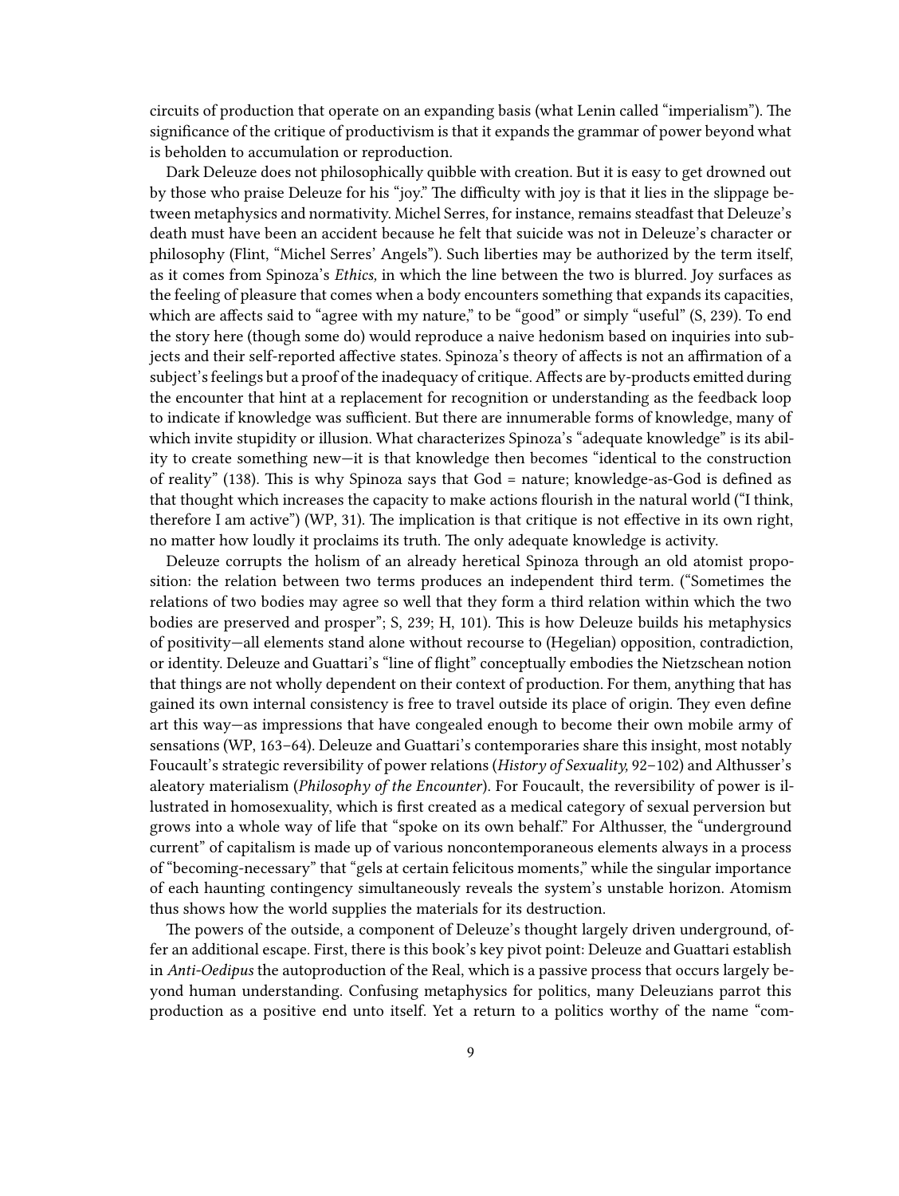circuits of production that operate on an expanding basis (what Lenin called "imperialism"). The significance of the critique of productivism is that it expands the grammar of power beyond what is beholden to accumulation or reproduction.

Dark Deleuze does not philosophically quibble with creation. But it is easy to get drowned out by those who praise Deleuze for his "joy." The difficulty with joy is that it lies in the slippage between metaphysics and normativity. Michel Serres, for instance, remains steadfast that Deleuze's death must have been an accident because he felt that suicide was not in Deleuze's character or philosophy (Flint, "Michel Serres' Angels"). Such liberties may be authorized by the term itself, as it comes from Spinoza's *Ethics,* in which the line between the two is blurred. Joy surfaces as the feeling of pleasure that comes when a body encounters something that expands its capacities, which are affects said to "agree with my nature," to be "good" or simply "useful" (S, 239). To end the story here (though some do) would reproduce a naive hedonism based on inquiries into subjects and their self-reported affective states. Spinoza's theory of affects is not an affirmation of a subject's feelings but a proof of the inadequacy of critique. Affects are by-products emitted during the encounter that hint at a replacement for recognition or understanding as the feedback loop to indicate if knowledge was sufficient. But there are innumerable forms of knowledge, many of which invite stupidity or illusion. What characterizes Spinoza's "adequate knowledge" is its ability to create something new—it is that knowledge then becomes "identical to the construction of reality" (138). This is why Spinoza says that God = nature; knowledge-as-God is defined as that thought which increases the capacity to make actions flourish in the natural world ("I think, therefore I am active") (WP, 31). The implication is that critique is not effective in its own right, no matter how loudly it proclaims its truth. The only adequate knowledge is activity.

Deleuze corrupts the holism of an already heretical Spinoza through an old atomist proposition: the relation between two terms produces an independent third term. ("Sometimes the relations of two bodies may agree so well that they form a third relation within which the two bodies are preserved and prosper"; S, 239; H, 101). This is how Deleuze builds his metaphysics of positivity—all elements stand alone without recourse to (Hegelian) opposition, contradiction, or identity. Deleuze and Guattari's "line of flight" conceptually embodies the Nietzschean notion that things are not wholly dependent on their context of production. For them, anything that has gained its own internal consistency is free to travel outside its place of origin. They even define art this way—as impressions that have congealed enough to become their own mobile army of sensations (WP, 163–64). Deleuze and Guattari's contemporaries share this insight, most notably Foucault's strategic reversibility of power relations (*History of Sexuality,* 92–102) and Althusser's aleatory materialism (*Philosophy of the Encounter*). For Foucault, the reversibility of power is illustrated in homosexuality, which is first created as a medical category of sexual perversion but grows into a whole way of life that "spoke on its own behalf." For Althusser, the "underground current" of capitalism is made up of various noncontemporaneous elements always in a process of "becoming-necessary" that "gels at certain felicitous moments," while the singular importance of each haunting contingency simultaneously reveals the system's unstable horizon. Atomism thus shows how the world supplies the materials for its destruction.

The powers of the outside, a component of Deleuze's thought largely driven underground, offer an additional escape. First, there is this book's key pivot point: Deleuze and Guattari establish in *Anti-Oedipus* the autoproduction of the Real, which is a passive process that occurs largely beyond human understanding. Confusing metaphysics for politics, many Deleuzians parrot this production as a positive end unto itself. Yet a return to a politics worthy of the name "com-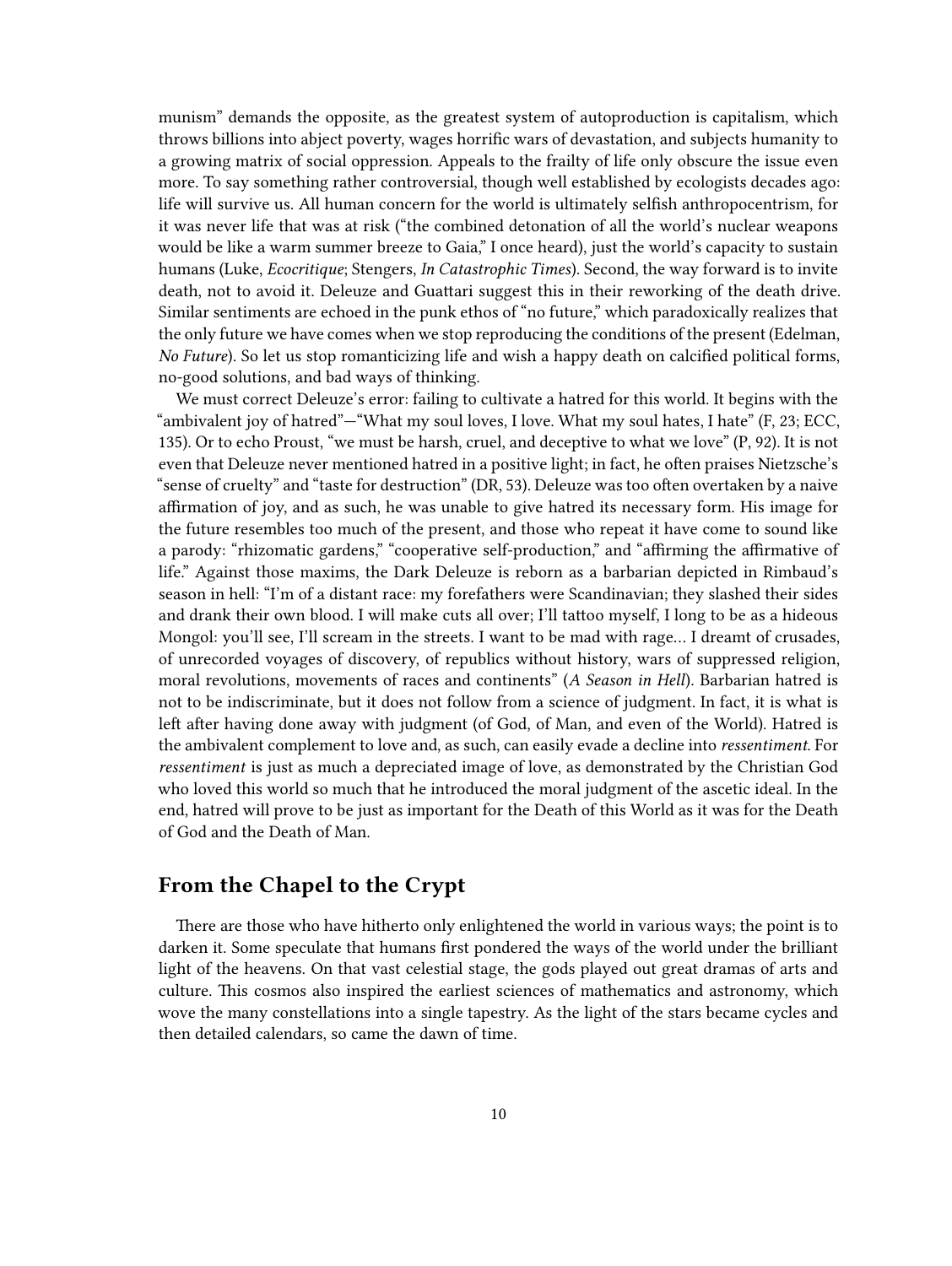munism" demands the opposite, as the greatest system of autoproduction is capitalism, which throws billions into abject poverty, wages horrific wars of devastation, and subjects humanity to a growing matrix of social oppression. Appeals to the frailty of life only obscure the issue even more. To say something rather controversial, though well established by ecologists decades ago: life will survive us. All human concern for the world is ultimately selfish anthropocentrism, for it was never life that was at risk ("the combined detonation of all the world's nuclear weapons would be like a warm summer breeze to Gaia," I once heard), just the world's capacity to sustain humans (Luke, *Ecocritique*; Stengers, *In Catastrophic Times*). Second, the way forward is to invite death, not to avoid it. Deleuze and Guattari suggest this in their reworking of the death drive. Similar sentiments are echoed in the punk ethos of "no future," which paradoxically realizes that the only future we have comes when we stop reproducing the conditions of the present (Edelman, *No Future*). So let us stop romanticizing life and wish a happy death on calcified political forms, no-good solutions, and bad ways of thinking.

We must correct Deleuze's error: failing to cultivate a hatred for this world. It begins with the "ambivalent joy of hatred"—"What my soul loves, I love. What my soul hates, I hate" (F, 23; ECC, 135). Or to echo Proust, "we must be harsh, cruel, and deceptive to what we love" (P, 92). It is not even that Deleuze never mentioned hatred in a positive light; in fact, he often praises Nietzsche's "sense of cruelty" and "taste for destruction" (DR, 53). Deleuze was too often overtaken by a naive affirmation of joy, and as such, he was unable to give hatred its necessary form. His image for the future resembles too much of the present, and those who repeat it have come to sound like a parody: "rhizomatic gardens," "cooperative self-production," and "affirming the affirmative of life." Against those maxims, the Dark Deleuze is reborn as a barbarian depicted in Rimbaud's season in hell: "I'm of a distant race: my forefathers were Scandinavian; they slashed their sides and drank their own blood. I will make cuts all over; I'll tattoo myself, I long to be as a hideous Mongol: you'll see, I'll scream in the streets. I want to be mad with rage… I dreamt of crusades, of unrecorded voyages of discovery, of republics without history, wars of suppressed religion, moral revolutions, movements of races and continents" (*A Season in Hell*). Barbarian hatred is not to be indiscriminate, but it does not follow from a science of judgment. In fact, it is what is left after having done away with judgment (of God, of Man, and even of the World). Hatred is the ambivalent complement to love and, as such, can easily evade a decline into *ressentiment*. For *ressentiment* is just as much a depreciated image of love, as demonstrated by the Christian God who loved this world so much that he introduced the moral judgment of the ascetic ideal. In the end, hatred will prove to be just as important for the Death of this World as it was for the Death of God and the Death of Man.

## From the Chapel to the Crypt

There are those who have hitherto only enlightened the world in various ways; the point is to darken it. Some speculate that humans first pondered the ways of the world under the brilliant light of the heavens. On that vast celestial stage, the gods played out great dramas of arts and culture. This cosmos also inspired the earliest sciences of mathematics and astronomy, which wove the many constellations into a single tapestry. As the light of the stars became cycles and then detailed calendars, so came the dawn of time.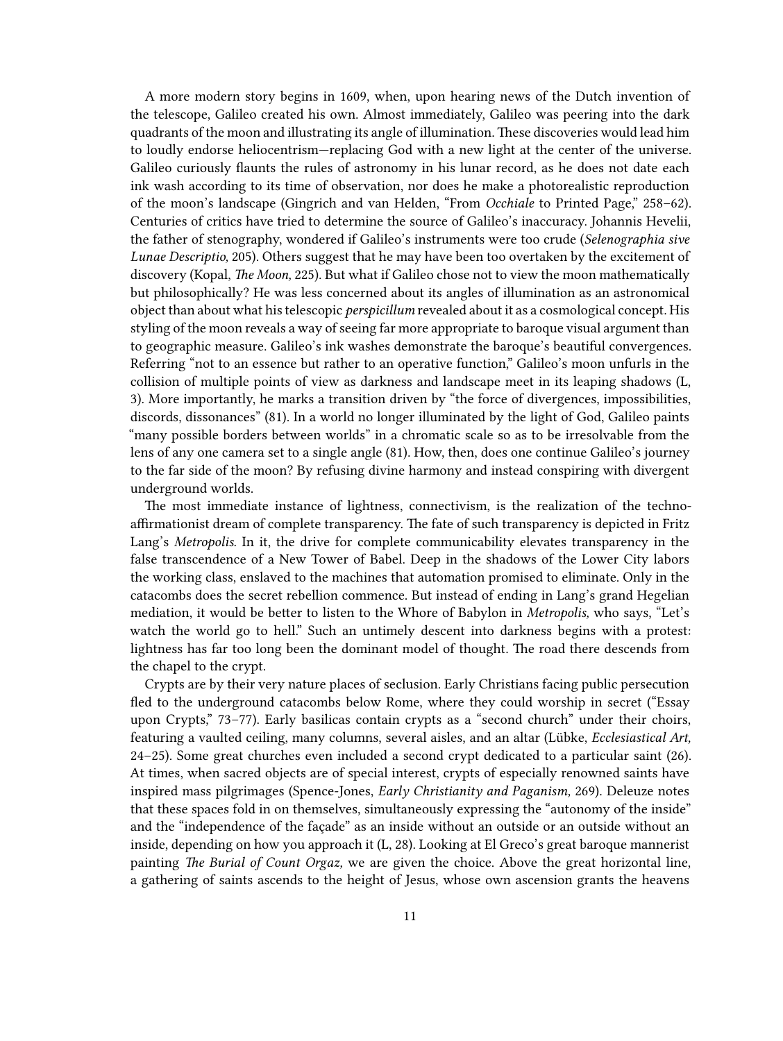A more modern story begins in 1609, when, upon hearing news of the Dutch invention of the telescope, Galileo created his own. Almost immediately, Galileo was peering into the dark quadrants of the moon and illustrating its angle of illumination. These discoveries would lead him to loudly endorse heliocentrism—replacing God with a new light at the center of the universe. Galileo curiously flaunts the rules of astronomy in his lunar record, as he does not date each ink wash according to its time of observation, nor does he make a photorealistic reproduction of the moon's landscape (Gingrich and van Helden, "From *Occhiale* to Printed Page," 258–62). Centuries of critics have tried to determine the source of Galileo's inaccuracy. Johannis Hevelii, the father of stenography, wondered if Galileo's instruments were too crude (*Selenographia sive Lunae Descriptio,* 205). Others suggest that he may have been too overtaken by the excitement of discovery (Kopal, *The Moon,* 225). But what if Galileo chose not to view the moon mathematically but philosophically? He was less concerned about its angles of illumination as an astronomical object than about what his telescopic *perspicillum* revealed about it as a cosmological concept. His styling of the moon reveals a way of seeing far more appropriate to baroque visual argument than to geographic measure. Galileo's ink washes demonstrate the baroque's beautiful convergences. Referring "not to an essence but rather to an operative function," Galileo's moon unfurls in the collision of multiple points of view as darkness and landscape meet in its leaping shadows (L, 3). More importantly, he marks a transition driven by "the force of divergences, impossibilities, discords, dissonances" (81). In a world no longer illuminated by the light of God, Galileo paints "many possible borders between worlds" in a chromatic scale so as to be irresolvable from the lens of any one camera set to a single angle (81). How, then, does one continue Galileo's journey to the far side of the moon? By refusing divine harmony and instead conspiring with divergent underground worlds.

The most immediate instance of lightness, connectivism, is the realization of the techno-affirmationist dream of complete transparency. The fate of such transparency is depicted in Fritz Lang's *Metropolis*. In it, the drive for complete communicability elevates transparency in the false transcendence of a New Tower of Babel. Deep in the shadows of the Lower City labors the working class, enslaved to the machines that automation promised to eliminate. Only in the catacombs does the secret rebellion commence. But instead of ending in Lang's grand Hegelian mediation, it would be better to listen to the Whore of Babylon in *Metropolis,* who says, "Let's watch the world go to hell." Such an untimely descent into darkness begins with a protest: lightness has far too long been the dominant model of thought. The road there descends from the chapel to the crypt.

Crypts are by their very nature places of seclusion. Early Christians facing public persecution fled to the underground catacombs below Rome, where they could worship in secret ("Essay upon Crypts," 73–77). Early basilicas contain crypts as a "second church" under their choirs, featuring a vaulted ceiling, many columns, several aisles, and an altar (Lübke, *Ecclesiastical Art,* 24–25). Some great churches even included a second crypt dedicated to a particular saint (26). At times, when sacred objects are of special interest, crypts of especially renowned saints have inspired mass pilgrimages (Spence-Jones, *Early Christianity and Paganism,* 269). Deleuze notes that these spaces fold in on themselves, simultaneously expressing the "autonomy of the inside" and the "independence of the façade" as an inside without an outside or an outside without an inside, depending on how you approach it (L, 28). Looking at El Greco's great baroque mannerist painting *The Burial of Count Orgaz,* we are given the choice. Above the great horizontal line, a gathering of saints ascends to the height of Jesus, whose own ascension grants the heavens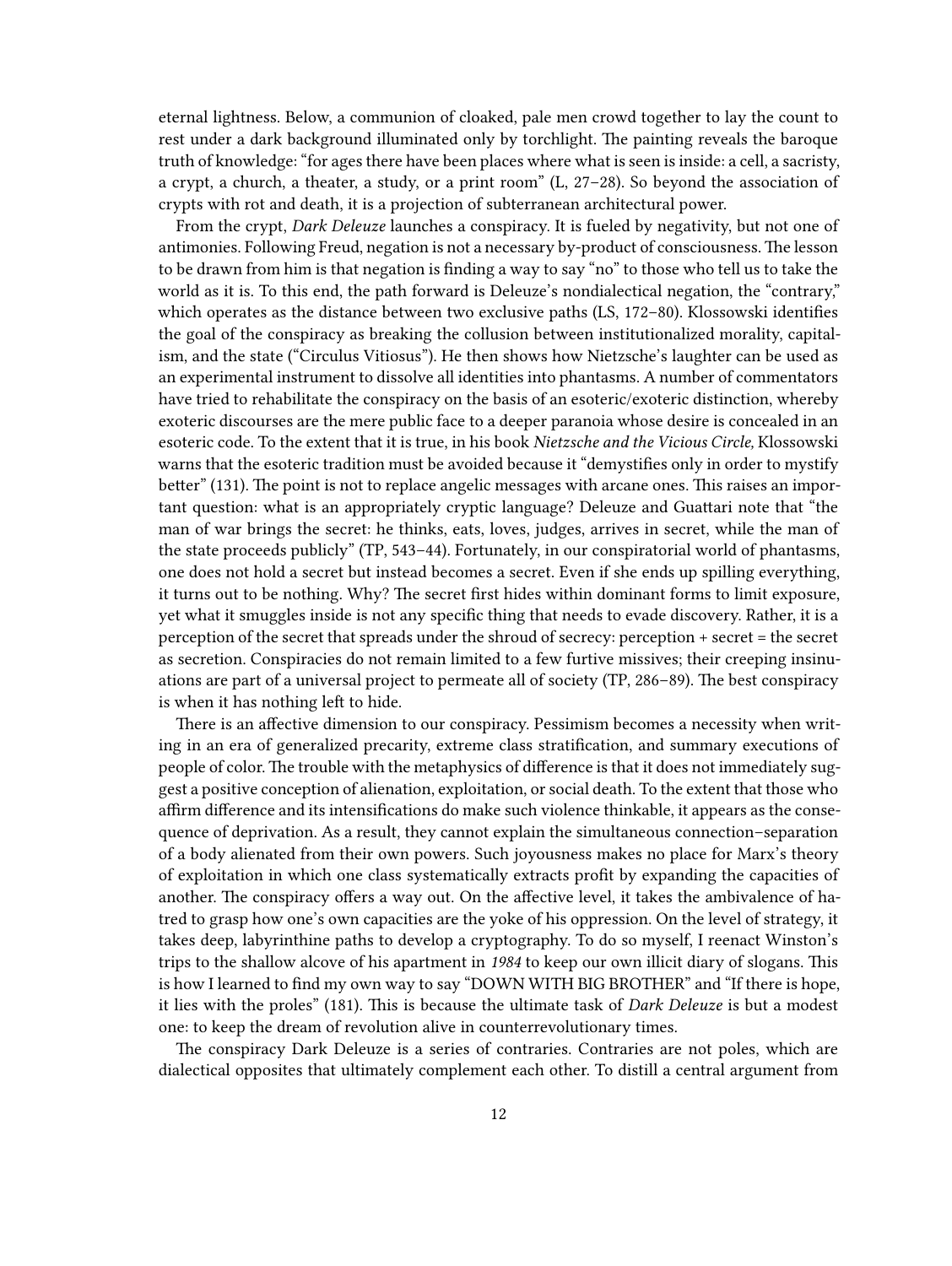eternal lightness. Below, a communion of cloaked, pale men crowd together to lay the count to rest under a dark background illuminated only by torchlight. The painting reveals the baroque truth of knowledge: "for ages there have been places where what is seen is inside: a cell, a sacristy, a crypt, a church, a theater, a study, or a print room" (L, 27–28). So beyond the association of crypts with rot and death, it is a projection of subterranean architectural power.

From the crypt, *Dark Deleuze* launches a conspiracy. It is fueled by negativity, but not one of antimonies. Following Freud, negation is not a necessary by-product of consciousness. The lesson to be drawn from him is that negation is finding a way to say "no" to those who tell us to take the world as it is. To this end, the path forward is Deleuze's nondialectical negation, the "contrary," which operates as the distance between two exclusive paths (LS, 172–80). Klossowski identifies the goal of the conspiracy as breaking the collusion between institutionalized morality, capitalism, and the state ("Circulus Vitiosus"). He then shows how Nietzsche's laughter can be used as an experimental instrument to dissolve all identities into phantasms. A number of commentators have tried to rehabilitate the conspiracy on the basis of an esoteric/exoteric distinction, whereby exoteric discourses are the mere public face to a deeper paranoia whose desire is concealed in an esoteric code. To the extent that it is true, in his book *Nietzsche and the Vicious Circle,* Klossowski warns that the esoteric tradition must be avoided because it "demystifies only in order to mystify better" (131). The point is not to replace angelic messages with arcane ones. This raises an important question: what is an appropriately cryptic language? Deleuze and Guattari note that "the man of war brings the secret: he thinks, eats, loves, judges, arrives in secret, while the man of the state proceeds publicly" (TP, 543–44). Fortunately, in our conspiratorial world of phantasms, one does not hold a secret but instead becomes a secret. Even if she ends up spilling everything, it turns out to be nothing. Why? The secret first hides within dominant forms to limit exposure, yet what it smuggles inside is not any specific thing that needs to evade discovery. Rather, it is a perception of the secret that spreads under the shroud of secrecy: perception + secret = the secret as secretion. Conspiracies do not remain limited to a few furtive missives; their creeping insinuations are part of a universal project to permeate all of society (TP, 286–89). The best conspiracy is when it has nothing left to hide.

There is an affective dimension to our conspiracy. Pessimism becomes a necessity when writing in an era of generalized precarity, extreme class stratification, and summary executions of people of color. The trouble with the metaphysics of difference is that it does not immediately suggest a positive conception of alienation, exploitation, or social death. To the extent that those who affirm difference and its intensifications do make such violence thinkable, it appears as the consequence of deprivation. As a result, they cannot explain the simultaneous connection–separation of a body alienated from their own powers. Such joyousness makes no place for Marx's theory of exploitation in which one class systematically extracts profit by expanding the capacities of another. The conspiracy offers a way out. On the affective level, it takes the ambivalence of hatred to grasp how one's own capacities are the yoke of his oppression. On the level of strategy, it takes deep, labyrinthine paths to develop a cryptography. To do so myself, I reenact Winston's trips to the shallow alcove of his apartment in *1984* to keep our own illicit diary of slogans. This is how I learned to find my own way to say "DOWN WITH BIG BROTHER" and "If there is hope, it lies with the proles" (181). This is because the ultimate task of *Dark Deleuze* is but a modest one: to keep the dream of revolution alive in counterrevolutionary times.

The conspiracy Dark Deleuze is a series of contraries. Contraries are not poles, which are dialectical opposites that ultimately complement each other. To distill a central argument from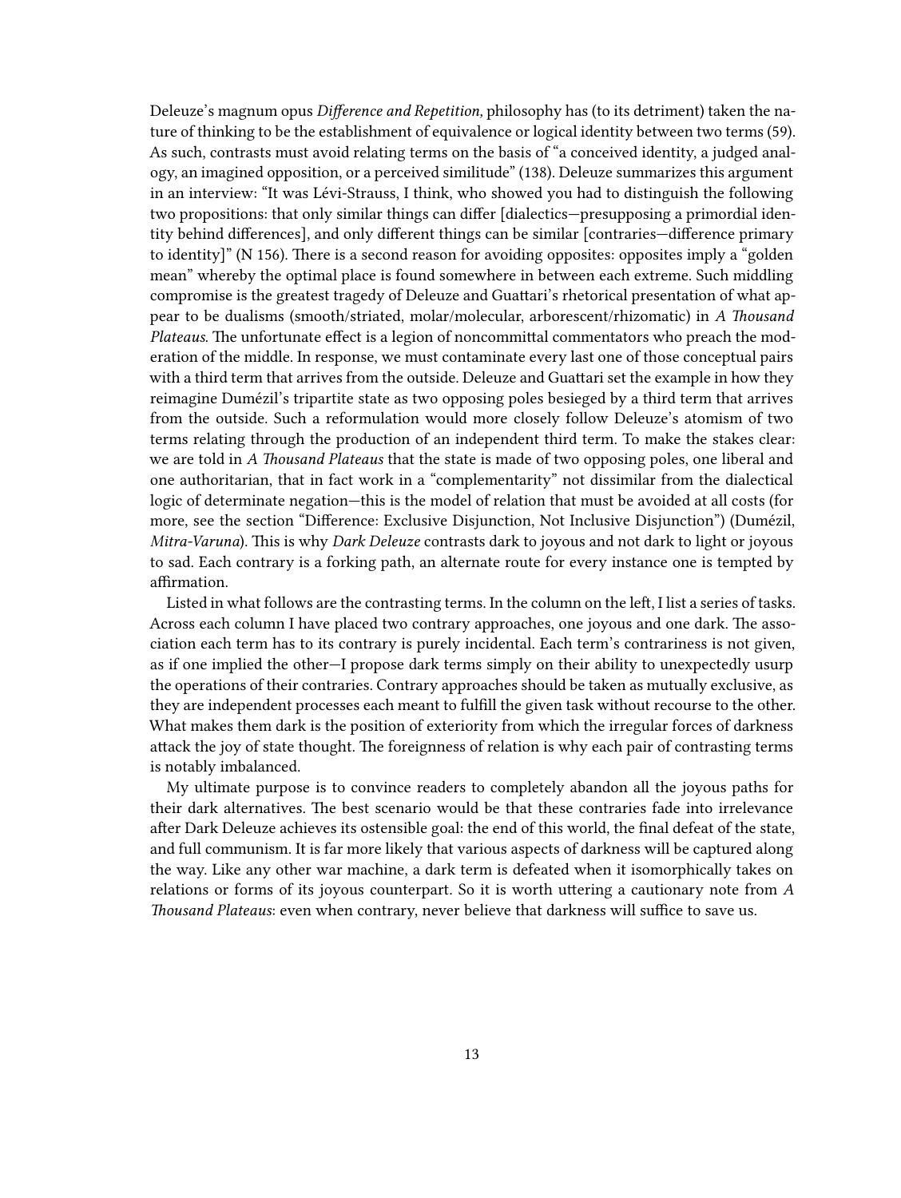Deleuze's magnum opus *Difference and Repetition,* philosophy has (to its detriment) taken the nature of thinking to be the establishment of equivalence or logical identity between two terms (59). As such, contrasts must avoid relating terms on the basis of "a conceived identity, a judged analogy, an imagined opposition, or a perceived similitude" (138). Deleuze summarizes this argument in an interview: "It was Lévi-Strauss, I think, who showed you had to distinguish the following two propositions: that only similar things can differ [dialectics—presupposing a primordial identity behind differences], and only different things can be similar [contraries—difference primary to identity]" (N 156). There is a second reason for avoiding opposites: opposites imply a "golden mean" whereby the optimal place is found somewhere in between each extreme. Such middling compromise is the greatest tragedy of Deleuze and Guattari's rhetorical presentation of what appear to be dualisms (smooth/striated, molar/molecular, arborescent/rhizomatic) in *A Thousand Plateaus*. The unfortunate effect is a legion of noncommittal commentators who preach the moderation of the middle. In response, we must contaminate every last one of those conceptual pairs with a third term that arrives from the outside. Deleuze and Guattari set the example in how they reimagine Dumézil's tripartite state as two opposing poles besieged by a third term that arrives from the outside. Such a reformulation would more closely follow Deleuze's atomism of two terms relating through the production of an independent third term. To make the stakes clear: we are told in *A Thousand Plateaus* that the state is made of two opposing poles, one liberal and one authoritarian, that in fact work in a "complementarity" not dissimilar from the dialectical logic of determinate negation—this is the model of relation that must be avoided at all costs (for more, see the section "Difference: Exclusive Disjunction, Not Inclusive Disjunction") (Dumézil, *Mitra-Varuna*). This is why *Dark Deleuze* contrasts dark to joyous and not dark to light or joyous to sad. Each contrary is a forking path, an alternate route for every instance one is tempted by affirmation.

Listed in what follows are the contrasting terms. In the column on the left, I list a series of tasks. Across each column I have placed two contrary approaches, one joyous and one dark. The association each term has to its contrary is purely incidental. Each term's contrariness is not given, as if one implied the other—I propose dark terms simply on their ability to unexpectedly usurp the operations of their contraries. Contrary approaches should be taken as mutually exclusive, as they are independent processes each meant to fulfill the given task without recourse to the other. What makes them dark is the position of exteriority from which the irregular forces of darkness attack the joy of state thought. The foreignness of relation is why each pair of contrasting terms is notably imbalanced.

My ultimate purpose is to convince readers to completely abandon all the joyous paths for their dark alternatives. The best scenario would be that these contraries fade into irrelevance after Dark Deleuze achieves its ostensible goal: the end of this world, the final defeat of the state, and full communism. It is far more likely that various aspects of darkness will be captured along the way. Like any other war machine, a dark term is defeated when it isomorphically takes on relations or forms of its joyous counterpart. So it is worth uttering a cautionary note from *A Thousand Plateaus*: even when contrary, never believe that darkness will suffice to save us.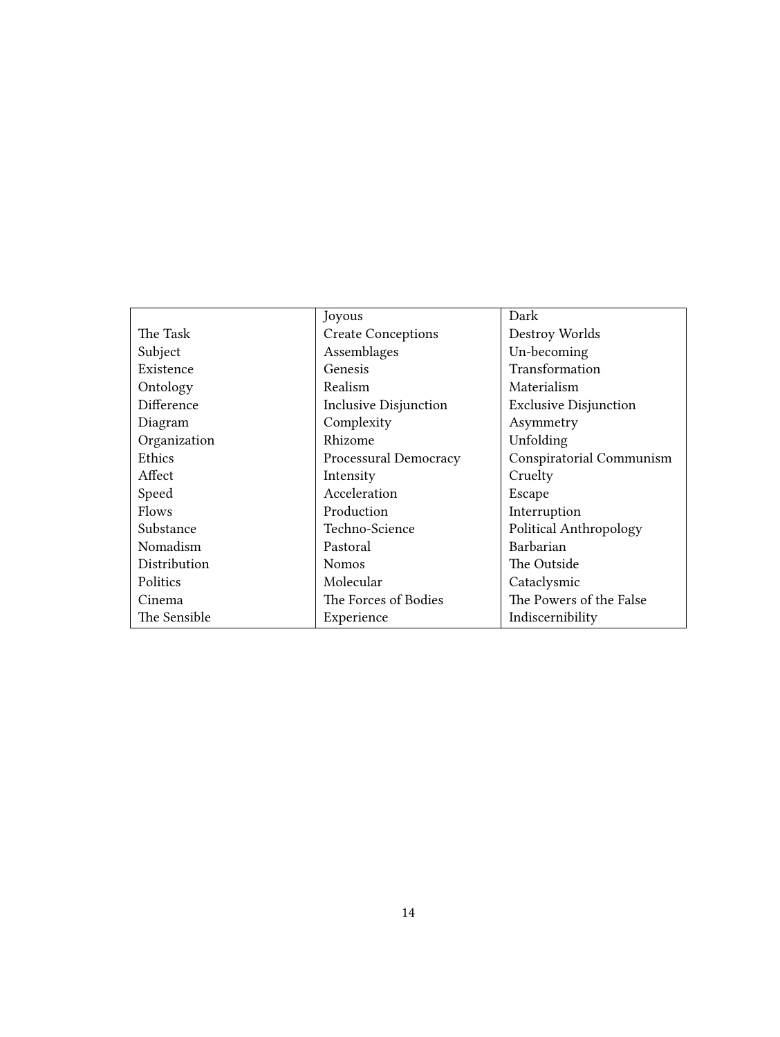| | Joyous | Dark |
|---|---|---|
| The Task | Create Conceptions | Destroy Worlds |
| Subject | Assemblages | Un-becoming |
| Existence | Genesis | Transformation |
| Ontology | Realism | Materialism |
| Difference | Inclusive Disjunction | Exclusive Disjunction |
| Diagram | Complexity | Asymmetry |
| Organization | Rhizome | Unfolding |
| Ethics | Processual Democracy | Conspiratorial Communism |
| Affect | Intensity | Cruelty |
| Speed | Acceleration | Escape |
| Flows | Production | Interruption |
| Substance | Techno-Science | Political Anthropology |
| Nomadism | Pastoral | Barbarian |
| Distribution | Nomos | The Outside |
| Politics | Molecular | Cataclysmic |
| Cinema | The Forces of Bodies | The Powers of the False |
| The Sensible | Experience | Indiscernibility |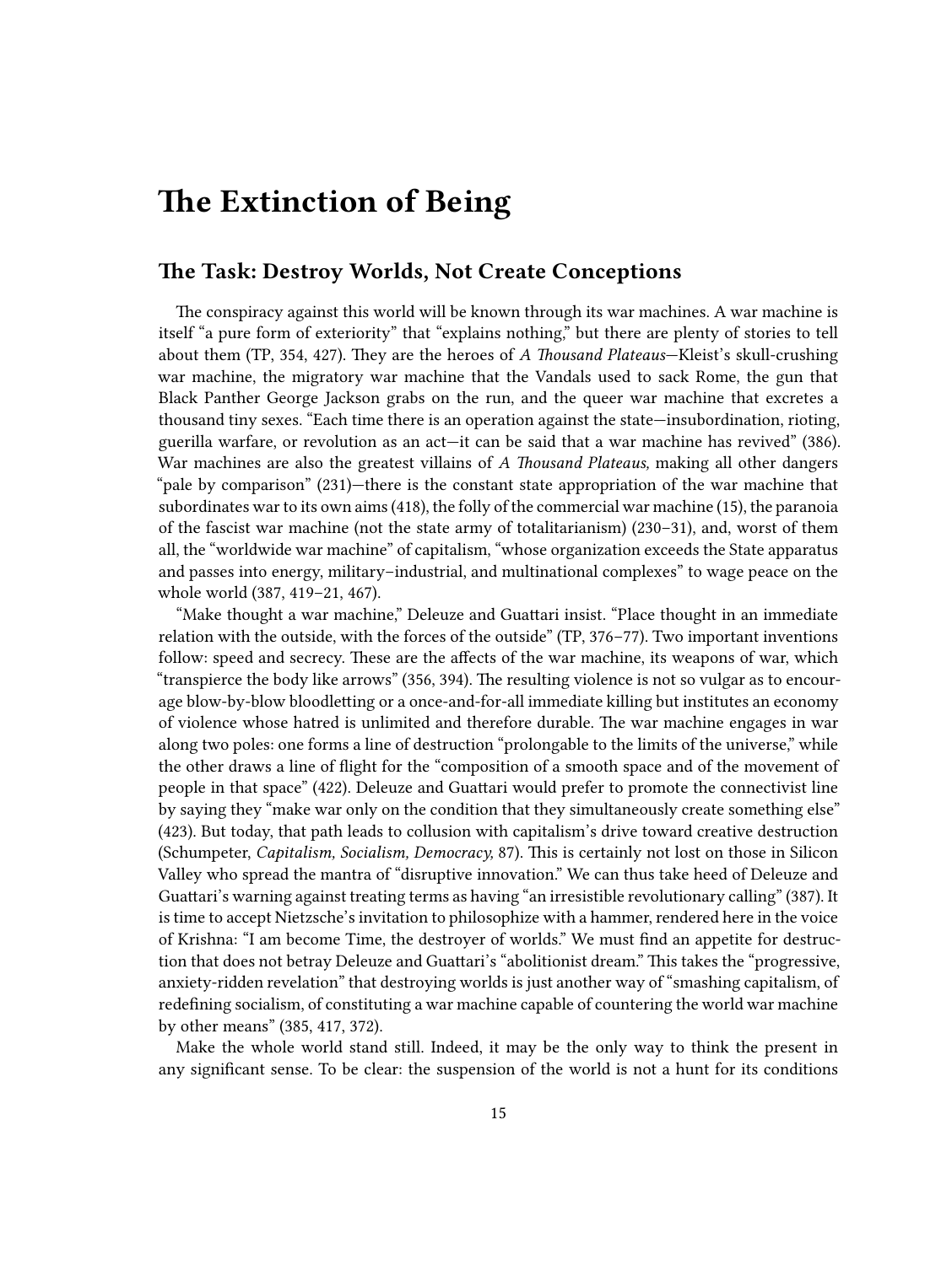# The Extinction of Being

## The Task: Destroy Worlds, Not Create Conceptions

The conspiracy against this world will be known through its war machines. A war machine is itself "a pure form of exteriority" that "explains nothing," but there are plenty of stories to tell about them (TP, 354, 427). They are the heroes of *A Thousand Plateaus*—Kleist's skull-crushing war machine, the migratory war machine that the Vandals used to sack Rome, the gun that Black Panther George Jackson grabs on the run, and the queer war machine that excretes a thousand tiny sexes. "Each time there is an operation against the state—insubordination, rioting, guerilla warfare, or revolution as an act—it can be said that a war machine has revived" (386). War machines are also the greatest villains of *A Thousand Plateaus,* making all other dangers "pale by comparison" (231)—there is the constant state appropriation of the war machine that subordinates war to its own aims (418), the folly of the commercial war machine (15), the paranoia of the fascist war machine (not the state army of totalitarianism) (230–31), and, worst of them all, the "worldwide war machine" of capitalism, "whose organization exceeds the State apparatus and passes into energy, military–industrial, and multinational complexes" to wage peace on the whole world (387, 419–21, 467).

"Make thought a war machine," Deleuze and Guattari insist. "Place thought in an immediate relation with the outside, with the forces of the outside" (TP, 376–77). Two important inventions follow: speed and secrecy. These are the affects of the war machine, its weapons of war, which "transpierce the body like arrows" (356, 394). The resulting violence is not so vulgar as to encourage blow-by-blow bloodletting or a once-and-for-all immediate killing but institutes an economy of violence whose hatred is unlimited and therefore durable. The war machine engages in war along two poles: one forms a line of destruction "prolongable to the limits of the universe," while the other draws a line of flight for the "composition of a smooth space and of the movement of people in that space" (422). Deleuze and Guattari would prefer to promote the connectivist line by saying they "make war only on the condition that they simultaneously create something else" (423). But today, that path leads to collusion with capitalism's drive toward creative destruction (Schumpeter, *Capitalism, Socialism, Democracy,* 87). This is certainly not lost on those in Silicon Valley who spread the mantra of "disruptive innovation." We can thus take heed of Deleuze and Guattari's warning against treating terms as having "an irresistible revolutionary calling" (387). It is time to accept Nietzsche's invitation to philosophize with a hammer, rendered here in the voice of Krishna: "I am become Time, the destroyer of worlds." We must find an appetite for destruction that does not betray Deleuze and Guattari's "abolitionist dream." This takes the "progressive, anxiety-ridden revelation" that destroying worlds is just another way of "smashing capitalism, of redefining socialism, of constituting a war machine capable of countering the world war machine by other means" (385, 417, 372).

Make the whole world stand still. Indeed, it may be the only way to think the present in any significant sense. To be clear: the suspension of the world is not a hunt for its conditions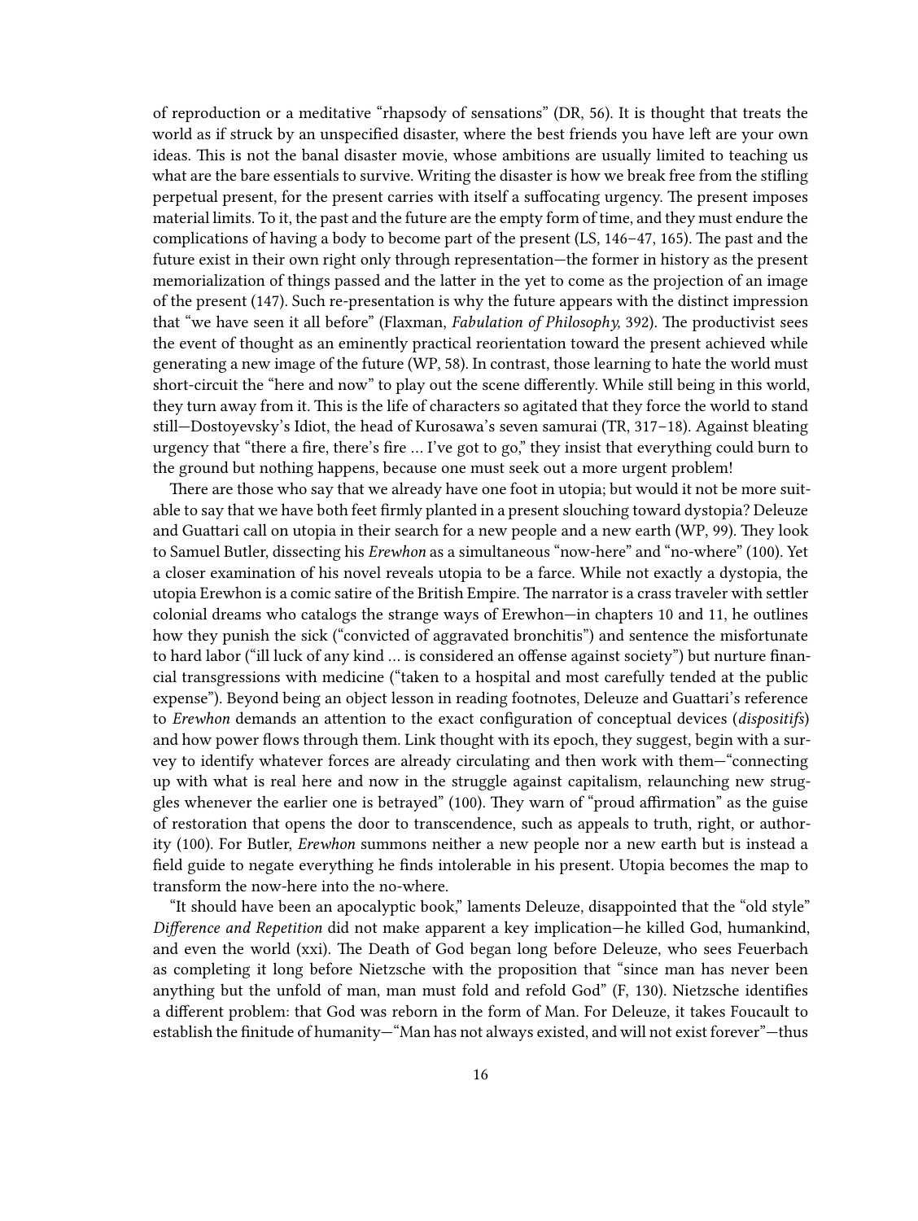of reproduction or a meditative "rhapsody of sensations" (DR, 56). It is thought that treats the world as if struck by an unspecified disaster, where the best friends you have left are your own ideas. This is not the banal disaster movie, whose ambitions are usually limited to teaching us what are the bare essentials to survive. Writing the disaster is how we break free from the stifling perpetual present, for the present carries with itself a suffocating urgency. The present imposes material limits. To it, the past and the future are the empty form of time, and they must endure the complications of having a body to become part of the present (LS, 146–47, 165). The past and the future exist in their own right only through representation—the former in history as the present memorialization of things passed and the latter in the yet to come as the projection of an image of the present (147). Such re-presentation is why the future appears with the distinct impression that "we have seen it all before" (Flaxman, *Fabulation of Philosophy,* 392). The productivist sees the event of thought as an eminently practical reorientation toward the present achieved while generating a new image of the future (WP, 58). In contrast, those learning to hate the world must short-circuit the "here and now" to play out the scene differently. While still being in this world, they turn away from it. This is the life of characters so agitated that they force the world to stand still—Dostoyevsky's Idiot, the head of Kurosawa's seven samurai (TR, 317–18). Against bleating urgency that "there a fire, there's fire … I've got to go," they insist that everything could burn to the ground but nothing happens, because one must seek out a more urgent problem!

There are those who say that we already have one foot in utopia; but would it not be more suitable to say that we have both feet firmly planted in a present slouching toward dystopia? Deleuze and Guattari call on utopia in their search for a new people and a new earth (WP, 99). They look to Samuel Butler, dissecting his *Erewhon* as a simultaneous "now-here" and "no-where" (100). Yet a closer examination of his novel reveals utopia to be a farce. While not exactly a dystopia, the utopia Erewhon is a comic satire of the British Empire. The narrator is a crass traveler with settler colonial dreams who catalogs the strange ways of Erewhon—in chapters 10 and 11, he outlines how they punish the sick ("convicted of aggravated bronchitis") and sentence the misfortunate to hard labor ("ill luck of any kind … is considered an offense against society") but nurture financial transgressions with medicine ("taken to a hospital and most carefully tended at the public expense"). Beyond being an object lesson in reading footnotes, Deleuze and Guattari's reference to *Erewhon* demands an attention to the exact configuration of conceptual devices (*dispositifs*) and how power flows through them. Link thought with its epoch, they suggest, begin with a survey to identify whatever forces are already circulating and then work with them—"connecting up with what is real here and now in the struggle against capitalism, relaunching new struggles whenever the earlier one is betrayed" (100). They warn of "proud affirmation" as the guise of restoration that opens the door to transcendence, such as appeals to truth, right, or authority (100). For Butler, *Erewhon* summons neither a new people nor a new earth but is instead a field guide to negate everything he finds intolerable in his present. Utopia becomes the map to transform the now-here into the no-where.

"It should have been an apocalyptic book," laments Deleuze, disappointed that the "old style" *Difference and Repetition* did not make apparent a key implication—he killed God, humankind, and even the world (xxi). The Death of God began long before Deleuze, who sees Feuerbach as completing it long before Nietzsche with the proposition that "since man has never been anything but the unfold of man, man must fold and refold God" (F, 130). Nietzsche identifies a different problem: that God was reborn in the form of Man. For Deleuze, it takes Foucault to establish the finitude of humanity—"Man has not always existed, and will not exist forever"—thus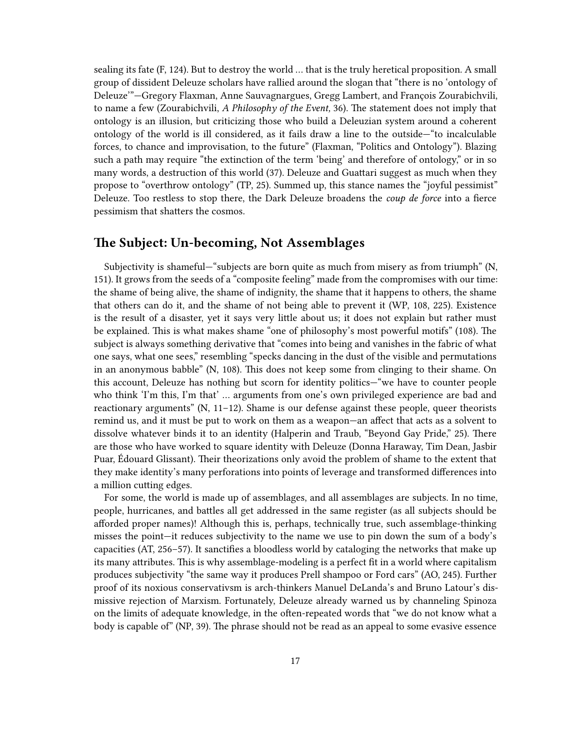sealing its fate (F, 124). But to destroy the world … that is the truly heretical proposition. A small group of dissident Deleuze scholars have rallied around the slogan that "there is no 'ontology of Deleuze'"—Gregory Flaxman, Anne Sauvagnargues, Gregg Lambert, and François Zourabichvili, to name a few (Zourabichvili, *A Philosophy of the Event,* 36). The statement does not imply that ontology is an illusion, but criticizing those who build a Deleuzian system around a coherent ontology of the world is ill considered, as it fails draw a line to the outside—"to incalculable forces, to chance and improvisation, to the future" (Flaxman, "Politics and Ontology"). Blazing such a path may require "the extinction of the term 'being' and therefore of ontology," or in so many words, a destruction of this world (37). Deleuze and Guattari suggest as much when they propose to "overthrow ontology" (TP, 25). Summed up, this stance names the "joyful pessimist" Deleuze. Too restless to stop there, the Dark Deleuze broadens the *coup de force* into a fierce pessimism that shatters the cosmos.

## The Subject: Un-becoming, Not Assemblages

Subjectivity is shameful—"subjects are born quite as much from misery as from triumph" (N, 151). It grows from the seeds of a "composite feeling" made from the compromises with our time: the shame of being alive, the shame of indignity, the shame that it happens to others, the shame that others can do it, and the shame of not being able to prevent it (WP, 108, 225). Existence is the result of a disaster, yet it says very little about us; it does not explain but rather must be explained. This is what makes shame "one of philosophy's most powerful motifs" (108). The subject is always something derivative that "comes into being and vanishes in the fabric of what one says, what one sees," resembling "specks dancing in the dust of the visible and permutations in an anonymous babble" (N, 108). This does not keep some from clinging to their shame. On this account, Deleuze has nothing but scorn for identity politics—"we have to counter people who think 'I'm this, I'm that' … arguments from one's own privileged experience are bad and reactionary arguments" (N, 11–12). Shame is our defense against these people, queer theorists remind us, and it must be put to work on them as a weapon—an affect that acts as a solvent to dissolve whatever binds it to an identity (Halperin and Traub, "Beyond Gay Pride," 25). There are those who have worked to square identity with Deleuze (Donna Haraway, Tim Dean, Jasbir Puar, Édouard Glissant). Their theorizations only avoid the problem of shame to the extent that they make identity's many perforations into points of leverage and transformed differences into a million cutting edges.

For some, the world is made up of assemblages, and all assemblages are subjects. In no time, people, hurricanes, and battles all get addressed in the same register (as all subjects should be afforded proper names)! Although this is, perhaps, technically true, such assemblage-thinking misses the point—it reduces subjectivity to the name we use to pin down the sum of a body's capacities (AT, 256–57). It sanctifies a bloodless world by cataloging the networks that make up its many attributes. This is why assemblage-modeling is a perfect fit in a world where capitalism produces subjectivity "the same way it produces Prell shampoo or Ford cars" (AO, 245). Further proof of its noxious conservativsm is arch-thinkers Manuel DeLanda's and Bruno Latour's dismissive rejection of Marxism. Fortunately, Deleuze already warned us by channeling Spinoza on the limits of adequate knowledge, in the often-repeated words that "we do not know what a body is capable of" (NP, 39). The phrase should not be read as an appeal to some evasive essence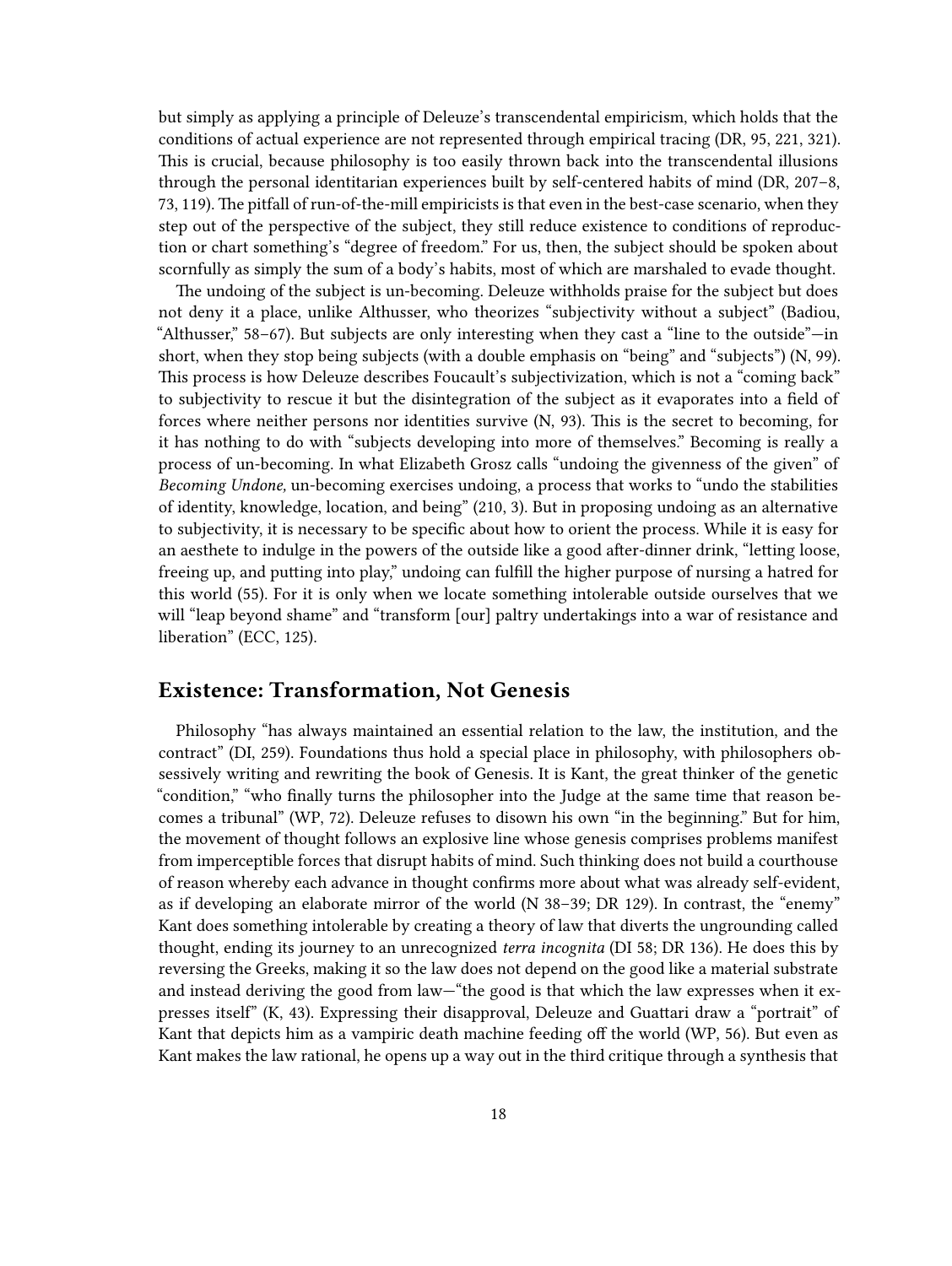but simply as applying a principle of Deleuze's transcendental empiricism, which holds that the conditions of actual experience are not represented through empirical tracing (DR, 95, 221, 321). This is crucial, because philosophy is too easily thrown back into the transcendental illusions through the personal identitarian experiences built by self-centered habits of mind (DR, 207–8, 73, 119). The pitfall of run-of-the-mill empiricists is that even in the best-case scenario, when they step out of the perspective of the subject, they still reduce existence to conditions of reproduction or chart something's "degree of freedom." For us, then, the subject should be spoken about scornfully as simply the sum of a body's habits, most of which are marshaled to evade thought.

The undoing of the subject is un-becoming. Deleuze withholds praise for the subject but does not deny it a place, unlike Althusser, who theorizes "subjectivity without a subject" (Badiou, "Althusser," 58–67). But subjects are only interesting when they cast a "line to the outside"—in short, when they stop being subjects (with a double emphasis on "being" and "subjects") (N, 99). This process is how Deleuze describes Foucault's subjectivization, which is not a "coming back" to subjectivity to rescue it but the disintegration of the subject as it evaporates into a field of forces where neither persons nor identities survive (N, 93). This is the secret to becoming, for it has nothing to do with "subjects developing into more of themselves." Becoming is really a process of un-becoming. In what Elizabeth Grosz calls "undoing the givenness of the given" of *Becoming Undone,* un-becoming exercises undoing, a process that works to "undo the stabilities of identity, knowledge, location, and being" (210, 3). But in proposing undoing as an alternative to subjectivity, it is necessary to be specific about how to orient the process. While it is easy for an aesthete to indulge in the powers of the outside like a good after-dinner drink, "letting loose, freeing up, and putting into play," undoing can fulfill the higher purpose of nursing a hatred for this world (55). For it is only when we locate something intolerable outside ourselves that we will "leap beyond shame" and "transform [our] paltry undertakings into a war of resistance and liberation" (ECC, 125).

## Existence: Transformation, Not Genesis

Philosophy "has always maintained an essential relation to the law, the institution, and the contract" (DI, 259). Foundations thus hold a special place in philosophy, with philosophers obsessively writing and rewriting the book of Genesis. It is Kant, the great thinker of the genetic "condition," "who finally turns the philosopher into the Judge at the same time that reason becomes a tribunal" (WP, 72). Deleuze refuses to disown his own "in the beginning." But for him, the movement of thought follows an explosive line whose genesis comprises problems manifest from imperceptible forces that disrupt habits of mind. Such thinking does not build a courthouse of reason whereby each advance in thought confirms more about what was already self-evident, as if developing an elaborate mirror of the world (N 38–39; DR 129). In contrast, the "enemy" Kant does something intolerable by creating a theory of law that diverts the ungrounding called thought, ending its journey to an unrecognized *terra incognita* (DI 58; DR 136). He does this by reversing the Greeks, making it so the law does not depend on the good like a material substrate and instead deriving the good from law—"the good is that which the law expresses when it expresses itself" (K, 43). Expressing their disapproval, Deleuze and Guattari draw a "portrait" of Kant that depicts him as a vampiric death machine feeding off the world (WP, 56). But even as Kant makes the law rational, he opens up a way out in the third critique through a synthesis that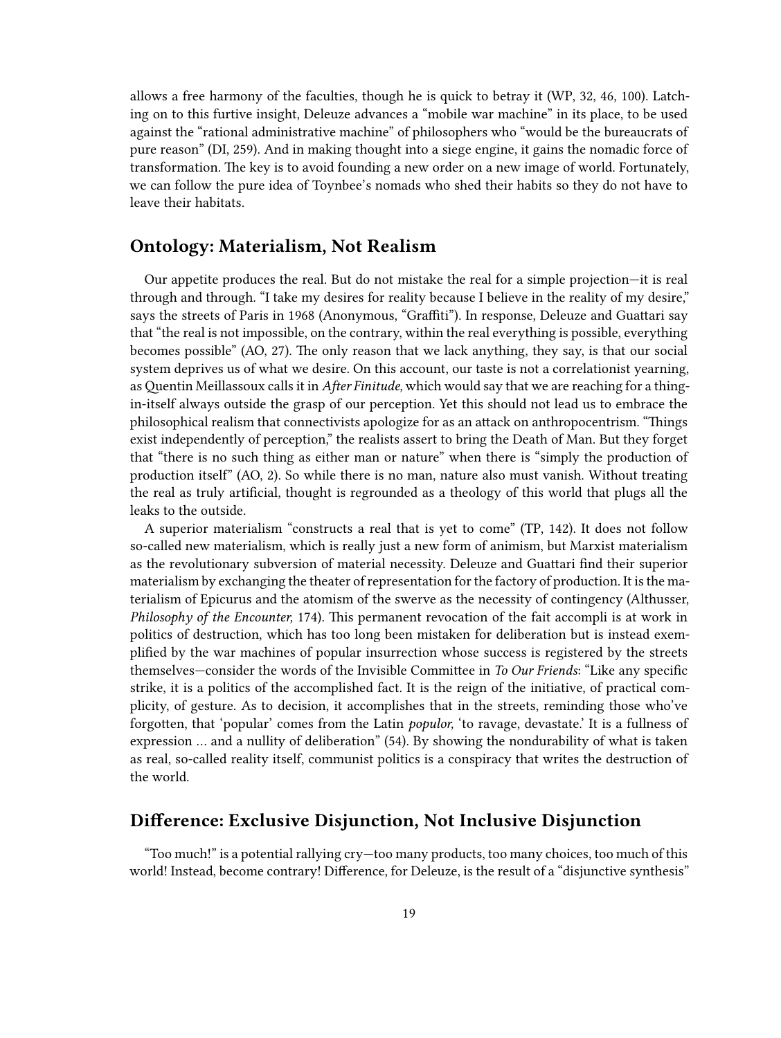allows a free harmony of the faculties, though he is quick to betray it (WP, 32, 46, 100). Latching on to this furtive insight, Deleuze advances a "mobile war machine" in its place, to be used against the "rational administrative machine" of philosophers who "would be the bureaucrats of pure reason" (DI, 259). And in making thought into a siege engine, it gains the nomadic force of transformation. The key is to avoid founding a new order on a new image of world. Fortunately, we can follow the pure idea of Toynbee's nomads who shed their habits so they do not have to leave their habitats.

## Ontology: Materialism, Not Realism

Our appetite produces the real. But do not mistake the real for a simple projection—it is real through and through. "I take my desires for reality because I believe in the reality of my desire," says the streets of Paris in 1968 (Anonymous, "Graffiti"). In response, Deleuze and Guattari say that "the real is not impossible, on the contrary, within the real everything is possible, everything becomes possible" (AO, 27). The only reason that we lack anything, they say, is that our social system deprives us of what we desire. On this account, our taste is not a correlationist yearning, as Quentin Meillassoux calls it in *After Finitude,* which would say that we are reaching for a thing-in-itself always outside the grasp of our perception. Yet this should not lead us to embrace the philosophical realism that connectivists apologize for as an attack on anthropocentrism. "Things exist independently of perception," the realists assert to bring the Death of Man. But they forget that "there is no such thing as either man or nature" when there is "simply the production of production itself" (AO, 2). So while there is no man, nature also must vanish. Without treating the real as truly artificial, thought is regrounded as a theology of this world that plugs all the leaks to the outside.

A superior materialism "constructs a real that is yet to come" (TP, 142). It does not follow so-called new materialism, which is really just a new form of animism, but Marxist materialism as the revolutionary subversion of material necessity. Deleuze and Guattari find their superior materialism by exchanging the theater of representation for the factory of production. It is the materialism of Epicurus and the atomism of the swerve as the necessity of contingency (Althusser, *Philosophy of the Encounter,* 174). This permanent revocation of the fait accompli is at work in politics of destruction, which has too long been mistaken for deliberation but is instead exemplified by the war machines of popular insurrection whose success is registered by the streets themselves—consider the words of the Invisible Committee in *To Our Friends*: "Like any specific strike, it is a politics of the accomplished fact. It is the reign of the initiative, of practical complicity, of gesture. As to decision, it accomplishes that in the streets, reminding those who've forgotten, that 'popular' comes from the Latin *populor,* 'to ravage, devastate.' It is a fullness of expression … and a nullity of deliberation" (54). By showing the nondurability of what is taken as real, so-called reality itself, communist politics is a conspiracy that writes the destruction of the world.

## Difference: Exclusive Disjunction, Not Inclusive Disjunction

"Too much!" is a potential rallying cry—too many products, too many choices, too much of this world! Instead, become contrary! Difference, for Deleuze, is the result of a "disjunctive synthesis"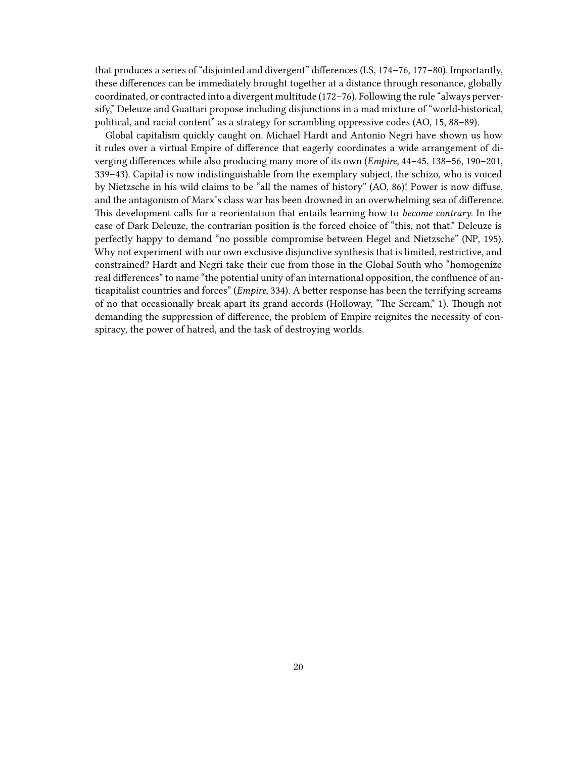that produces a series of "disjointed and divergent" differences (LS, 174–76, 177–80). Importantly, these differences can be immediately brought together at a distance through resonance, globally coordinated, or contracted into a divergent multitude (172–76). Following the rule "always perversify," Deleuze and Guattari propose including disjunctions in a mad mixture of "world-historical, political, and racial content" as a strategy for scrambling oppressive codes (AO, 15, 88–89).

Global capitalism quickly caught on. Michael Hardt and Antonio Negri have shown us how it rules over a virtual Empire of difference that eagerly coordinates a wide arrangement of diverging differences while also producing many more of its own (*Empire,* 44–45, 138–56, 190–201, 339–43). Capital is now indistinguishable from the exemplary subject, the schizo, who is voiced by Nietzsche in his wild claims to be "all the names of history" (AO, 86)! Power is now diffuse, and the antagonism of Marx's class war has been drowned in an overwhelming sea of difference. This development calls for a reorientation that entails learning how to *become contrary*. In the case of Dark Deleuze, the contrarian position is the forced choice of "this, not that." Deleuze is perfectly happy to demand "no possible compromise between Hegel and Nietzsche" (NP, 195). Why not experiment with our own exclusive disjunctive synthesis that is limited, restrictive, and constrained? Hardt and Negri take their cue from those in the Global South who "homogenize real differences" to name "the potential unity of an international opposition, the confluence of anticapitalist countries and forces" (*Empire,* 334). A better response has been the terrifying screams of no that occasionally break apart its grand accords (Holloway, "The Scream," 1). Though not demanding the suppression of difference, the problem of Empire reignites the necessity of conspiracy, the power of hatred, and the task of destroying worlds.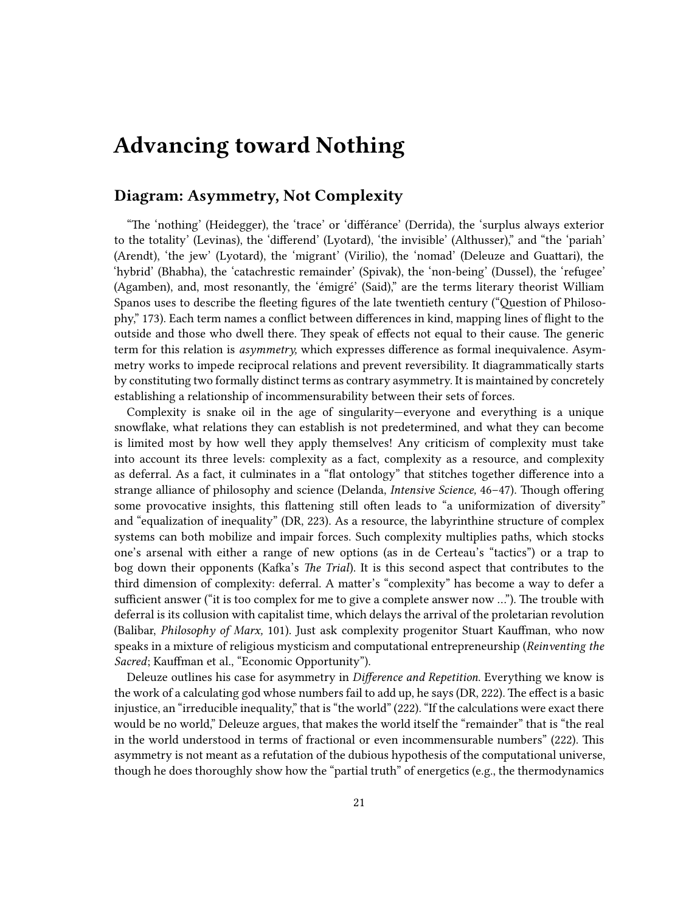# Advancing toward Nothing

## Diagram: Asymmetry, Not Complexity

"The 'nothing' (Heidegger), the 'trace' or 'différance' (Derrida), the 'surplus always exterior to the totality' (Levinas), the 'differend' (Lyotard), 'the invisible' (Althusser)," and "the 'pariah' (Arendt), 'the jew' (Lyotard), the 'migrant' (Virilio), the 'nomad' (Deleuze and Guattari), the 'hybrid' (Bhabha), the 'catachrestic remainder' (Spivak), the 'non-being' (Dussel), the 'refugee' (Agamben), and, most resonantly, the 'émigré' (Said)," are the terms literary theorist William Spanos uses to describe the fleeting figures of the late twentieth century ("Question of Philosophy," 173). Each term names a conflict between differences in kind, mapping lines of flight to the outside and those who dwell there. They speak of effects not equal to their cause. The generic term for this relation is *asymmetry,* which expresses difference as formal inequivalence. Asymmetry works to impede reciprocal relations and prevent reversibility. It diagrammatically starts by constituting two formally distinct terms as contrary asymmetry. It is maintained by concretely establishing a relationship of incommensurability between their sets of forces.

Complexity is snake oil in the age of singularity—everyone and everything is a unique snowflake, what relations they can establish is not predetermined, and what they can become is limited most by how well they apply themselves! Any criticism of complexity must take into account its three levels: complexity as a fact, complexity as a resource, and complexity as deferral. As a fact, it culminates in a "flat ontology" that stitches together difference into a strange alliance of philosophy and science (Delanda, *Intensive Science,* 46–47). Though offering some provocative insights, this flattening still often leads to "a uniformization of diversity" and "equalization of inequality" (DR, 223). As a resource, the labyrinthine structure of complex systems can both mobilize and impair forces. Such complexity multiplies paths, which stocks one's arsenal with either a range of new options (as in de Certeau's "tactics") or a trap to bog down their opponents (Kafka's *The Trial*). It is this second aspect that contributes to the third dimension of complexity: deferral. A matter's "complexity" has become a way to defer a sufficient answer ("it is too complex for me to give a complete answer now …"). The trouble with deferral is its collusion with capitalist time, which delays the arrival of the proletarian revolution (Balibar, *Philosophy of Marx,* 101). Just ask complexity progenitor Stuart Kauffman, who now speaks in a mixture of religious mysticism and computational entrepreneurship (*Reinventing the Sacred*; Kauffman et al., "Economic Opportunity").

Deleuze outlines his case for asymmetry in *Difference and Repetition.* Everything we know is the work of a calculating god whose numbers fail to add up, he says (DR, 222). The effect is a basic injustice, an "irreducible inequality," that is "the world" (222). "If the calculations were exact there would be no world," Deleuze argues, that makes the world itself the "remainder" that is "the real in the world understood in terms of fractional or even incommensurable numbers" (222). This asymmetry is not meant as a refutation of the dubious hypothesis of the computational universe, though he does thoroughly show how the "partial truth" of energetics (e.g., the thermodynamics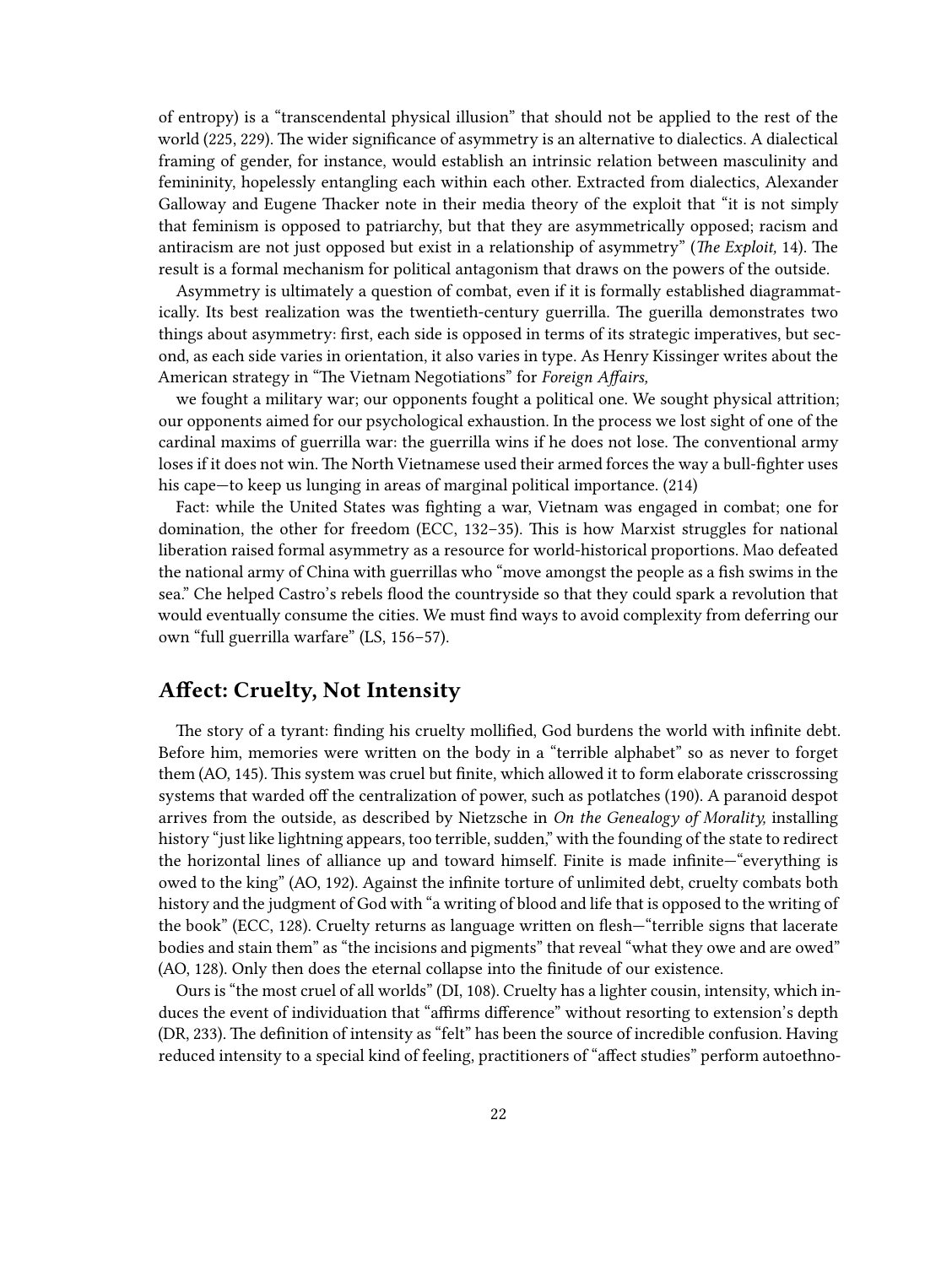of entropy) is a "transcendental physical illusion" that should not be applied to the rest of the world (225, 229). The wider significance of asymmetry is an alternative to dialectics. A dialectical framing of gender, for instance, would establish an intrinsic relation between masculinity and femininity, hopelessly entangling each within each other. Extracted from dialectics, Alexander Galloway and Eugene Thacker note in their media theory of the exploit that "it is not simply that feminism is opposed to patriarchy, but that they are asymmetrically opposed; racism and antiracism are not just opposed but exist in a relationship of asymmetry" (*The Exploit,* 14). The result is a formal mechanism for political antagonism that draws on the powers of the outside.

Asymmetry is ultimately a question of combat, even if it is formally established diagrammatically. Its best realization was the twentieth-century guerrilla. The guerilla demonstrates two things about asymmetry: first, each side is opposed in terms of its strategic imperatives, but second, as each side varies in orientation, it also varies in type. As Henry Kissinger writes about the American strategy in "The Vietnam Negotiations" for *Foreign Affairs,*

we fought a military war; our opponents fought a political one. We sought physical attrition; our opponents aimed for our psychological exhaustion. In the process we lost sight of one of the cardinal maxims of guerrilla war: the guerrilla wins if he does not lose. The conventional army loses if it does not win. The North Vietnamese used their armed forces the way a bull-fighter uses his cape—to keep us lunging in areas of marginal political importance. (214)

Fact: while the United States was fighting a war, Vietnam was engaged in combat; one for domination, the other for freedom (ECC, 132–35). This is how Marxist struggles for national liberation raised formal asymmetry as a resource for world-historical proportions. Mao defeated the national army of China with guerrillas who "move amongst the people as a fish swims in the sea." Che helped Castro's rebels flood the countryside so that they could spark a revolution that would eventually consume the cities. We must find ways to avoid complexity from deferring our own "full guerrilla warfare" (LS, 156–57).

## Affect: Cruelty, Not Intensity

The story of a tyrant: finding his cruelty mollified, God burdens the world with infinite debt. Before him, memories were written on the body in a "terrible alphabet" so as never to forget them (AO, 145). This system was cruel but finite, which allowed it to form elaborate crisscrossing systems that warded off the centralization of power, such as potlatches (190). A paranoid despot arrives from the outside, as described by Nietzsche in *On the Genealogy of Morality,* installing history "just like lightning appears, too terrible, sudden," with the founding of the state to redirect the horizontal lines of alliance up and toward himself. Finite is made infinite—"everything is owed to the king" (AO, 192). Against the infinite torture of unlimited debt, cruelty combats both history and the judgment of God with "a writing of blood and life that is opposed to the writing of the book" (ECC, 128). Cruelty returns as language written on flesh—"terrible signs that lacerate bodies and stain them" as "the incisions and pigments" that reveal "what they owe and are owed" (AO, 128). Only then does the eternal collapse into the finitude of our existence.

Ours is "the most cruel of all worlds" (DI, 108). Cruelty has a lighter cousin, intensity, which induces the event of individuation that "affirms difference" without resorting to extension's depth (DR, 233). The definition of intensity as "felt" has been the source of incredible confusion. Having reduced intensity to a special kind of feeling, practitioners of "affect studies" perform autoethno-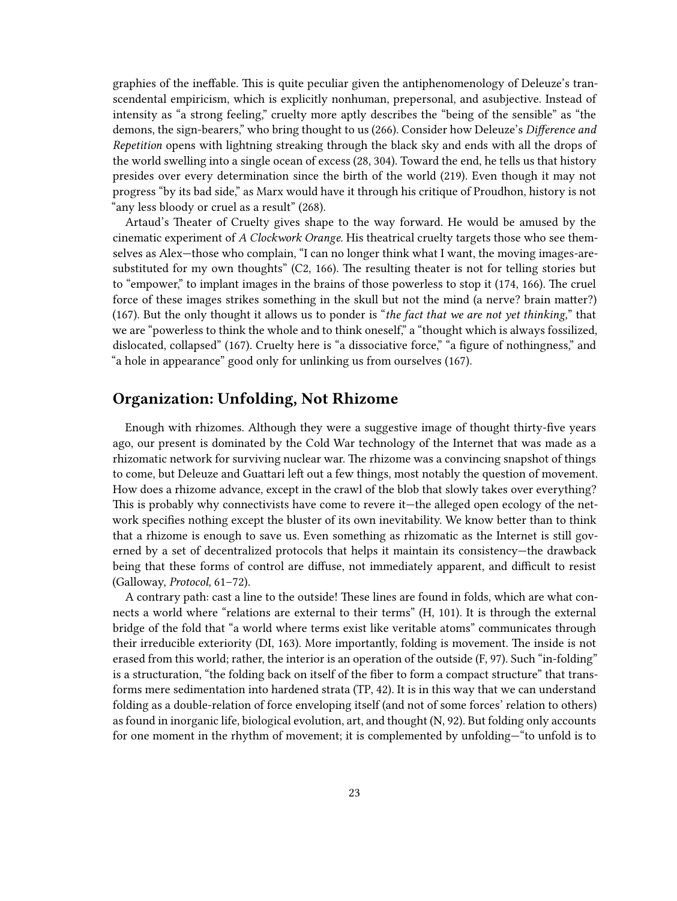graphies of the ineffable. This is quite peculiar given the antiphenomenology of Deleuze's transcendental empiricism, which is explicitly nonhuman, prepersonal, and asubjective. Instead of intensity as "a strong feeling," cruelty more aptly describes the "being of the sensible" as "the demons, the sign-bearers," who bring thought to us (266). Consider how Deleuze's *Difference and Repetition* opens with lightning streaking through the black sky and ends with all the drops of the world swelling into a single ocean of excess (28, 304). Toward the end, he tells us that history presides over every determination since the birth of the world (219). Even though it may not progress "by its bad side," as Marx would have it through his critique of Proudhon, history is not "any less bloody or cruel as a result" (268).

Artaud's Theater of Cruelty gives shape to the way forward. He would be amused by the cinematic experiment of *A Clockwork Orange.* His theatrical cruelty targets those who see themselves as Alex—those who complain, "I can no longer think what I want, the moving images-are-substituted for my own thoughts" (C2, 166). The resulting theater is not for telling stories but to "empower," to implant images in the brains of those powerless to stop it (174, 166). The cruel force of these images strikes something in the skull but not the mind (a nerve? brain matter?) (167). But the only thought it allows us to ponder is "*the fact that we are not yet thinking,*" that we are "powerless to think the whole and to think oneself," a "thought which is always fossilized, dislocated, collapsed" (167). Cruelty here is "a dissociative force," "a figure of nothingness," and "a hole in appearance" good only for unlinking us from ourselves (167).

## Organization: Unfolding, Not Rhizome

Enough with rhizomes. Although they were a suggestive image of thought thirty-five years ago, our present is dominated by the Cold War technology of the Internet that was made as a rhizomatic network for surviving nuclear war. The rhizome was a convincing snapshot of things to come, but Deleuze and Guattari left out a few things, most notably the question of movement. How does a rhizome advance, except in the crawl of the blob that slowly takes over everything? This is probably why connectivists have come to revere it—the alleged open ecology of the network specifies nothing except the bluster of its own inevitability. We know better than to think that a rhizome is enough to save us. Even something as rhizomatic as the Internet is still governed by a set of decentralized protocols that helps it maintain its consistency—the drawback being that these forms of control are diffuse, not immediately apparent, and difficult to resist (Galloway, *Protocol,* 61–72).

A contrary path: cast a line to the outside! These lines are found in folds, which are what connects a world where "relations are external to their terms" (H, 101). It is through the external bridge of the fold that "a world where terms exist like veritable atoms" communicates through their irreducible exteriority (DI, 163). More importantly, folding is movement. The inside is not erased from this world; rather, the interior is an operation of the outside (F, 97). Such "in-folding" is a structuration, "the folding back on itself of the fiber to form a compact structure" that transforms mere sedimentation into hardened strata (TP, 42). It is in this way that we can understand folding as a double-relation of force enveloping itself (and not of some forces' relation to others) as found in inorganic life, biological evolution, art, and thought (N, 92). But folding only accounts for one moment in the rhythm of movement; it is complemented by unfolding—"to unfold is to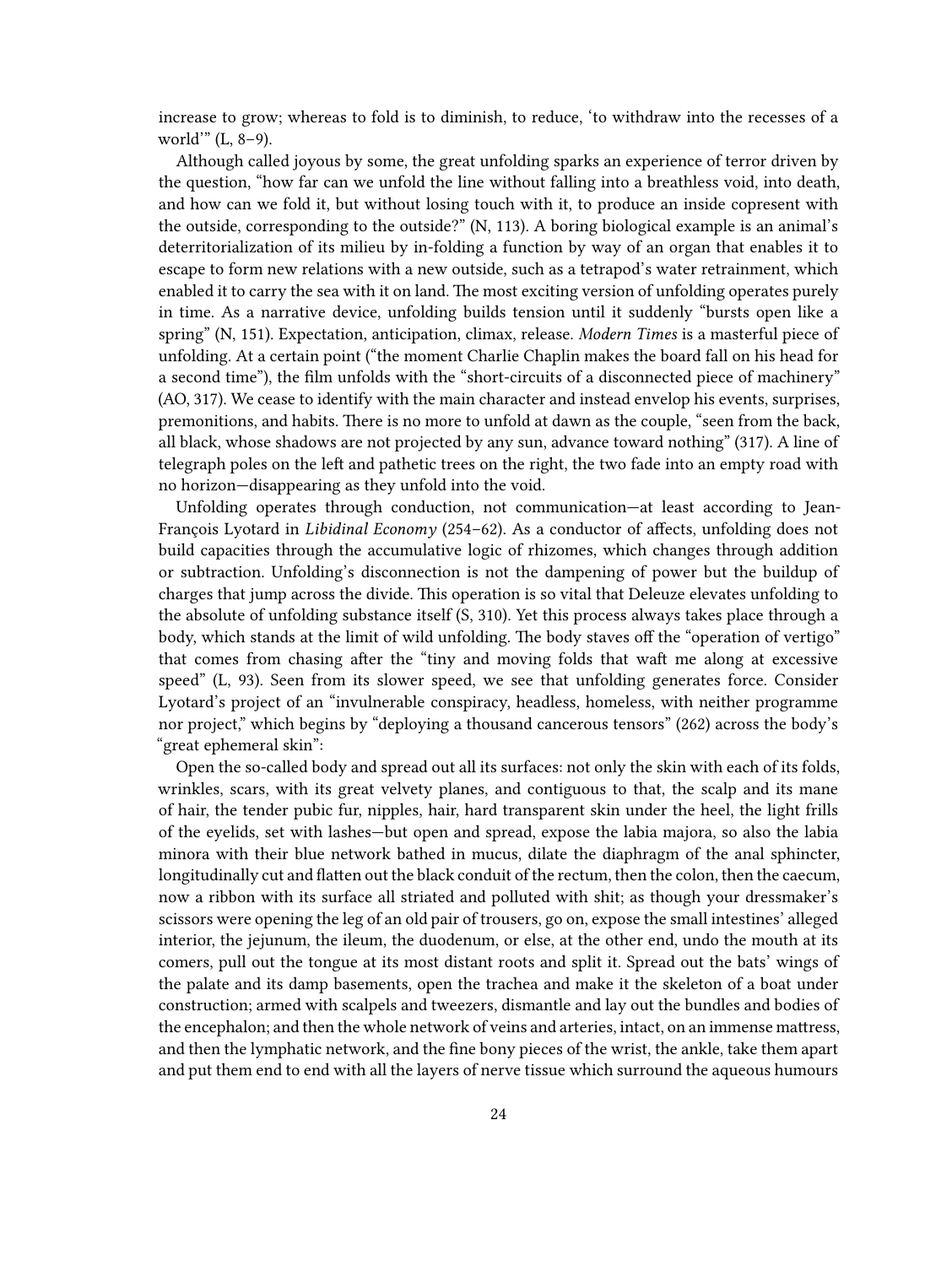increase to grow; whereas to fold is to diminish, to reduce, 'to withdraw into the recesses of a world'" (L, 8–9).

Although called joyous by some, the great unfolding sparks an experience of terror driven by the question, "how far can we unfold the line without falling into a breathless void, into death, and how can we fold it, but without losing touch with it, to produce an inside copresent with the outside, corresponding to the outside?" (N, 113). A boring biological example is an animal's deterritorialization of its milieu by in-folding a function by way of an organ that enables it to escape to form new relations with a new outside, such as a tetrapod's water retrainment, which enabled it to carry the sea with it on land. The most exciting version of unfolding operates purely in time. As a narrative device, unfolding builds tension until it suddenly "bursts open like a spring" (N, 151). Expectation, anticipation, climax, release. *Modern Times* is a masterful piece of unfolding. At a certain point ("the moment Charlie Chaplin makes the board fall on his head for a second time"), the film unfolds with the "short-circuits of a disconnected piece of machinery" (AO, 317). We cease to identify with the main character and instead envelop his events, surprises, premonitions, and habits. There is no more to unfold at dawn as the couple, "seen from the back, all black, whose shadows are not projected by any sun, advance toward nothing" (317). A line of telegraph poles on the left and pathetic trees on the right, the two fade into an empty road with no horizon—disappearing as they unfold into the void.

Unfolding operates through conduction, not communication—at least according to Jean-François Lyotard in *Libidinal Economy* (254–62). As a conductor of affects, unfolding does not build capacities through the accumulative logic of rhizomes, which changes through addition or subtraction. Unfolding's disconnection is not the dampening of power but the buildup of charges that jump across the divide. This operation is so vital that Deleuze elevates unfolding to the absolute of unfolding substance itself (S, 310). Yet this process always takes place through a body, which stands at the limit of wild unfolding. The body staves off the "operation of vertigo" that comes from chasing after the "tiny and moving folds that waft me along at excessive speed" (L, 93). Seen from its slower speed, we see that unfolding generates force. Consider Lyotard's project of an "invulnerable conspiracy, headless, homeless, with neither programme nor project," which begins by "deploying a thousand cancerous tensors" (262) across the body's "great ephemeral skin":

Open the so-called body and spread out all its surfaces: not only the skin with each of its folds, wrinkles, scars, with its great velvety planes, and contiguous to that, the scalp and its mane of hair, the tender pubic fur, nipples, hair, hard transparent skin under the heel, the light frills of the eyelids, set with lashes—but open and spread, expose the labia majora, so also the labia minora with their blue network bathed in mucus, dilate the diaphragm of the anal sphincter, longitudinally cut and flatten out the black conduit of the rectum, then the colon, then the caecum, now a ribbon with its surface all striated and polluted with shit; as though your dressmaker's scissors were opening the leg of an old pair of trousers, go on, expose the small intestines' alleged interior, the jejunum, the ileum, the duodenum, or else, at the other end, undo the mouth at its comers, pull out the tongue at its most distant roots and split it. Spread out the bats' wings of the palate and its damp basements, open the trachea and make it the skeleton of a boat under construction; armed with scalpels and tweezers, dismantle and lay out the bundles and bodies of the encephalon; and then the whole network of veins and arteries, intact, on an immense mattress, and then the lymphatic network, and the fine bony pieces of the wrist, the ankle, take them apart and put them end to end with all the layers of nerve tissue which surround the aqueous humours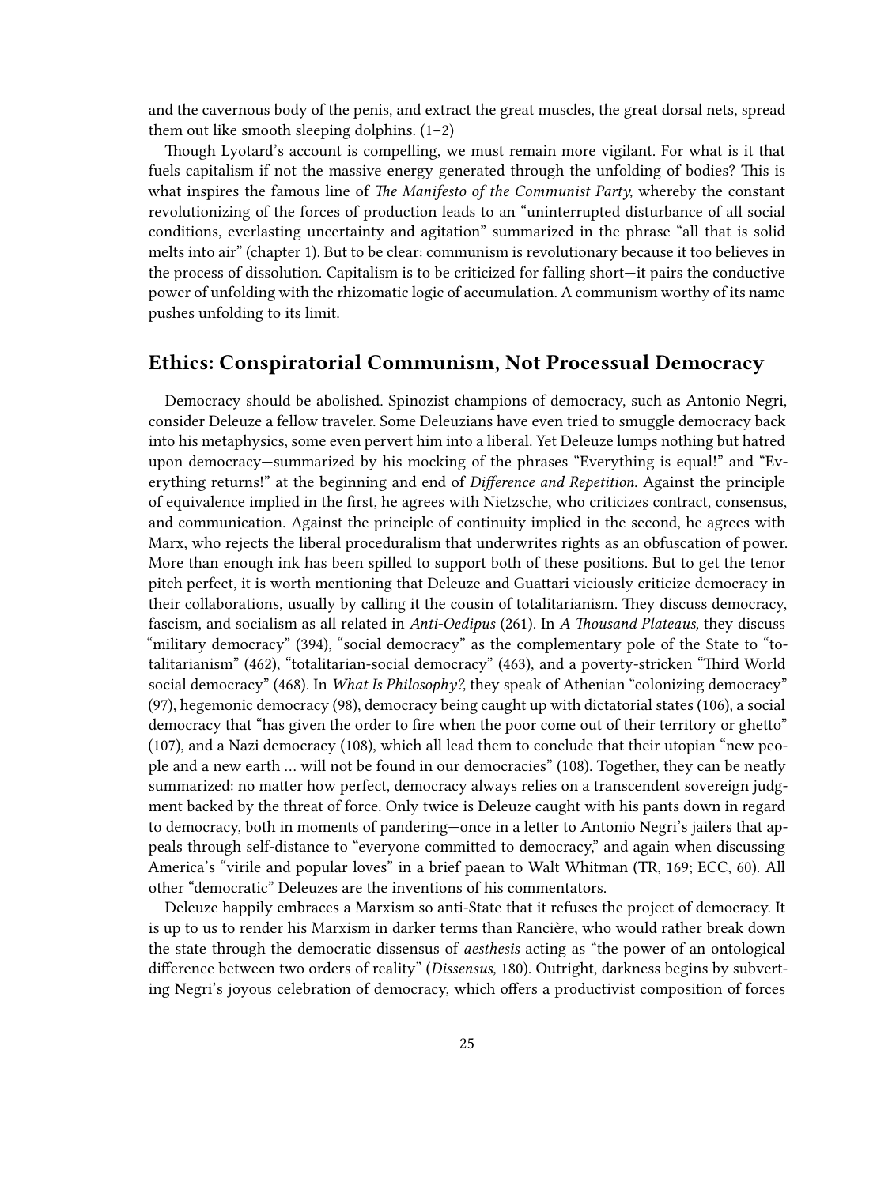and the cavernous body of the penis, and extract the great muscles, the great dorsal nets, spread them out like smooth sleeping dolphins. (1–2)

Though Lyotard's account is compelling, we must remain more vigilant. For what is it that fuels capitalism if not the massive energy generated through the unfolding of bodies? This is what inspires the famous line of *The Manifesto of the Communist Party,* whereby the constant revolutionizing of the forces of production leads to an "uninterrupted disturbance of all social conditions, everlasting uncertainty and agitation" summarized in the phrase "all that is solid melts into air" (chapter 1). But to be clear: communism is revolutionary because it too believes in the process of dissolution. Capitalism is to be criticized for falling short—it pairs the conductive power of unfolding with the rhizomatic logic of accumulation. A communism worthy of its name pushes unfolding to its limit.

## Ethics: Conspiratorial Communism, Not Processual Democracy

Democracy should be abolished. Spinozist champions of democracy, such as Antonio Negri, consider Deleuze a fellow traveler. Some Deleuzians have even tried to smuggle democracy back into his metaphysics, some even pervert him into a liberal. Yet Deleuze lumps nothing but hatred upon democracy—summarized by his mocking of the phrases "Everything is equal!" and "Everything returns!" at the beginning and end of *Difference and Repetition.* Against the principle of equivalence implied in the first, he agrees with Nietzsche, who criticizes contract, consensus, and communication. Against the principle of continuity implied in the second, he agrees with Marx, who rejects the liberal proceduralism that underwrites rights as an obfuscation of power. More than enough ink has been spilled to support both of these positions. But to get the tenor pitch perfect, it is worth mentioning that Deleuze and Guattari viciously criticize democracy in their collaborations, usually by calling it the cousin of totalitarianism. They discuss democracy, fascism, and socialism as all related in *Anti-Oedipus* (261). In *A Thousand Plateaus,* they discuss "military democracy" (394), "social democracy" as the complementary pole of the State to "totalitarianism" (462), "totalitarian-social democracy" (463), and a poverty-stricken "Third World social democracy" (468). In *What Is Philosophy?,* they speak of Athenian "colonizing democracy" (97), hegemonic democracy (98), democracy being caught up with dictatorial states (106), a social democracy that "has given the order to fire when the poor come out of their territory or ghetto" (107), and a Nazi democracy (108), which all lead them to conclude that their utopian "new people and a new earth … will not be found in our democracies" (108). Together, they can be neatly summarized: no matter how perfect, democracy always relies on a transcendent sovereign judgment backed by the threat of force. Only twice is Deleuze caught with his pants down in regard to democracy, both in moments of pandering—once in a letter to Antonio Negri's jailers that appeals through self-distance to "everyone committed to democracy," and again when discussing America's "virile and popular loves" in a brief paean to Walt Whitman (TR, 169; ECC, 60). All other "democratic" Deleuzes are the inventions of his commentators.

Deleuze happily embraces a Marxism so anti-State that it refuses the project of democracy. It is up to us to render his Marxism in darker terms than Rancière, who would rather break down the state through the democratic dissensus of *aesthesis* acting as "the power of an ontological difference between two orders of reality" (*Dissensus,* 180). Outright, darkness begins by subverting Negri's joyous celebration of democracy, which offers a productivist composition of forces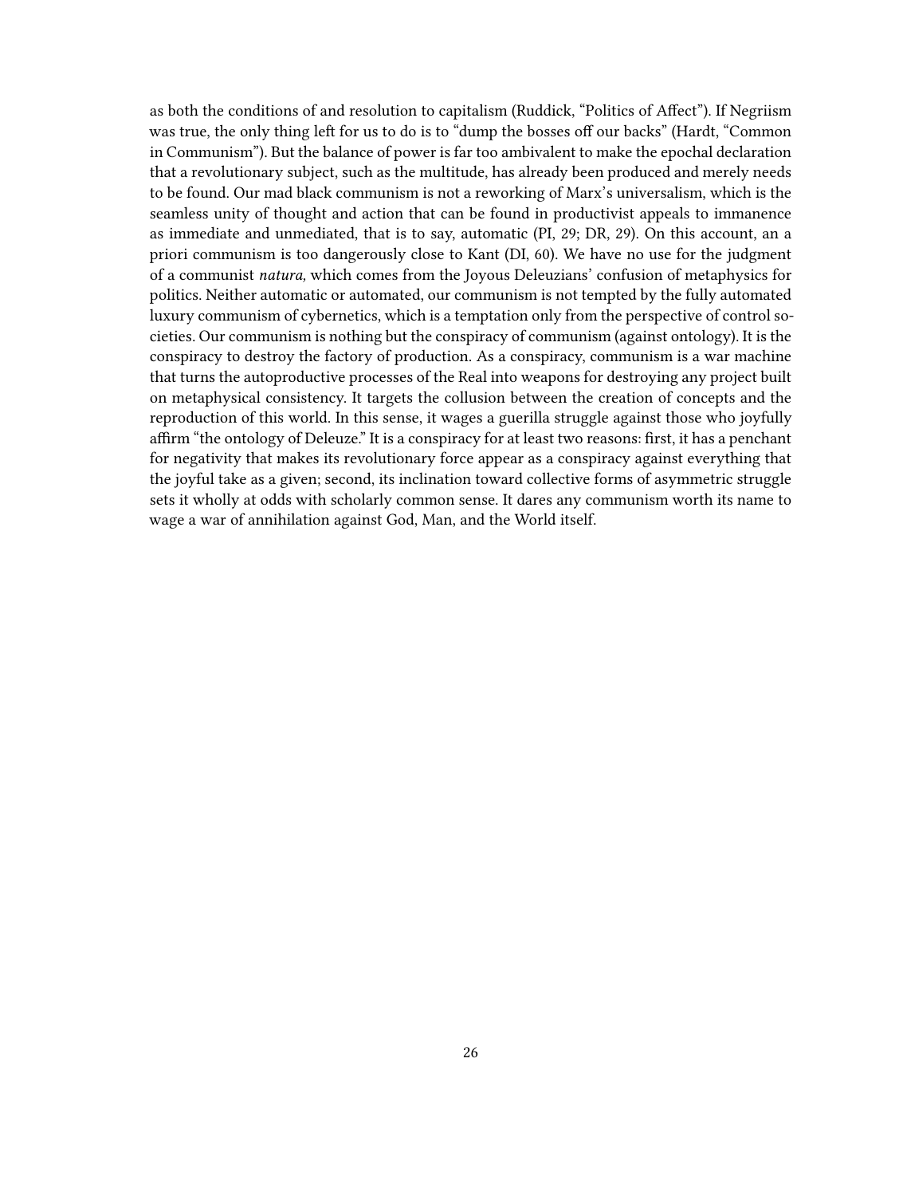as both the conditions of and resolution to capitalism (Ruddick, "Politics of Affect"). If Negriism was true, the only thing left for us to do is to "dump the bosses off our backs" (Hardt, "Common in Communism"). But the balance of power is far too ambivalent to make the epochal declaration that a revolutionary subject, such as the multitude, has already been produced and merely needs to be found. Our mad black communism is not a reworking of Marx's universalism, which is the seamless unity of thought and action that can be found in productivist appeals to immanence as immediate and unmediated, that is to say, automatic (PI, 29; DR, 29). On this account, an a priori communism is too dangerously close to Kant (DI, 60). We have no use for the judgment of a communist *natura,* which comes from the Joyous Deleuzians' confusion of metaphysics for politics. Neither automatic or automated, our communism is not tempted by the fully automated luxury communism of cybernetics, which is a temptation only from the perspective of control societies. Our communism is nothing but the conspiracy of communism (against ontology). It is the conspiracy to destroy the factory of production. As a conspiracy, communism is a war machine that turns the autoproductive processes of the Real into weapons for destroying any project built on metaphysical consistency. It targets the collusion between the creation of concepts and the reproduction of this world. In this sense, it wages a guerilla struggle against those who joyfully affirm "the ontology of Deleuze." It is a conspiracy for at least two reasons: first, it has a penchant for negativity that makes its revolutionary force appear as a conspiracy against everything that the joyful take as a given; second, its inclination toward collective forms of asymmetric struggle sets it wholly at odds with scholarly common sense. It dares any communism worth its name to wage a war of annihilation against God, Man, and the World itself.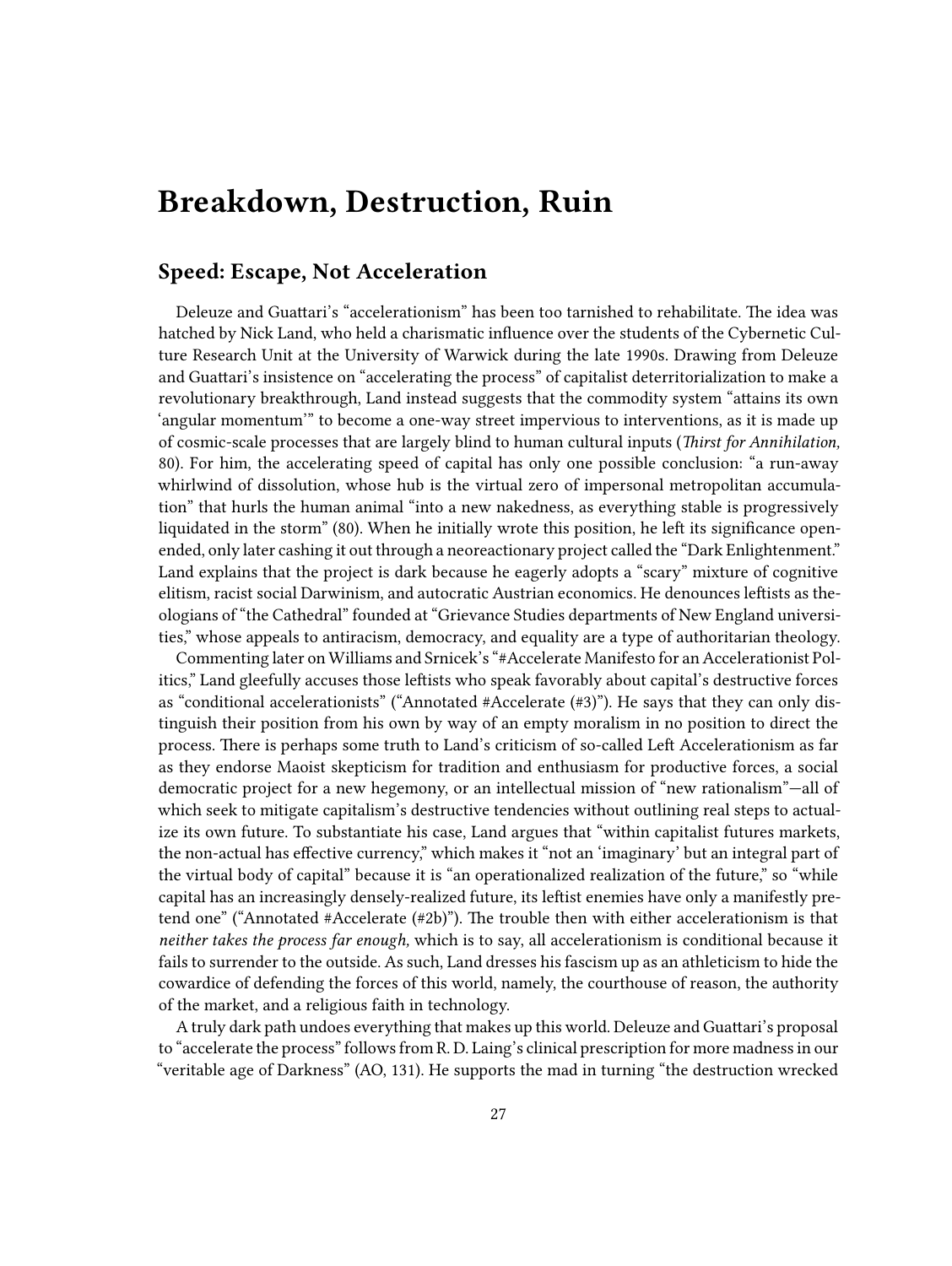# Breakdown, Destruction, Ruin

## Speed: Escape, Not Acceleration

Deleuze and Guattari's "accelerationism" has been too tarnished to rehabilitate. The idea was hatched by Nick Land, who held a charismatic influence over the students of the Cybernetic Culture Research Unit at the University of Warwick during the late 1990s. Drawing from Deleuze and Guattari's insistence on "accelerating the process" of capitalist deterritorialization to make a revolutionary breakthrough, Land instead suggests that the commodity system "attains its own 'angular momentum'" to become a one-way street impervious to interventions, as it is made up of cosmic-scale processes that are largely blind to human cultural inputs (*Thirst for Annihilation,* 80). For him, the accelerating speed of capital has only one possible conclusion: "a run-away whirlwind of dissolution, whose hub is the virtual zero of impersonal metropolitan accumulation" that hurls the human animal "into a new nakedness, as everything stable is progressively liquidated in the storm" (80). When he initially wrote this position, he left its significance open-ended, only later cashing it out through a neoreactionary project called the "Dark Enlightenment." Land explains that the project is dark because he eagerly adopts a "scary" mixture of cognitive elitism, racist social Darwinism, and autocratic Austrian economics. He denounces leftists as theologians of "the Cathedral" founded at "Grievance Studies departments of New England universities," whose appeals to antiracism, democracy, and equality are a type of authoritarian theology.

Commenting later on Williams and Srnicek's "#Accelerate Manifesto for an Accelerationist Politics," Land gleefully accuses those leftists who speak favorably about capital's destructive forces as "conditional accelerationists" ("Annotated #Accelerate (#3)"). He says that they can only distinguish their position from his own by way of an empty moralism in no position to direct the process. There is perhaps some truth to Land's criticism of so-called Left Accelerationism as far as they endorse Maoist skepticism for tradition and enthusiasm for productive forces, a social democratic project for a new hegemony, or an intellectual mission of "new rationalism"—all of which seek to mitigate capitalism's destructive tendencies without outlining real steps to actualize its own future. To substantiate his case, Land argues that "within capitalist futures markets, the non-actual has effective currency," which makes it "not an 'imaginary' but an integral part of the virtual body of capital" because it is "an operationalized realization of the future," so "while capital has an increasingly densely-realized future, its leftist enemies have only a manifestly pretend one" ("Annotated #Accelerate (#2b)"). The trouble then with either accelerationism is that *neither takes the process far enough,* which is to say, all accelerationism is conditional because it fails to surrender to the outside. As such, Land dresses his fascism up as an athleticism to hide the cowardice of defending the forces of this world, namely, the courthouse of reason, the authority of the market, and a religious faith in technology.

A truly dark path undoes everything that makes up this world. Deleuze and Guattari's proposal to "accelerate the process" follows from R. D. Laing's clinical prescription for more madness in our "veritable age of Darkness" (AO, 131). He supports the mad in turning "the destruction wrecked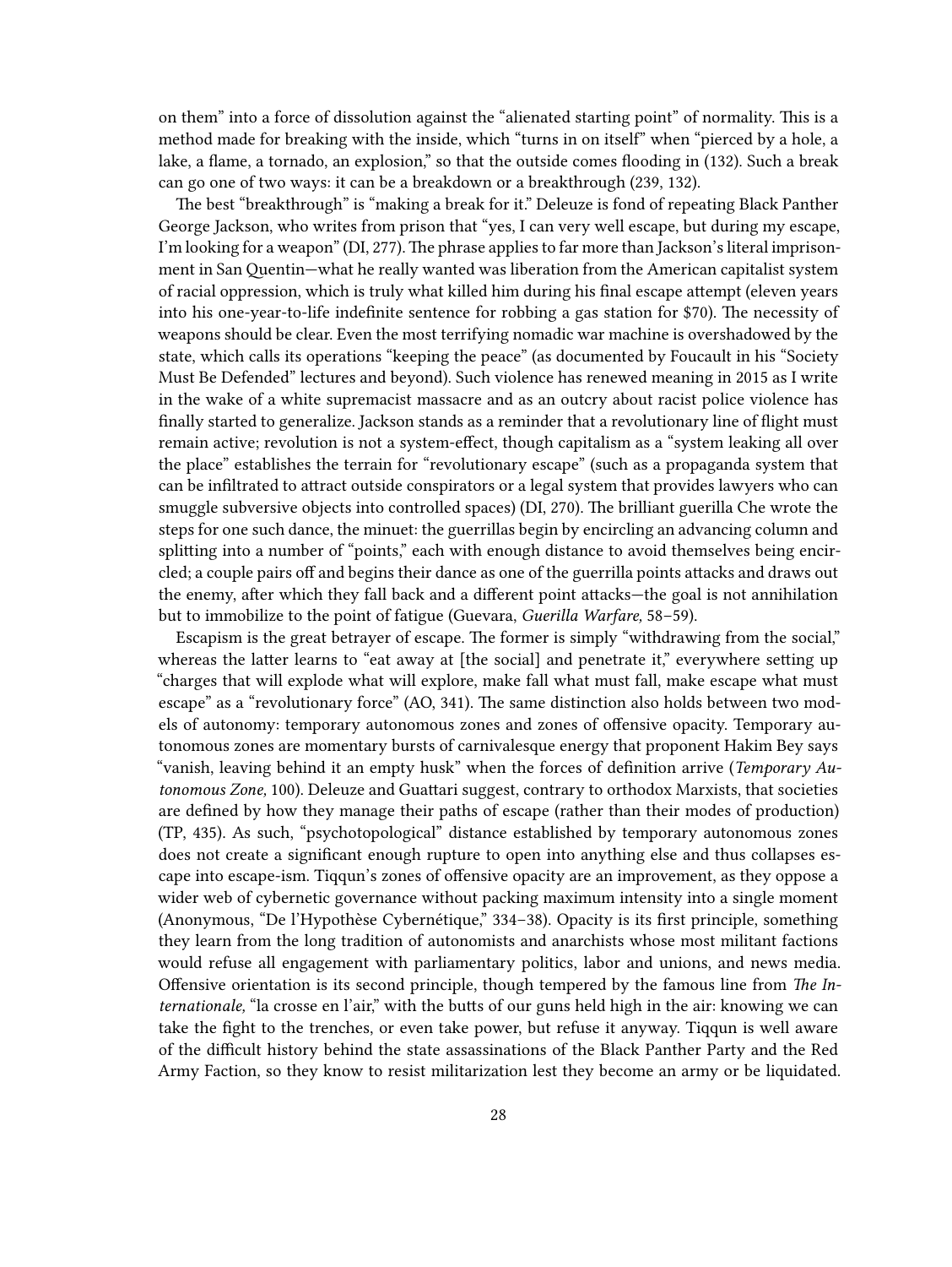on them" into a force of dissolution against the "alienated starting point" of normality. This is a method made for breaking with the inside, which "turns in on itself" when "pierced by a hole, a lake, a flame, a tornado, an explosion," so that the outside comes flooding in (132). Such a break can go one of two ways: it can be a breakdown or a breakthrough (239, 132).

The best "breakthrough" is "making a break for it." Deleuze is fond of repeating Black Panther George Jackson, who writes from prison that "yes, I can very well escape, but during my escape, I'm looking for a weapon" (DI, 277). The phrase applies to far more than Jackson's literal imprisonment in San Quentin—what he really wanted was liberation from the American capitalist system of racial oppression, which is truly what killed him during his final escape attempt (eleven years into his one-year-to-life indefinite sentence for robbing a gas station for $70). The necessity of weapons should be clear. Even the most terrifying nomadic war machine is overshadowed by the state, which calls its operations "keeping the peace" (as documented by Foucault in his "Society Must Be Defended" lectures and beyond). Such violence has renewed meaning in 2015 as I write in the wake of a white supremacist massacre and as an outcry about racist police violence has finally started to generalize. Jackson stands as a reminder that a revolutionary line of flight must remain active; revolution is not a system-effect, though capitalism as a "system leaking all over the place" establishes the terrain for "revolutionary escape" (such as a propaganda system that can be infiltrated to attract outside conspirators or a legal system that provides lawyers who can smuggle subversive objects into controlled spaces) (DI, 270). The brilliant guerilla Che wrote the steps for one such dance, the minuet: the guerrillas begin by encircling an advancing column and splitting into a number of "points," each with enough distance to avoid themselves being encircled; a couple pairs off and begins their dance as one of the guerrilla points attacks and draws out the enemy, after which they fall back and a different point attacks—the goal is not annihilation but to immobilize to the point of fatigue (Guevara, *Guerilla Warfare,* 58–59).

Escapism is the great betrayer of escape. The former is simply "withdrawing from the social," whereas the latter learns to "eat away at [the social] and penetrate it," everywhere setting up "charges that will explode what will explore, make fall what must fall, make escape what must escape" as a "revolutionary force" (AO, 341). The same distinction also holds between two models of autonomy: temporary autonomous zones and zones of offensive opacity. Temporary autonomous zones are momentary bursts of carnivalesque energy that proponent Hakim Bey says "vanish, leaving behind it an empty husk" when the forces of definition arrive (*Temporary Autonomous Zone,* 100). Deleuze and Guattari suggest, contrary to orthodox Marxists, that societies are defined by how they manage their paths of escape (rather than their modes of production) (TP, 435). As such, "psychotopological" distance established by temporary autonomous zones does not create a significant enough rupture to open into anything else and thus collapses escape into escape-ism. Tiqqun's zones of offensive opacity are an improvement, as they oppose a wider web of cybernetic governance without packing maximum intensity into a single moment (Anonymous, "De l'Hypothèse Cybernétique," 334–38). Opacity is its first principle, something they learn from the long tradition of autonomists and anarchists whose most militant factions would refuse all engagement with parliamentary politics, labor and unions, and news media. Offensive orientation is its second principle, though tempered by the famous line from *The Internationale,* "la crosse en l'air," with the butts of our guns held high in the air: knowing we can take the fight to the trenches, or even take power, but refuse it anyway. Tiqqun is well aware of the difficult history behind the state assassinations of the Black Panther Party and the Red Army Faction, so they know to resist militarization lest they become an army or be liquidated.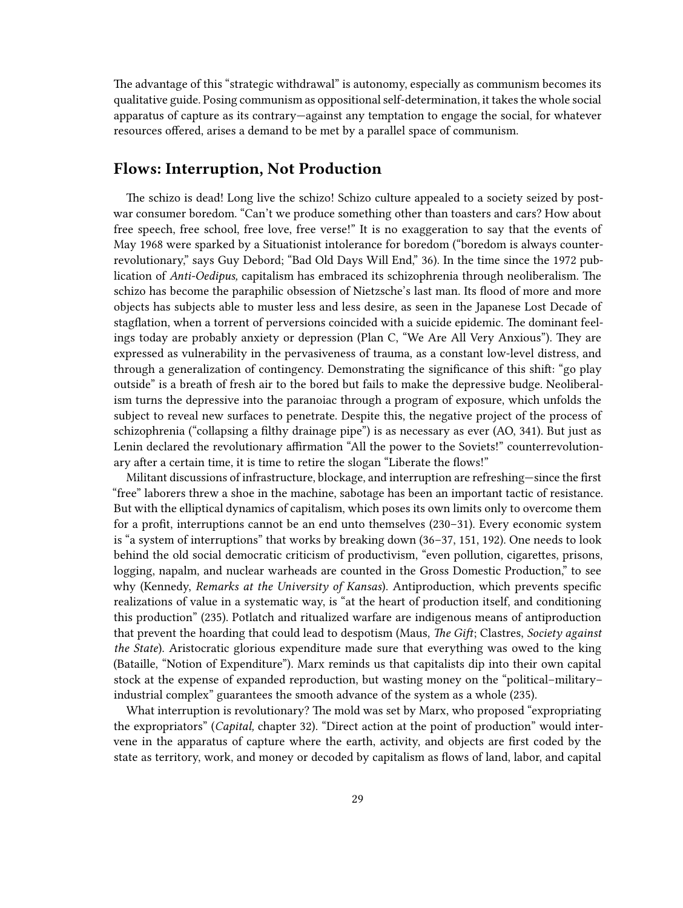The advantage of this "strategic withdrawal" is autonomy, especially as communism becomes its qualitative guide. Posing communism as oppositional self-determination, it takes the whole social apparatus of capture as its contrary—against any temptation to engage the social, for whatever resources offered, arises a demand to be met by a parallel space of communism.

## Flows: Interruption, Not Production

The schizo is dead! Long live the schizo! Schizo culture appealed to a society seized by post-war consumer boredom. "Can't we produce something other than toasters and cars? How about free speech, free school, free love, free verse!" It is no exaggeration to say that the events of May 1968 were sparked by a Situationist intolerance for boredom ("boredom is always counter-revolutionary," says Guy Debord; "Bad Old Days Will End," 36). In the time since the 1972 publication of *Anti-Oedipus,* capitalism has embraced its schizophrenia through neoliberalism. The schizo has become the paraphilic obsession of Nietzsche's last man. Its flood of more and more objects has subjects able to muster less and less desire, as seen in the Japanese Lost Decade of stagflation, when a torrent of perversions coincided with a suicide epidemic. The dominant feelings today are probably anxiety or depression (Plan C, "We Are All Very Anxious"). They are expressed as vulnerability in the pervasiveness of trauma, as a constant low-level distress, and through a generalization of contingency. Demonstrating the significance of this shift: "go play outside" is a breath of fresh air to the bored but fails to make the depressive budge. Neoliberalism turns the depressive into the paranoiac through a program of exposure, which unfolds the subject to reveal new surfaces to penetrate. Despite this, the negative project of the process of schizophrenia ("collapsing a filthy drainage pipe") is as necessary as ever (AO, 341). But just as Lenin declared the revolutionary affirmation "All the power to the Soviets!" counterrevolutionary after a certain time, it is time to retire the slogan "Liberate the flows!"

Militant discussions of infrastructure, blockage, and interruption are refreshing—since the first "free" laborers threw a shoe in the machine, sabotage has been an important tactic of resistance. But with the elliptical dynamics of capitalism, which poses its own limits only to overcome them for a profit, interruptions cannot be an end unto themselves (230–31). Every economic system is "a system of interruptions" that works by breaking down (36–37, 151, 192). One needs to look behind the old social democratic criticism of productivism, "even pollution, cigarettes, prisons, logging, napalm, and nuclear warheads are counted in the Gross Domestic Production," to see why (Kennedy, *Remarks at the University of Kansas*). Antiproduction, which prevents specific realizations of value in a systematic way, is "at the heart of production itself, and conditioning this production" (235). Potlatch and ritualized warfare are indigenous means of antiproduction that prevent the hoarding that could lead to despotism (Maus, *The Gift*; Clastres, *Society against the State*). Aristocratic glorious expenditure made sure that everything was owed to the king (Bataille, "Notion of Expenditure"). Marx reminds us that capitalists dip into their own capital stock at the expense of expanded reproduction, but wasting money on the "political–military–industrial complex" guarantees the smooth advance of the system as a whole (235).

What interruption is revolutionary? The mold was set by Marx, who proposed "expropriating the expropriators" (*Capital,* chapter 32). "Direct action at the point of production" would intervene in the apparatus of capture where the earth, activity, and objects are first coded by the state as territory, work, and money or decoded by capitalism as flows of land, labor, and capital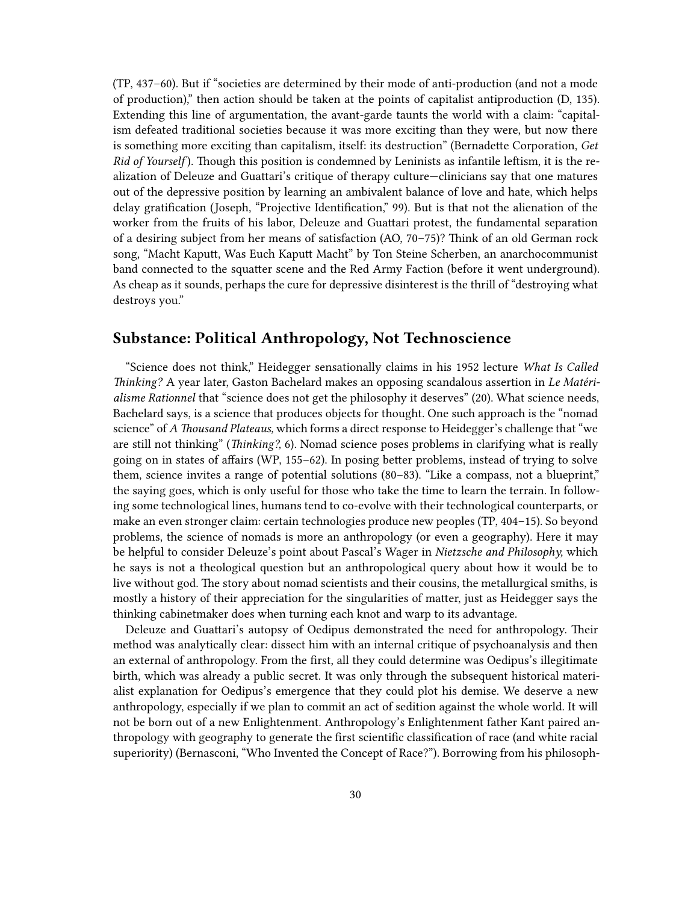(TP, 437–60). But if "societies are determined by their mode of anti-production (and not a mode of production)," then action should be taken at the points of capitalist antiproduction (D, 135). Extending this line of argumentation, the avant-garde taunts the world with a claim: "capitalism defeated traditional societies because it was more exciting than they were, but now there is something more exciting than capitalism, itself: its destruction" (Bernadette Corporation, *Get Rid of Yourself*). Though this position is condemned by Leninists as infantile leftism, it is the realization of Deleuze and Guattari's critique of therapy culture—clinicians say that one matures out of the depressive position by learning an ambivalent balance of love and hate, which helps delay gratification (Joseph, "Projective Identification," 99). But is that not the alienation of the worker from the fruits of his labor, Deleuze and Guattari protest, the fundamental separation of a desiring subject from her means of satisfaction (AO, 70–75)? Think of an old German rock song, "Macht Kaputt, Was Euch Kaputt Macht" by Ton Steine Scherben, an anarchocommunist band connected to the squatter scene and the Red Army Faction (before it went underground). As cheap as it sounds, perhaps the cure for depressive disinterest is the thrill of "destroying what destroys you."

## Substance: Political Anthropology, Not Technoscience

"Science does not think," Heidegger sensationally claims in his 1952 lecture *What Is Called Thinking?* A year later, Gaston Bachelard makes an opposing scandalous assertion in *Le Matérialisme Rationnel* that "science does not get the philosophy it deserves" (20). What science needs, Bachelard says, is a science that produces objects for thought. One such approach is the "nomad science" of *A Thousand Plateaus,* which forms a direct response to Heidegger's challenge that "we are still not thinking" (*Thinking?,* 6). Nomad science poses problems in clarifying what is really going on in states of affairs (WP, 155–62). In posing better problems, instead of trying to solve them, science invites a range of potential solutions (80–83). "Like a compass, not a blueprint," the saying goes, which is only useful for those who take the time to learn the terrain. In following some technological lines, humans tend to co-evolve with their technological counterparts, or make an even stronger claim: certain technologies produce new peoples (TP, 404–15). So beyond problems, the science of nomads is more an anthropology (or even a geography). Here it may be helpful to consider Deleuze's point about Pascal's Wager in *Nietzsche and Philosophy,* which he says is not a theological question but an anthropological query about how it would be to live without god. The story about nomad scientists and their cousins, the metallurgical smiths, is mostly a history of their appreciation for the singularities of matter, just as Heidegger says the thinking cabinetmaker does when turning each knot and warp to its advantage.

Deleuze and Guattari's autopsy of Oedipus demonstrated the need for anthropology. Their method was analytically clear: dissect him with an internal critique of psychoanalysis and then an external of anthropology. From the first, all they could determine was Oedipus's illegitimate birth, which was already a public secret. It was only through the subsequent historical materialist explanation for Oedipus's emergence that they could plot his demise. We deserve a new anthropology, especially if we plan to commit an act of sedition against the whole world. It will not be born out of a new Enlightenment. Anthropology's Enlightenment father Kant paired anthropology with geography to generate the first scientific classification of race (and white racial superiority) (Bernasconi, "Who Invented the Concept of Race?"). Borrowing from his philosoph-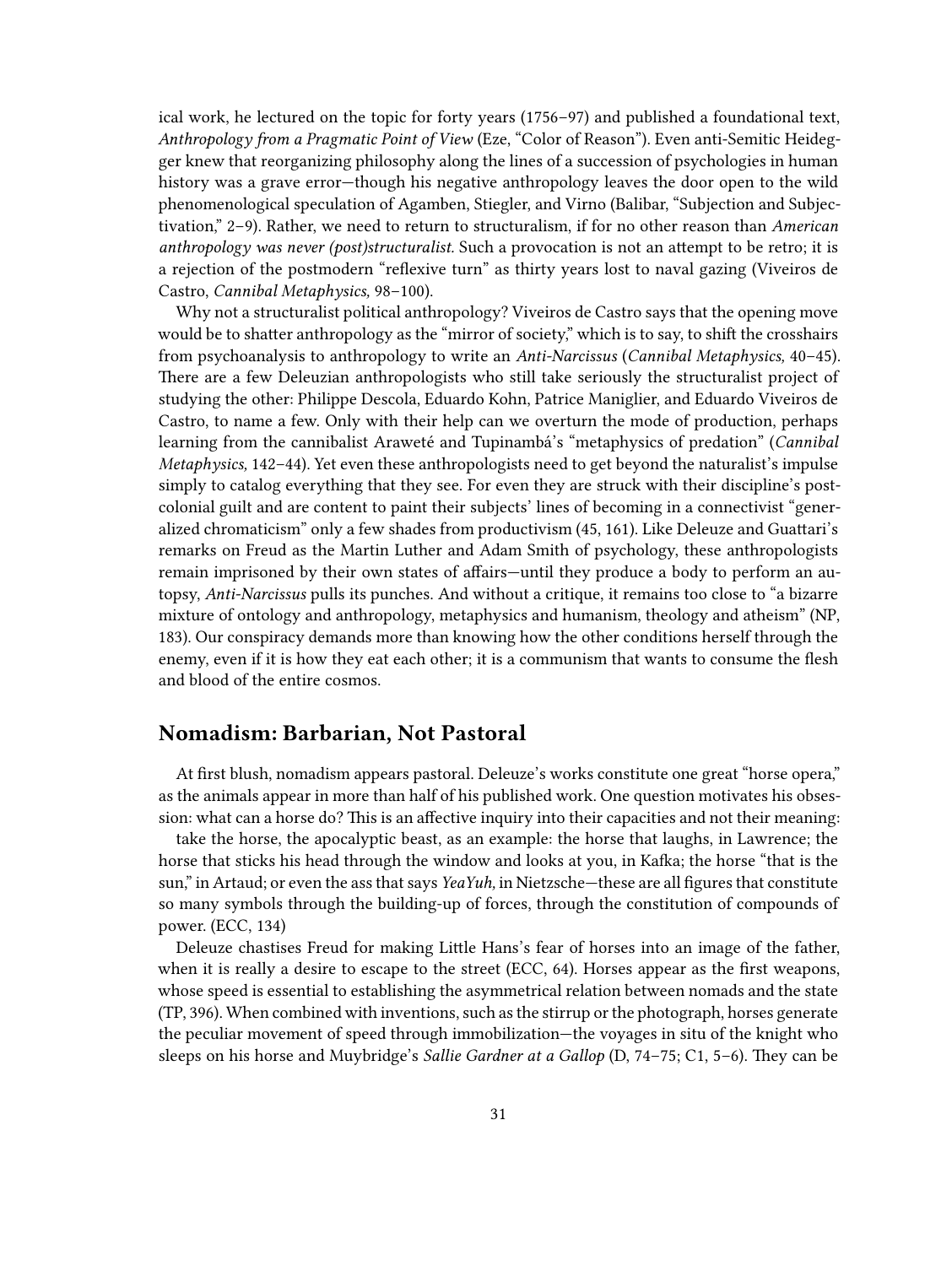ical work, he lectured on the topic for forty years (1756–97) and published a foundational text, *Anthropology from a Pragmatic Point of View* (Eze, "Color of Reason"). Even anti-Semitic Heidegger knew that reorganizing philosophy along the lines of a succession of psychologies in human history was a grave error—though his negative anthropology leaves the door open to the wild phenomenological speculation of Agamben, Stiegler, and Virno (Balibar, "Subjection and Subjectivation," 2–9). Rather, we need to return to structuralism, if for no other reason than *American anthropology was never (post)structuralist.* Such a provocation is not an attempt to be retro; it is a rejection of the postmodern "reflexive turn" as thirty years lost to naval gazing (Viveiros de Castro, *Cannibal Metaphysics,* 98–100).

Why not a structuralist political anthropology? Viveiros de Castro says that the opening move would be to shatter anthropology as the "mirror of society," which is to say, to shift the crosshairs from psychoanalysis to anthropology to write an *Anti-Narcissus* (*Cannibal Metaphysics,* 40–45). There are a few Deleuzian anthropologists who still take seriously the structuralist project of studying the other: Philippe Descola, Eduardo Kohn, Patrice Maniglier, and Eduardo Viveiros de Castro, to name a few. Only with their help can we overturn the mode of production, perhaps learning from the cannibalist Araweté and Tupinambá's "metaphysics of predation" (*Cannibal Metaphysics,* 142–44). Yet even these anthropologists need to get beyond the naturalist's impulse simply to catalog everything that they see. For even they are struck with their discipline's postcolonial guilt and are content to paint their subjects' lines of becoming in a connectivist "generalized chromaticism" only a few shades from productivism (45, 161). Like Deleuze and Guattari's remarks on Freud as the Martin Luther and Adam Smith of psychology, these anthropologists remain imprisoned by their own states of affairs—until they produce a body to perform an autopsy, *Anti-Narcissus* pulls its punches. And without a critique, it remains too close to "a bizarre mixture of ontology and anthropology, metaphysics and humanism, theology and atheism" (NP, 183). Our conspiracy demands more than knowing how the other conditions herself through the enemy, even if it is how they eat each other; it is a communism that wants to consume the flesh and blood of the entire cosmos.

## Nomadism: Barbarian, Not Pastoral

At first blush, nomadism appears pastoral. Deleuze's works constitute one great "horse opera," as the animals appear in more than half of his published work. One question motivates his obsession: what can a horse do? This is an affective inquiry into their capacities and not their meaning:

take the horse, the apocalyptic beast, as an example: the horse that laughs, in Lawrence; the horse that sticks his head through the window and looks at you, in Kafka; the horse "that is the sun," in Artaud; or even the ass that says *YeaYuh,* in Nietzsche—these are all figures that constitute so many symbols through the building-up of forces, through the constitution of compounds of power. (ECC, 134)

Deleuze chastises Freud for making Little Hans's fear of horses into an image of the father, when it is really a desire to escape to the street (ECC, 64). Horses appear as the first weapons, whose speed is essential to establishing the asymmetrical relation between nomads and the state (TP, 396). When combined with inventions, such as the stirrup or the photograph, horses generate the peculiar movement of speed through immobilization—the voyages in situ of the knight who sleeps on his horse and Muybridge's *Sallie Gardner at a Gallop* (D, 74–75; C1, 5–6). They can be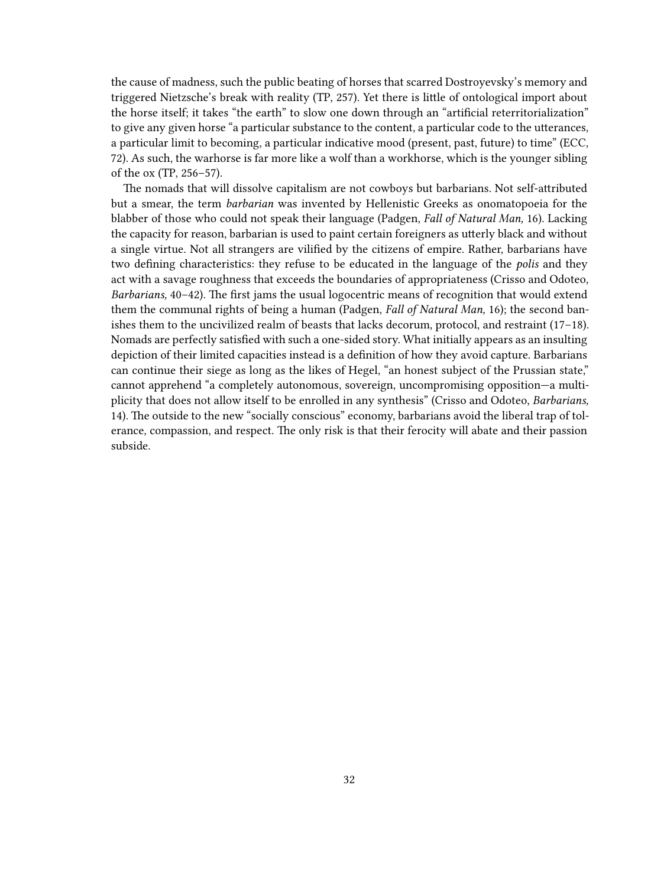the cause of madness, such the public beating of horses that scarred Dostroyevsky's memory and triggered Nietzsche's break with reality (TP, 257). Yet there is little of ontological import about the horse itself; it takes "the earth" to slow one down through an "artificial reterritorialization" to give any given horse "a particular substance to the content, a particular code to the utterances, a particular limit to becoming, a particular indicative mood (present, past, future) to time" (ECC, 72). As such, the warhorse is far more like a wolf than a workhorse, which is the younger sibling of the ox (TP, 256–57).

The nomads that will dissolve capitalism are not cowboys but barbarians. Not self-attributed but a smear, the term *barbarian* was invented by Hellenistic Greeks as onomatopoeia for the blabber of those who could not speak their language (Padgen, *Fall of Natural Man,* 16). Lacking the capacity for reason, barbarian is used to paint certain foreigners as utterly black and without a single virtue. Not all strangers are vilified by the citizens of empire. Rather, barbarians have two defining characteristics: they refuse to be educated in the language of the *polis* and they act with a savage roughness that exceeds the boundaries of appropriateness (Crisso and Odoteo, *Barbarians,* 40–42). The first jams the usual logocentric means of recognition that would extend them the communal rights of being a human (Padgen, *Fall of Natural Man,* 16); the second banishes them to the uncivilized realm of beasts that lacks decorum, protocol, and restraint (17–18). Nomads are perfectly satisfied with such a one-sided story. What initially appears as an insulting depiction of their limited capacities instead is a definition of how they avoid capture. Barbarians can continue their siege as long as the likes of Hegel, "an honest subject of the Prussian state," cannot apprehend "a completely autonomous, sovereign, uncompromising opposition—a multiplicity that does not allow itself to be enrolled in any synthesis" (Crisso and Odoteo, *Barbarians,* 14). The outside to the new "socially conscious" economy, barbarians avoid the liberal trap of tolerance, compassion, and respect. The only risk is that their ferocity will abate and their passion subside.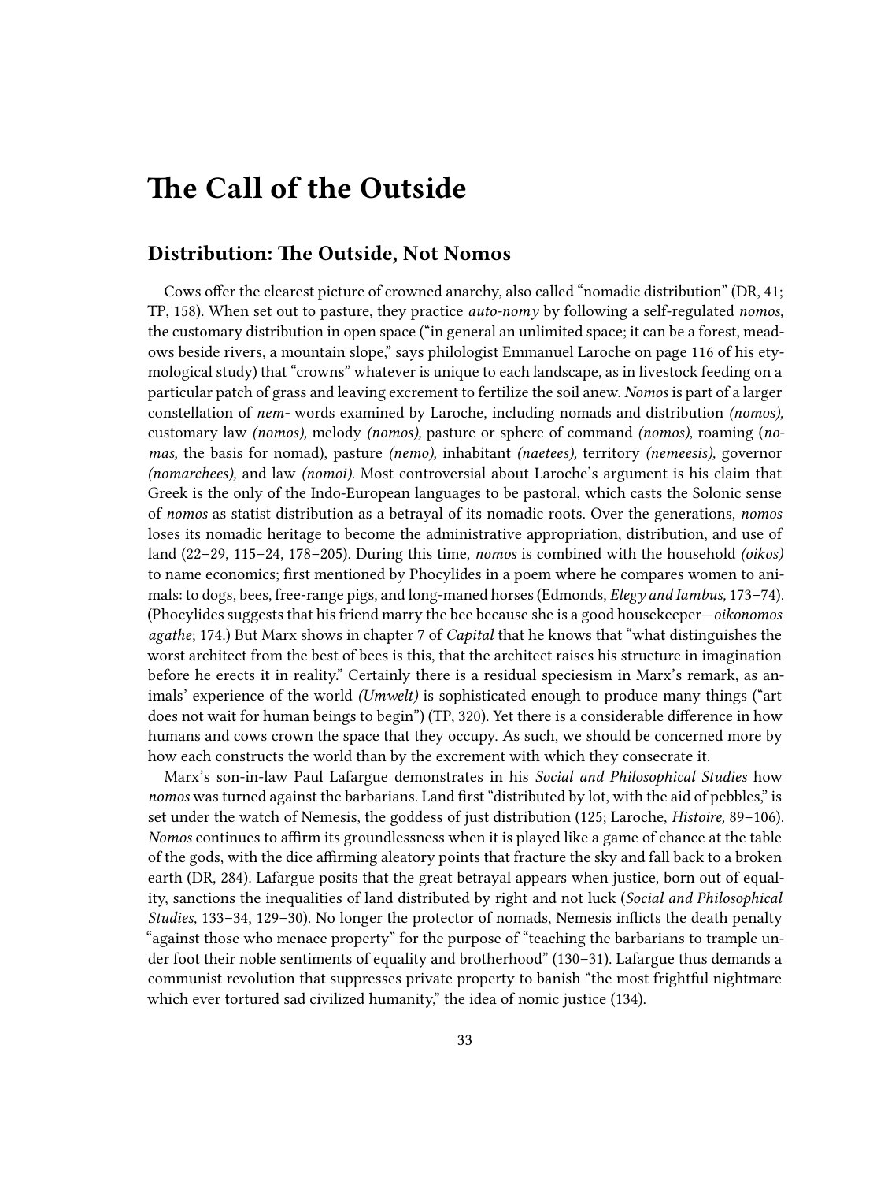# The Call of the Outside

## Distribution: The Outside, Not Nomos

Cows offer the clearest picture of crowned anarchy, also called "nomadic distribution" (DR, 41; TP, 158). When set out to pasture, they practice *auto-nomy* by following a self-regulated *nomos,* the customary distribution in open space ("in general an unlimited space; it can be a forest, meadows beside rivers, a mountain slope," says philologist Emmanuel Laroche on page 116 of his etymological study) that "crowns" whatever is unique to each landscape, as in livestock feeding on a particular patch of grass and leaving excrement to fertilize the soil anew. *Nomos* is part of a larger constellation of *nem-* words examined by Laroche, including nomads and distribution *(nomos),* customary law *(nomos),* melody *(nomos),* pasture or sphere of command *(nomos),* roaming (*nomas,* the basis for nomad), pasture *(nemo),* inhabitant *(naetees),* territory *(nemeesis),* governor *(nomarchees),* and law *(nomoi).* Most controversial about Laroche's argument is his claim that Greek is the only of the Indo-European languages to be pastoral, which casts the Solonic sense of *nomos* as statist distribution as a betrayal of its nomadic roots. Over the generations, *nomos* loses its nomadic heritage to become the administrative appropriation, distribution, and use of land (22–29, 115–24, 178–205). During this time, *nomos* is combined with the household *(oikos)* to name economics; first mentioned by Phocylides in a poem where he compares women to animals: to dogs, bees, free-range pigs, and long-maned horses (Edmonds, *Elegy and Iambus,* 173–74). (Phocylides suggests that his friend marry the bee because she is a good housekeeper—*oikonomos agathe*; 174.) But Marx shows in chapter 7 of *Capital* that he knows that "what distinguishes the worst architect from the best of bees is this, that the architect raises his structure in imagination before he erects it in reality." Certainly there is a residual speciesism in Marx's remark, as animals' experience of the world *(Umwelt)* is sophisticated enough to produce many things ("art does not wait for human beings to begin") (TP, 320). Yet there is a considerable difference in how humans and cows crown the space that they occupy. As such, we should be concerned more by how each constructs the world than by the excrement with which they consecrate it.

Marx's son-in-law Paul Lafargue demonstrates in his *Social and Philosophical Studies* how *nomos* was turned against the barbarians. Land first "distributed by lot, with the aid of pebbles," is set under the watch of Nemesis, the goddess of just distribution (125; Laroche, *Histoire,* 89–106). *Nomos* continues to affirm its groundlessness when it is played like a game of chance at the table of the gods, with the dice affirming aleatory points that fracture the sky and fall back to a broken earth (DR, 284). Lafargue posits that the great betrayal appears when justice, born out of equality, sanctions the inequalities of land distributed by right and not luck (*Social and Philosophical Studies,* 133–34, 129–30). No longer the protector of nomads, Nemesis inflicts the death penalty "against those who menace property" for the purpose of "teaching the barbarians to trample under foot their noble sentiments of equality and brotherhood" (130–31). Lafargue thus demands a communist revolution that suppresses private property to banish "the most frightful nightmare which ever tortured sad civilized humanity," the idea of nomic justice (134).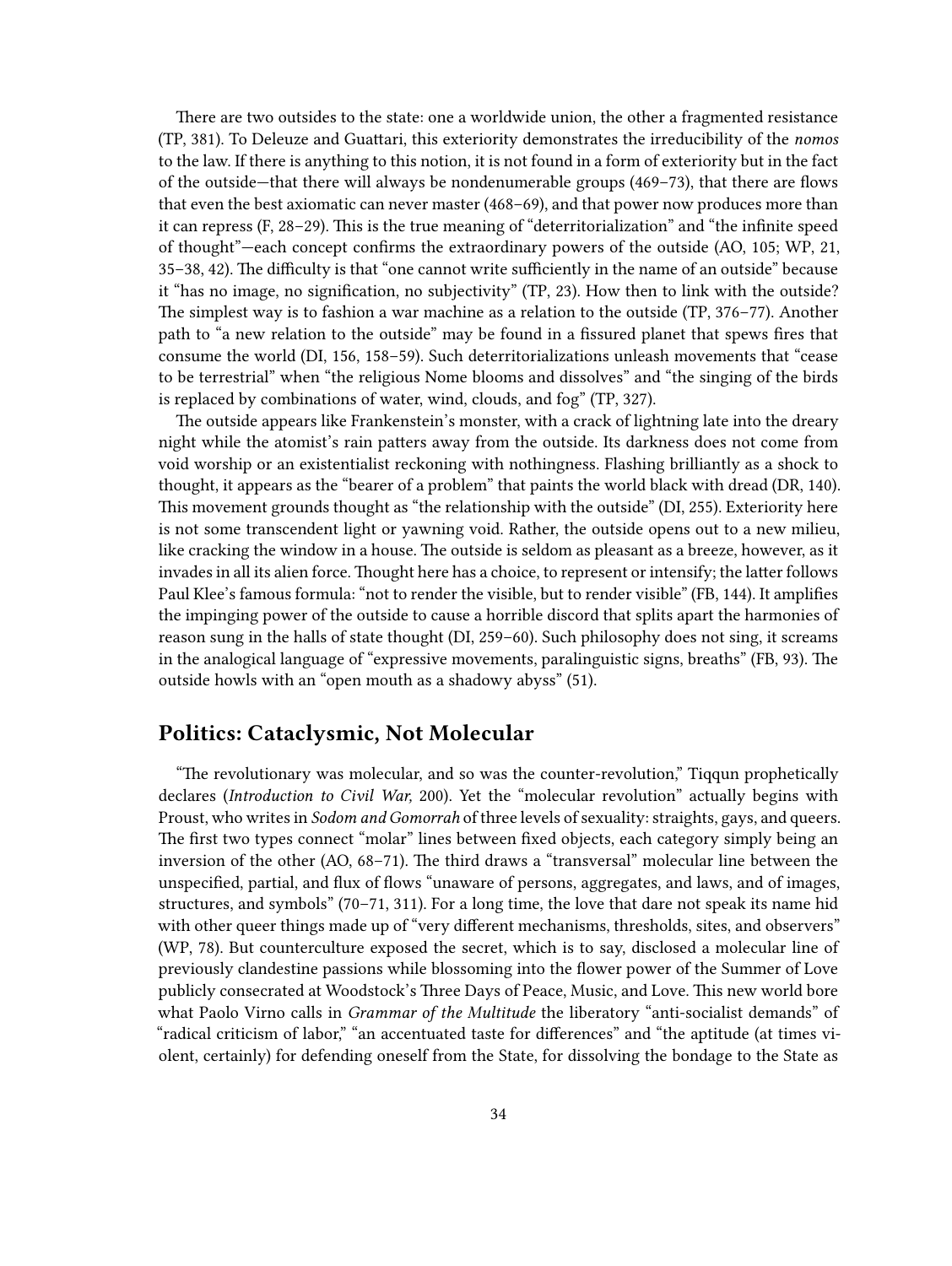There are two outsides to the state: one a worldwide union, the other a fragmented resistance (TP, 381). To Deleuze and Guattari, this exteriority demonstrates the irreducibility of the *nomos* to the law. If there is anything to this notion, it is not found in a form of exteriority but in the fact of the outside—that there will always be nondenumerable groups (469–73), that there are flows that even the best axiomatic can never master (468–69), and that power now produces more than it can repress (F, 28–29). This is the true meaning of "deterritorialization" and "the infinite speed of thought"—each concept confirms the extraordinary powers of the outside (AO, 105; WP, 21, 35–38, 42). The difficulty is that "one cannot write sufficiently in the name of an outside" because it "has no image, no signification, no subjectivity" (TP, 23). How then to link with the outside? The simplest way is to fashion a war machine as a relation to the outside (TP, 376–77). Another path to "a new relation to the outside" may be found in a fissured planet that spews fires that consume the world (DI, 156, 158–59). Such deterritorializations unleash movements that "cease to be terrestrial" when "the religious Nome blooms and dissolves" and "the singing of the birds is replaced by combinations of water, wind, clouds, and fog" (TP, 327).

The outside appears like Frankenstein's monster, with a crack of lightning late into the dreary night while the atomist's rain patters away from the outside. Its darkness does not come from void worship or an existentialist reckoning with nothingness. Flashing brilliantly as a shock to thought, it appears as the "bearer of a problem" that paints the world black with dread (DR, 140). This movement grounds thought as "the relationship with the outside" (DI, 255). Exteriority here is not some transcendent light or yawning void. Rather, the outside opens out to a new milieu, like cracking the window in a house. The outside is seldom as pleasant as a breeze, however, as it invades in all its alien force. Thought here has a choice, to represent or intensify; the latter follows Paul Klee's famous formula: "not to render the visible, but to render visible" (FB, 144). It amplifies the impinging power of the outside to cause a horrible discord that splits apart the harmonies of reason sung in the halls of state thought (DI, 259–60). Such philosophy does not sing, it screams in the analogical language of "expressive movements, paralinguistic signs, breaths" (FB, 93). The outside howls with an "open mouth as a shadowy abyss" (51).

## Politics: Cataclysmic, Not Molecular

"The revolutionary was molecular, and so was the counter-revolution," Tiqqun prophetically declares (*Introduction to Civil War,* 200). Yet the "molecular revolution" actually begins with Proust, who writes in *Sodom and Gomorrah* of three levels of sexuality: straights, gays, and queers. The first two types connect "molar" lines between fixed objects, each category simply being an inversion of the other (AO, 68–71). The third draws a "transversal" molecular line between the unspecified, partial, and flux of flows "unaware of persons, aggregates, and laws, and of images, structures, and symbols" (70–71, 311). For a long time, the love that dare not speak its name hid with other queer things made up of "very different mechanisms, thresholds, sites, and observers" (WP, 78). But counterculture exposed the secret, which is to say, disclosed a molecular line of previously clandestine passions while blossoming into the flower power of the Summer of Love publicly consecrated at Woodstock's Three Days of Peace, Music, and Love. This new world bore what Paolo Virno calls in *Grammar of the Multitude* the liberatory "anti-socialist demands" of "radical criticism of labor," "an accentuated taste for differences" and "the aptitude (at times violent, certainly) for defending oneself from the State, for dissolving the bondage to the State as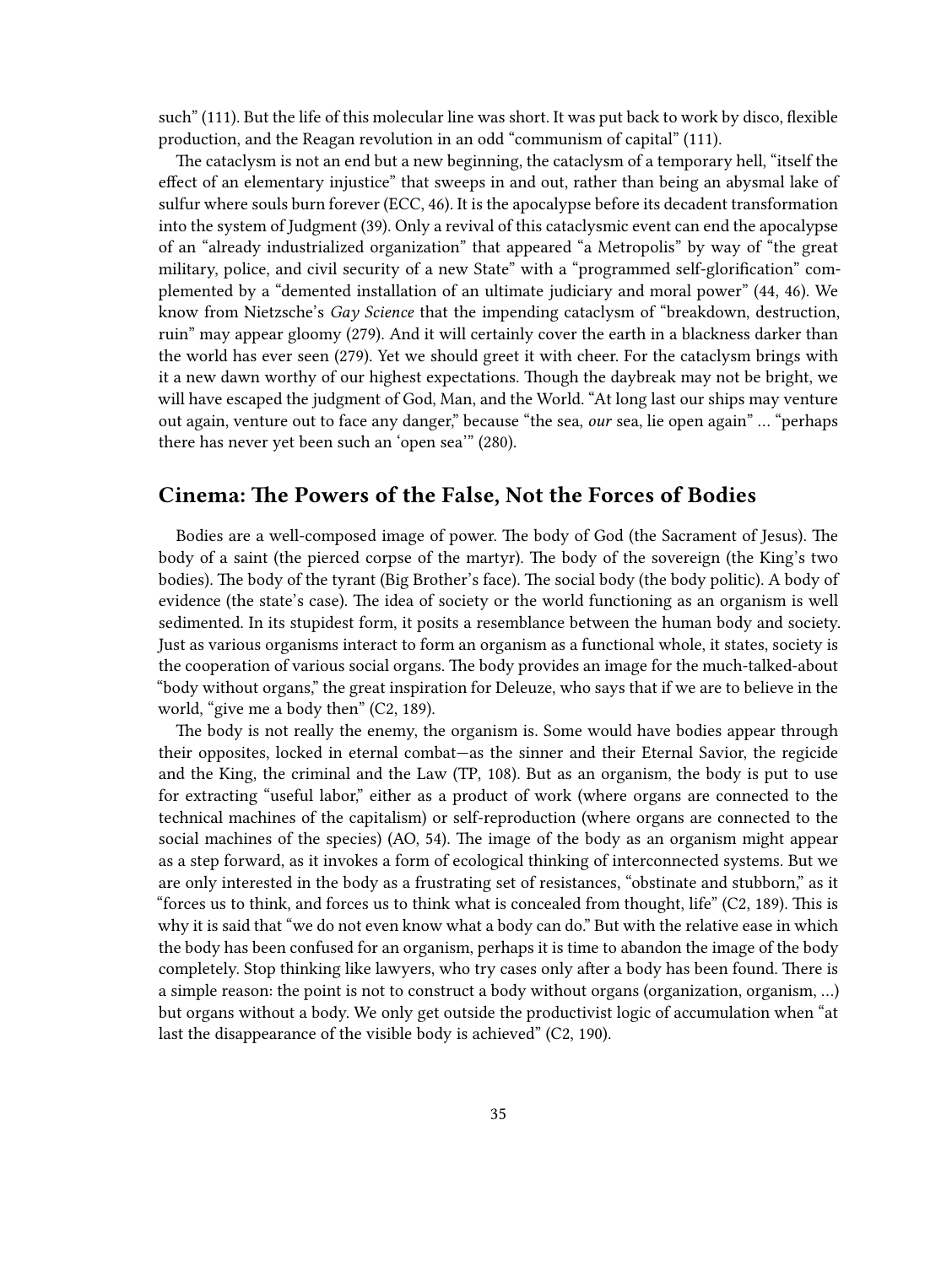such" (111). But the life of this molecular line was short. It was put back to work by disco, flexible production, and the Reagan revolution in an odd "communism of capital" (111).

The cataclysm is not an end but a new beginning, the cataclysm of a temporary hell, "itself the effect of an elementary injustice" that sweeps in and out, rather than being an abysmal lake of sulfur where souls burn forever (ECC, 46). It is the apocalypse before its decadent transformation into the system of Judgment (39). Only a revival of this cataclysmic event can end the apocalypse of an "already industrialized organization" that appeared "a Metropolis" by way of "the great military, police, and civil security of a new State" with a "programmed self-glorification" complemented by a "demented installation of an ultimate judiciary and moral power" (44, 46). We know from Nietzsche's *Gay Science* that the impending cataclysm of "breakdown, destruction, ruin" may appear gloomy (279). And it will certainly cover the earth in a blackness darker than the world has ever seen (279). Yet we should greet it with cheer. For the cataclysm brings with it a new dawn worthy of our highest expectations. Though the daybreak may not be bright, we will have escaped the judgment of God, Man, and the World. "At long last our ships may venture out again, venture out to face any danger," because "the sea, *our* sea, lie open again" … "perhaps there has never yet been such an 'open sea'" (280).

## Cinema: The Powers of the False, Not the Forces of Bodies

Bodies are a well-composed image of power. The body of God (the Sacrament of Jesus). The body of a saint (the pierced corpse of the martyr). The body of the sovereign (the King's two bodies). The body of the tyrant (Big Brother's face). The social body (the body politic). A body of evidence (the state's case). The idea of society or the world functioning as an organism is well sedimented. In its stupidest form, it posits a resemblance between the human body and society. Just as various organisms interact to form an organism as a functional whole, it states, society is the cooperation of various social organs. The body provides an image for the much-talked-about "body without organs," the great inspiration for Deleuze, who says that if we are to believe in the world, "give me a body then" (C2, 189).

The body is not really the enemy, the organism is. Some would have bodies appear through their opposites, locked in eternal combat—as the sinner and their Eternal Savior, the regicide and the King, the criminal and the Law (TP, 108). But as an organism, the body is put to use for extracting "useful labor," either as a product of work (where organs are connected to the technical machines of the capitalism) or self-reproduction (where organs are connected to the social machines of the species) (AO, 54). The image of the body as an organism might appear as a step forward, as it invokes a form of ecological thinking of interconnected systems. But we are only interested in the body as a frustrating set of resistances, "obstinate and stubborn," as it "forces us to think, and forces us to think what is concealed from thought, life" (C2, 189). This is why it is said that "we do not even know what a body can do." But with the relative ease in which the body has been confused for an organism, perhaps it is time to abandon the image of the body completely. Stop thinking like lawyers, who try cases only after a body has been found. There is a simple reason: the point is not to construct a body without organs (organization, organism, …) but organs without a body. We only get outside the productivist logic of accumulation when "at last the disappearance of the visible body is achieved" (C2, 190).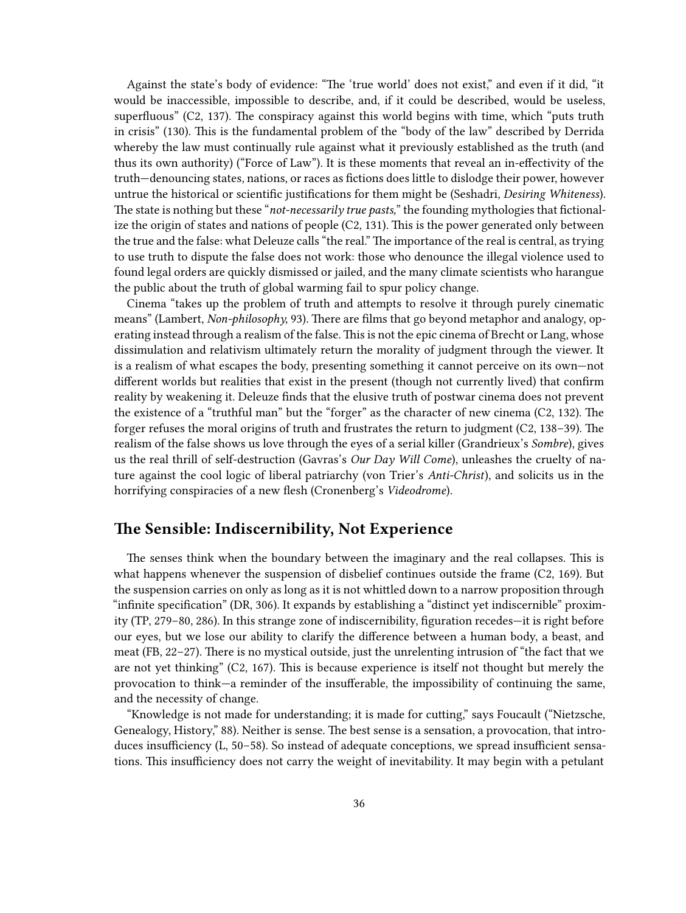Against the state's body of evidence: "The 'true world' does not exist," and even if it did, "it would be inaccessible, impossible to describe, and, if it could be described, would be useless, superfluous" (C2, 137). The conspiracy against this world begins with time, which "puts truth in crisis" (130). This is the fundamental problem of the "body of the law" described by Derrida whereby the law must continually rule against what it previously established as the truth (and thus its own authority) ("Force of Law"). It is these moments that reveal an in-effectivity of the truth—denouncing states, nations, or races as fictions does little to dislodge their power, however untrue the historical or scientific justifications for them might be (Seshadri, *Desiring Whiteness*). The state is nothing but these "*not-necessarily true pasts,*" the founding mythologies that fictionalize the origin of states and nations of people (C2, 131). This is the power generated only between the true and the false: what Deleuze calls "the real." The importance of the real is central, as trying to use truth to dispute the false does not work: those who denounce the illegal violence used to found legal orders are quickly dismissed or jailed, and the many climate scientists who harangue the public about the truth of global warming fail to spur policy change.

Cinema "takes up the problem of truth and attempts to resolve it through purely cinematic means" (Lambert, *Non-philosophy,* 93). There are films that go beyond metaphor and analogy, operating instead through a realism of the false. This is not the epic cinema of Brecht or Lang, whose dissimulation and relativism ultimately return the morality of judgment through the viewer. It is a realism of what escapes the body, presenting something it cannot perceive on its own—not different worlds but realities that exist in the present (though not currently lived) that confirm reality by weakening it. Deleuze finds that the elusive truth of postwar cinema does not prevent the existence of a "truthful man" but the "forger" as the character of new cinema (C2, 132). The forger refuses the moral origins of truth and frustrates the return to judgment (C2, 138–39). The realism of the false shows us love through the eyes of a serial killer (Grandrieux's *Sombre*), gives us the real thrill of self-destruction (Gavras's *Our Day Will Come*), unleashes the cruelty of nature against the cool logic of liberal patriarchy (von Trier's *Anti-Christ*), and solicits us in the horrifying conspiracies of a new flesh (Cronenberg's *Videodrome*).

## The Sensible: Indiscernibility, Not Experience

The senses think when the boundary between the imaginary and the real collapses. This is what happens whenever the suspension of disbelief continues outside the frame (C2, 169). But the suspension carries on only as long as it is not whittled down to a narrow proposition through "infinite specification" (DR, 306). It expands by establishing a "distinct yet indiscernible" proximity (TP, 279–80, 286). In this strange zone of indiscernibility, figuration recedes—it is right before our eyes, but we lose our ability to clarify the difference between a human body, a beast, and meat (FB, 22–27). There is no mystical outside, just the unrelenting intrusion of "the fact that we are not yet thinking" (C2, 167). This is because experience is itself not thought but merely the provocation to think—a reminder of the insufferable, the impossibility of continuing the same, and the necessity of change.

"Knowledge is not made for understanding; it is made for cutting," says Foucault ("Nietzsche, Genealogy, History," 88). Neither is sense. The best sense is a sensation, a provocation, that introduces insufficiency (L, 50–58). So instead of adequate conceptions, we spread insufficient sensations. This insufficiency does not carry the weight of inevitability. It may begin with a petulant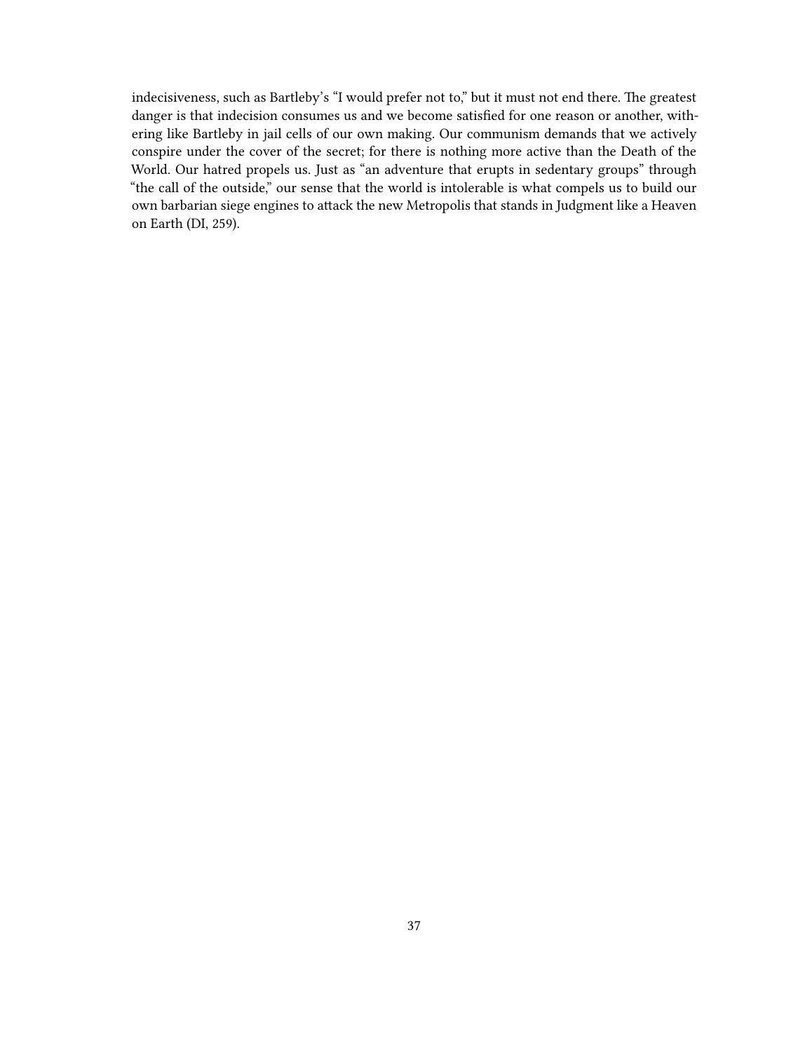indecisiveness, such as Bartleby's "I would prefer not to," but it must not end there. The greatest danger is that indecision consumes us and we become satisfied for one reason or another, withering like Bartleby in jail cells of our own making. Our communism demands that we actively conspire under the cover of the secret; for there is nothing more active than the Death of the World. Our hatred propels us. Just as "an adventure that erupts in sedentary groups" through "the call of the outside," our sense that the world is intolerable is what compels us to build our own barbarian siege engines to attack the new Metropolis that stands in Judgment like a Heaven on Earth (DI, 259).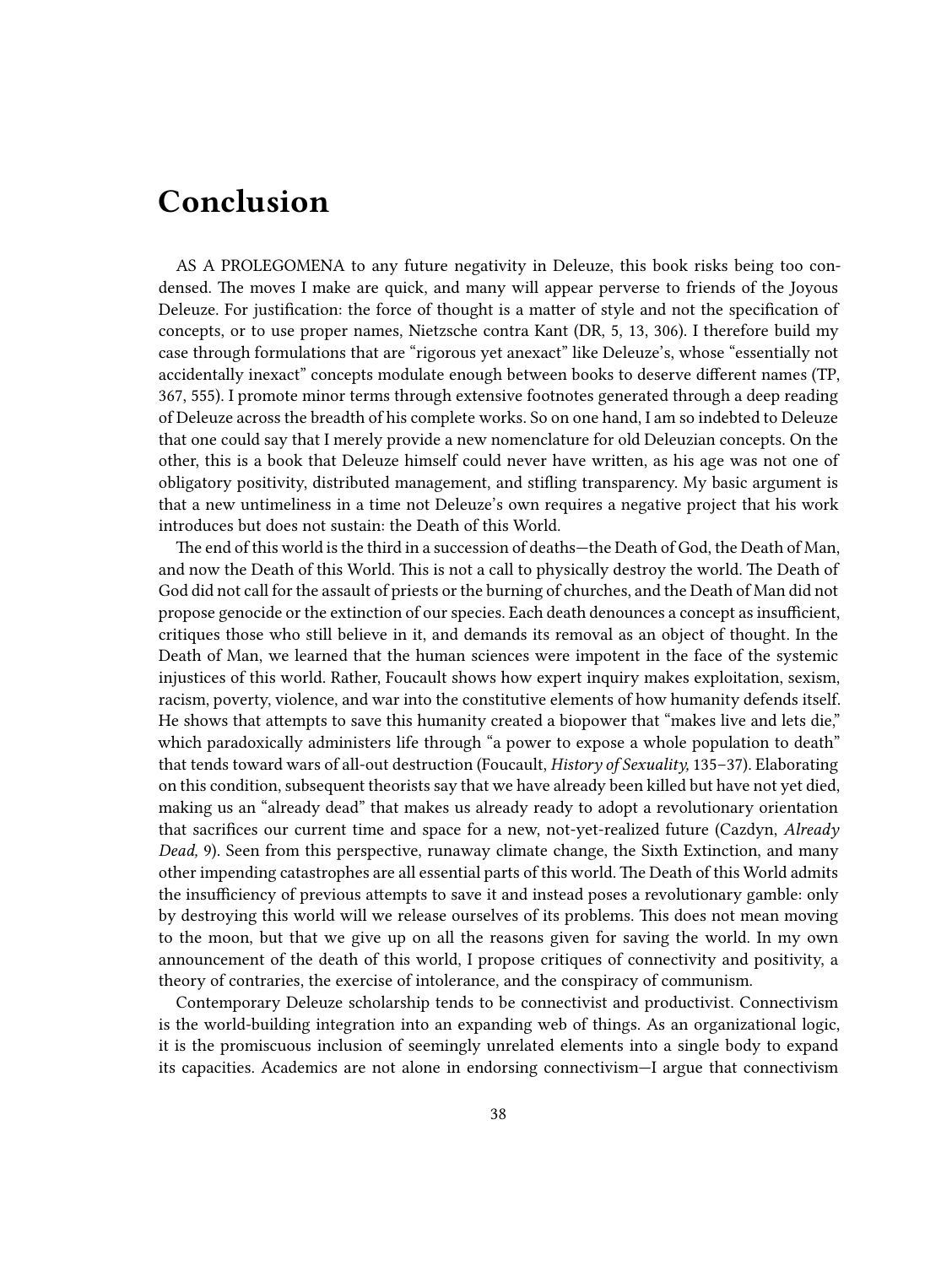# Conclusion

AS A PROLEGOMENA to any future negativity in Deleuze, this book risks being too condensed. The moves I make are quick, and many will appear perverse to friends of the Joyous Deleuze. For justification: the force of thought is a matter of style and not the specification of concepts, or to use proper names, Nietzsche contra Kant (DR, 5, 13, 306). I therefore build my case through formulations that are "rigorous yet anexact" like Deleuze's, whose "essentially not accidentally inexact" concepts modulate enough between books to deserve different names (TP, 367, 555). I promote minor terms through extensive footnotes generated through a deep reading of Deleuze across the breadth of his complete works. So on one hand, I am so indebted to Deleuze that one could say that I merely provide a new nomenclature for old Deleuzian concepts. On the other, this is a book that Deleuze himself could never have written, as his age was not one of obligatory positivity, distributed management, and stifling transparency. My basic argument is that a new untimeliness in a time not Deleuze's own requires a negative project that his work introduces but does not sustain: the Death of this World.

The end of this world is the third in a succession of deaths—the Death of God, the Death of Man, and now the Death of this World. This is not a call to physically destroy the world. The Death of God did not call for the assault of priests or the burning of churches, and the Death of Man did not propose genocide or the extinction of our species. Each death denounces a concept as insufficient, critiques those who still believe in it, and demands its removal as an object of thought. In the Death of Man, we learned that the human sciences were impotent in the face of the systemic injustices of this world. Rather, Foucault shows how expert inquiry makes exploitation, sexism, racism, poverty, violence, and war into the constitutive elements of how humanity defends itself. He shows that attempts to save this humanity created a biopower that "makes live and lets die," which paradoxically administers life through "a power to expose a whole population to death" that tends toward wars of all-out destruction (Foucault, *History of Sexuality,* 135–37). Elaborating on this condition, subsequent theorists say that we have already been killed but have not yet died, making us an "already dead" that makes us already ready to adopt a revolutionary orientation that sacrifices our current time and space for a new, not-yet-realized future (Cazdyn, *Already Dead,* 9). Seen from this perspective, runaway climate change, the Sixth Extinction, and many other impending catastrophes are all essential parts of this world. The Death of this World admits the insufficiency of previous attempts to save it and instead poses a revolutionary gamble: only by destroying this world will we release ourselves of its problems. This does not mean moving to the moon, but that we give up on all the reasons given for saving the world. In my own announcement of the death of this world, I propose critiques of connectivity and positivity, a theory of contraries, the exercise of intolerance, and the conspiracy of communism.

Contemporary Deleuze scholarship tends to be connectivist and productivist. Connectivism is the world-building integration into an expanding web of things. As an organizational logic, it is the promiscuous inclusion of seemingly unrelated elements into a single body to expand its capacities. Academics are not alone in endorsing connectivism—I argue that connectivism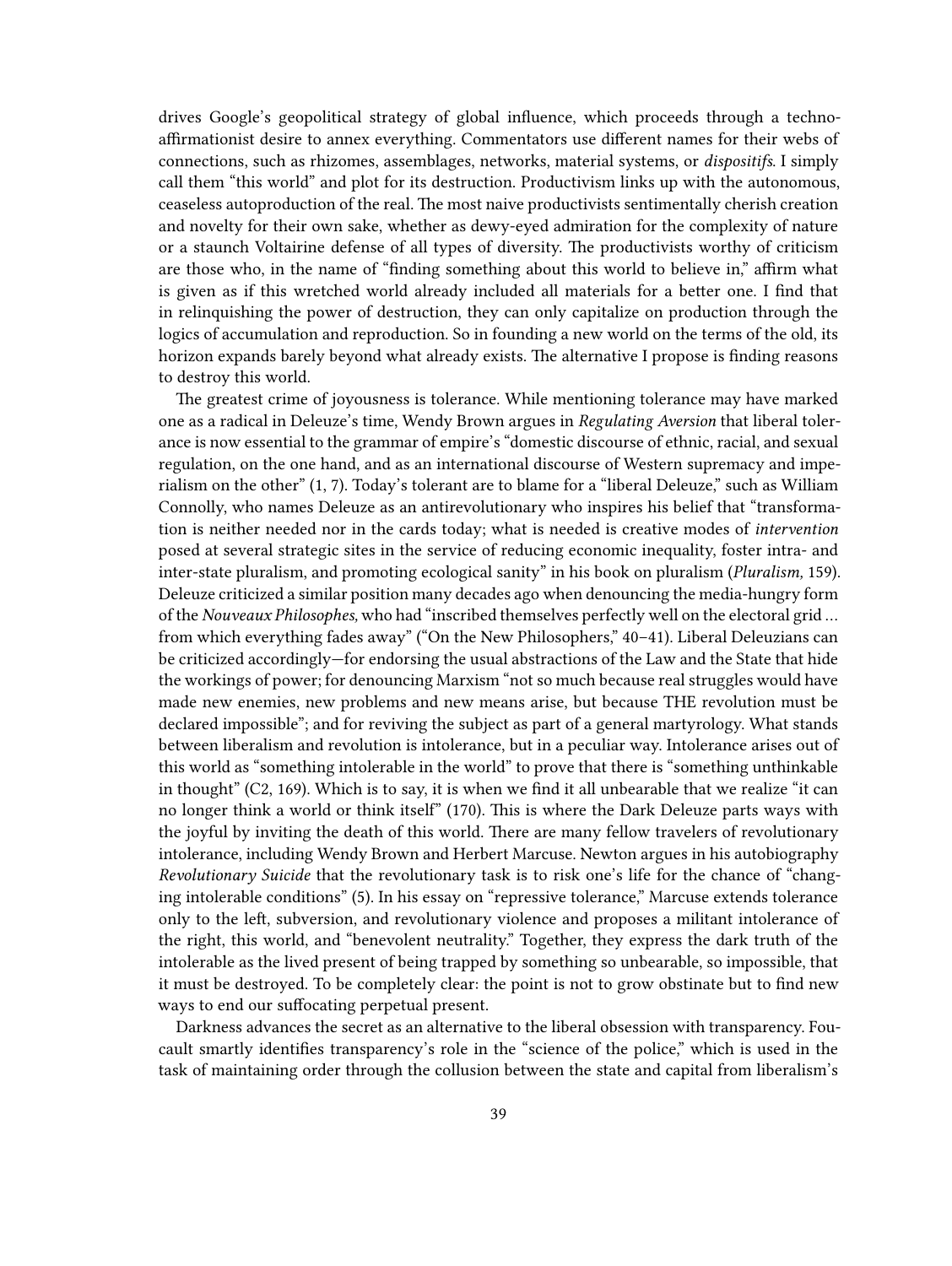drives Google's geopolitical strategy of global influence, which proceeds through a techno-affirmationist desire to annex everything. Commentators use different names for their webs of connections, such as rhizomes, assemblages, networks, material systems, or *dispositifs*. I simply call them "this world" and plot for its destruction. Productivism links up with the autonomous, ceaseless autoproduction of the real. The most naive productivists sentimentally cherish creation and novelty for their own sake, whether as dewy-eyed admiration for the complexity of nature or a staunch Voltairine defense of all types of diversity. The productivists worthy of criticism are those who, in the name of "finding something about this world to believe in," affirm what is given as if this wretched world already included all materials for a better one. I find that in relinquishing the power of destruction, they can only capitalize on production through the logics of accumulation and reproduction. So in founding a new world on the terms of the old, its horizon expands barely beyond what already exists. The alternative I propose is finding reasons to destroy this world.

The greatest crime of joyousness is tolerance. While mentioning tolerance may have marked one as a radical in Deleuze's time, Wendy Brown argues in *Regulating Aversion* that liberal tolerance is now essential to the grammar of empire's "domestic discourse of ethnic, racial, and sexual regulation, on the one hand, and as an international discourse of Western supremacy and imperialism on the other" (1, 7). Today's tolerant are to blame for a "liberal Deleuze," such as William Connolly, who names Deleuze as an antirevolutionary who inspires his belief that "transformation is neither needed nor in the cards today; what is needed is creative modes of *intervention* posed at several strategic sites in the service of reducing economic inequality, foster intra- and inter-state pluralism, and promoting ecological sanity" in his book on pluralism (*Pluralism,* 159). Deleuze criticized a similar position many decades ago when denouncing the media-hungry form of the *Nouveaux Philosophes,* who had "inscribed themselves perfectly well on the electoral grid … from which everything fades away" ("On the New Philosophers," 40–41). Liberal Deleuzians can be criticized accordingly—for endorsing the usual abstractions of the Law and the State that hide the workings of power; for denouncing Marxism "not so much because real struggles would have made new enemies, new problems and new means arise, but because THE revolution must be declared impossible"; and for reviving the subject as part of a general martyrology. What stands between liberalism and revolution is intolerance, but in a peculiar way. Intolerance arises out of this world as "something intolerable in the world" to prove that there is "something unthinkable in thought" (C2, 169). Which is to say, it is when we find it all unbearable that we realize "it can no longer think a world or think itself" (170). This is where the Dark Deleuze parts ways with the joyful by inviting the death of this world. There are many fellow travelers of revolutionary intolerance, including Wendy Brown and Herbert Marcuse. Newton argues in his autobiography *Revolutionary Suicide* that the revolutionary task is to risk one's life for the chance of "changing intolerable conditions" (5). In his essay on "repressive tolerance," Marcuse extends tolerance only to the left, subversion, and revolutionary violence and proposes a militant intolerance of the right, this world, and "benevolent neutrality." Together, they express the dark truth of the intolerable as the lived present of being trapped by something so unbearable, so impossible, that it must be destroyed. To be completely clear: the point is not to grow obstinate but to find new ways to end our suffocating perpetual present.

Darkness advances the secret as an alternative to the liberal obsession with transparency. Foucault smartly identifies transparency's role in the "science of the police," which is used in the task of maintaining order through the collusion between the state and capital from liberalism's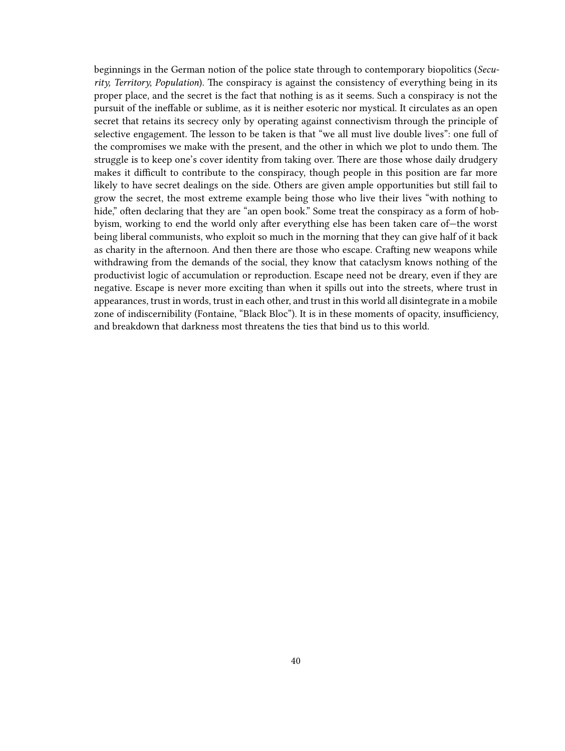beginnings in the German notion of the police state through to contemporary biopolitics (*Security, Territory, Population*). The conspiracy is against the consistency of everything being in its proper place, and the secret is the fact that nothing is as it seems. Such a conspiracy is not the pursuit of the ineffable or sublime, as it is neither esoteric nor mystical. It circulates as an open secret that retains its secrecy only by operating against connectivism through the principle of selective engagement. The lesson to be taken is that "we all must live double lives": one full of the compromises we make with the present, and the other in which we plot to undo them. The struggle is to keep one's cover identity from taking over. There are those whose daily drudgery makes it difficult to contribute to the conspiracy, though people in this position are far more likely to have secret dealings on the side. Others are given ample opportunities but still fail to grow the secret, the most extreme example being those who live their lives "with nothing to hide," often declaring that they are "an open book." Some treat the conspiracy as a form of hobbyism, working to end the world only after everything else has been taken care of—the worst being liberal communists, who exploit so much in the morning that they can give half of it back as charity in the afternoon. And then there are those who escape. Crafting new weapons while withdrawing from the demands of the social, they know that cataclysm knows nothing of the productivist logic of accumulation or reproduction. Escape need not be dreary, even if they are negative. Escape is never more exciting than when it spills out into the streets, where trust in appearances, trust in words, trust in each other, and trust in this world all disintegrate in a mobile zone of indiscernibility (Fontaine, "Black Bloc"). It is in these moments of opacity, insufficiency, and breakdown that darkness most threatens the ties that bind us to this world.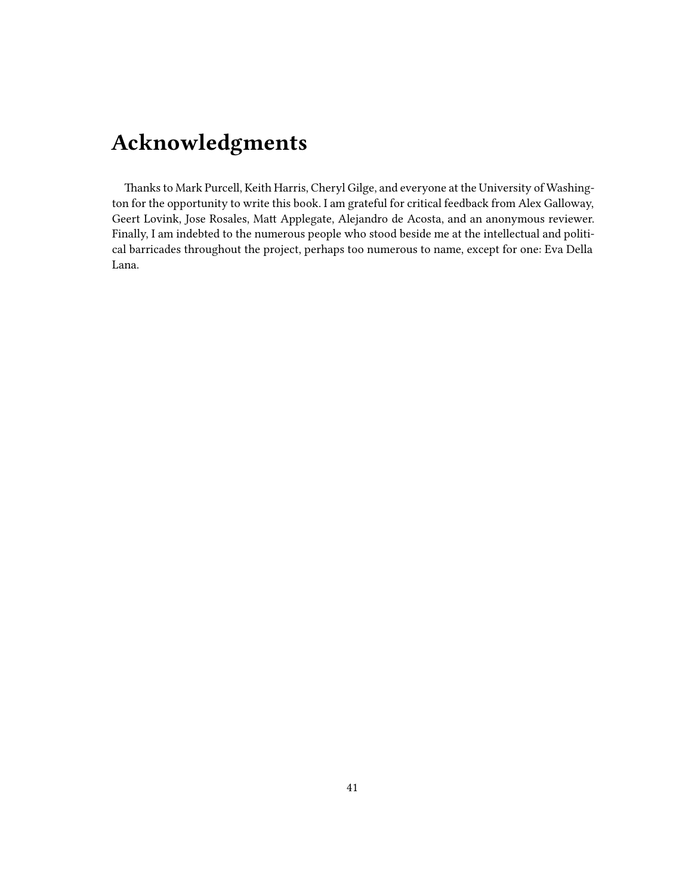# Acknowledgments

Thanks to Mark Purcell, Keith Harris, Cheryl Gilge, and everyone at the University of Washington for the opportunity to write this book. I am grateful for critical feedback from Alex Galloway, Geert Lovink, Jose Rosales, Matt Applegate, Alejandro de Acosta, and an anonymous reviewer. Finally, I am indebted to the numerous people who stood beside me at the intellectual and political barricades throughout the project, perhaps too numerous to name, except for one: Eva Della Lana.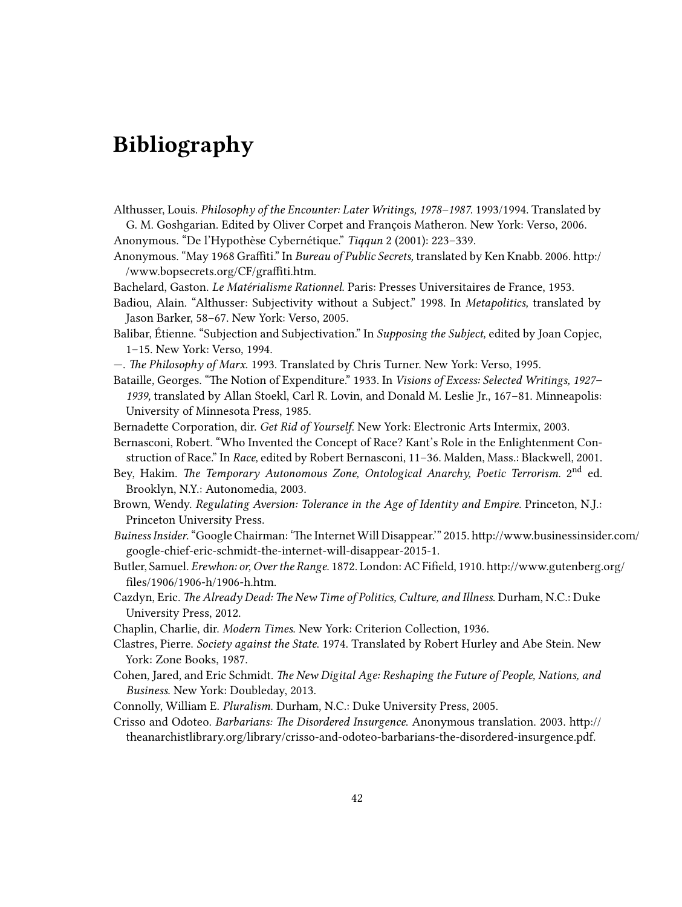# Bibliography

Althusser, Louis. *Philosophy of the Encounter: Later Writings, 1978–1987*. 1993/1994. Translated by G. M. Goshgarian. Edited by Oliver Corpet and François Matheron. New York: Verso, 2006.

Anonymous. "De l'Hypothèse Cybernétique." *Tiqqun* 2 (2001): 223–339.

Anonymous. "May 1968 Graffiti." In *Bureau of Public Secrets,* translated by Ken Knabb. 2006. http://www.bopsecrets.org/CF/graffiti.htm.

Bachelard, Gaston. *Le Matérialisme Rationnel*. Paris: Presses Universitaires de France, 1953.

Badiou, Alain. "Althusser: Subjectivity without a Subject." 1998. In *Metapolitics,* translated by Jason Barker, 58–67. New York: Verso, 2005.

Balibar, Étienne. "Subjection and Subjectivation." In *Supposing the Subject,* edited by Joan Copjec, 1–15. New York: Verso, 1994.

—. *The Philosophy of Marx*. 1993. Translated by Chris Turner. New York: Verso, 1995.

Bataille, Georges. "The Notion of Expenditure." 1933. In *Visions of Excess: Selected Writings, 1927–1939,* translated by Allan Stoekl, Carl R. Lovin, and Donald M. Leslie Jr., 167–81. Minneapolis: University of Minnesota Press, 1985.

Bernadette Corporation, dir. *Get Rid of Yourself*. New York: Electronic Arts Intermix, 2003.

Bernasconi, Robert. "Who Invented the Concept of Race? Kant's Role in the Enlightenment Construction of Race." In *Race,* edited by Robert Bernasconi, 11–36. Malden, Mass.: Blackwell, 2001.

Bey, Hakim. *The Temporary Autonomous Zone, Ontological Anarchy, Poetic Terrorism*. 2nd ed. Brooklyn, N.Y.: Autonomedia, 2003.

Brown, Wendy. *Regulating Aversion: Tolerance in the Age of Identity and Empire*. Princeton, N.J.: Princeton University Press.

*Business Insider*. "Google Chairman: 'The Internet Will Disappear.'" 2015. http://www.businessinsider.com/google-chief-eric-schmidt-the-internet-will-disappear-2015-1.

Butler, Samuel. *Erewhon: or, Over the Range*. 1872. London: AC Fifield, 1910. http://www.gutenberg.org/files/1906/1906-h/1906-h.htm.

Cazdyn, Eric. *The Already Dead: The New Time of Politics, Culture, and Illness*. Durham, N.C.: Duke University Press, 2012.

Chaplin, Charlie, dir. *Modern Times*. New York: Criterion Collection, 1936.

Clastres, Pierre. *Society against the State*. 1974. Translated by Robert Hurley and Abe Stein. New York: Zone Books, 1987.

Cohen, Jared, and Eric Schmidt. *The New Digital Age: Reshaping the Future of People, Nations, and Business*. New York: Doubleday, 2013.

Connolly, William E. *Pluralism*. Durham, N.C.: Duke University Press, 2005.

Crisso and Odoteo. *Barbarians: The Disordered Insurgence*. Anonymous translation. 2003. http://theanarchistlibrary.org/library/crisso-and-odoteo-barbarians-the-disordered-insurgence.pdf.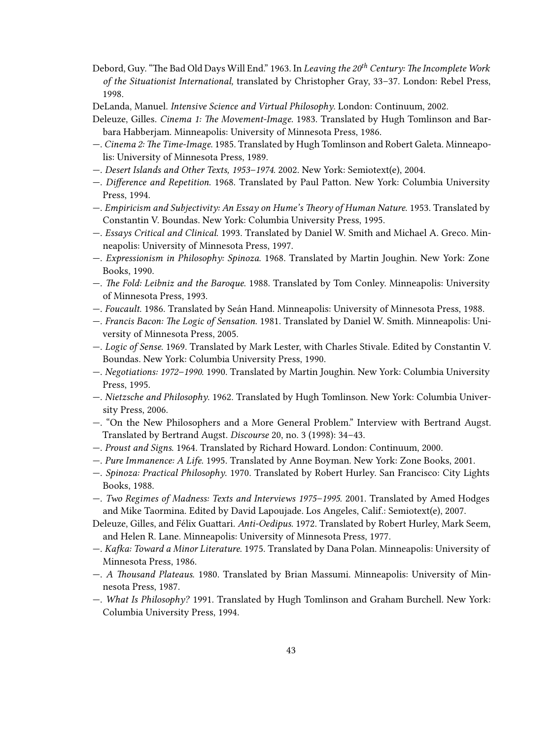Debord, Guy. "The Bad Old Days Will End." 1963. In *Leaving the 20th Century: The Incomplete Work of the Situationist International,* translated by Christopher Gray, 33–37. London: Rebel Press, 1998.

DeLanda, Manuel. *Intensive Science and Virtual Philosophy*. London: Continuum, 2002.

Deleuze, Gilles. *Cinema 1: The Movement-Image*. 1983. Translated by Hugh Tomlinson and Barbara Habberjam. Minneapolis: University of Minnesota Press, 1986.

—. *Cinema 2: The Time-Image*. 1985. Translated by Hugh Tomlinson and Robert Galeta. Minneapolis: University of Minnesota Press, 1989.

—. *Desert Islands and Other Texts, 1953–1974*. 2002. New York: Semiotext(e), 2004.

—. *Difference and Repetition*. 1968. Translated by Paul Patton. New York: Columbia University Press, 1994.

—. *Empiricism and Subjectivity: An Essay on Hume's Theory of Human Nature*. 1953. Translated by Constantin V. Boundas. New York: Columbia University Press, 1995.

—. *Essays Critical and Clinical*. 1993. Translated by Daniel W. Smith and Michael A. Greco. Minneapolis: University of Minnesota Press, 1997.

—. *Expressionism in Philosophy: Spinoza*. 1968. Translated by Martin Joughin. New York: Zone Books, 1990.

—. *The Fold: Leibniz and the Baroque*. 1988. Translated by Tom Conley. Minneapolis: University of Minnesota Press, 1993.

—. *Foucault*. 1986. Translated by Seán Hand. Minneapolis: University of Minnesota Press, 1988.

—. *Francis Bacon: The Logic of Sensation*. 1981. Translated by Daniel W. Smith. Minneapolis: University of Minnesota Press, 2005.

—. *Logic of Sense*. 1969. Translated by Mark Lester, with Charles Stivale. Edited by Constantin V. Boundas. New York: Columbia University Press, 1990.

—. *Negotiations: 1972–1990*. 1990. Translated by Martin Joughin. New York: Columbia University Press, 1995.

—. *Nietzsche and Philosophy*. 1962. Translated by Hugh Tomlinson. New York: Columbia University Press, 2006.

—. "On the New Philosophers and a More General Problem." Interview with Bertrand Augst. Translated by Bertrand Augst. *Discourse* 20, no. 3 (1998): 34–43.

—. *Proust and Signs*. 1964. Translated by Richard Howard. London: Continuum, 2000.

—. *Pure Immanence: A Life*. 1995. Translated by Anne Boyman. New York: Zone Books, 2001.

—. *Spinoza: Practical Philosophy*. 1970. Translated by Robert Hurley. San Francisco: City Lights Books, 1988.

—. *Two Regimes of Madness: Texts and Interviews 1975–1995*. 2001. Translated by Amed Hodges and Mike Taormina. Edited by David Lapoujade. Los Angeles, Calif.: Semiotext(e), 2007.

Deleuze, Gilles, and Félix Guattari. *Anti-Oedipus*. 1972. Translated by Robert Hurley, Mark Seem, and Helen R. Lane. Minneapolis: University of Minnesota Press, 1977.

—. *Kafka: Toward a Minor Literature*. 1975. Translated by Dana Polan. Minneapolis: University of Minnesota Press, 1986.

—. *A Thousand Plateaus*. 1980. Translated by Brian Massumi. Minneapolis: University of Minnesota Press, 1987.

—. *What Is Philosophy?* 1991. Translated by Hugh Tomlinson and Graham Burchell. New York: Columbia University Press, 1994.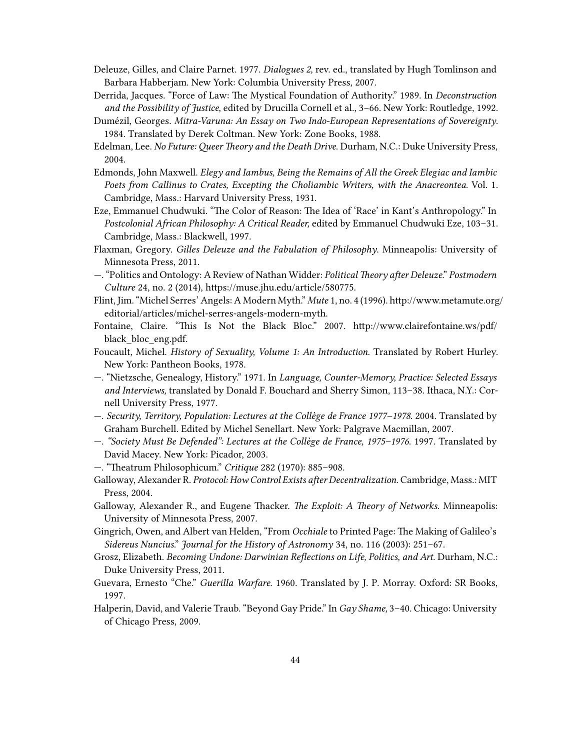Deleuze, Gilles, and Claire Parnet. 1977. *Dialogues 2,* rev. ed., translated by Hugh Tomlinson and Barbara Habberjam. New York: Columbia University Press, 2007.

Derrida, Jacques. "Force of Law: The Mystical Foundation of Authority." 1989. In *Deconstruction and the Possibility of Justice,* edited by Drucilla Cornell et al., 3–66. New York: Routledge, 1992.

Dumézil, Georges. *Mitra-Varuna: An Essay on Two Indo-European Representations of Sovereignty.* 1984. Translated by Derek Coltman. New York: Zone Books, 1988.

Edelman, Lee. *No Future: Queer Theory and the Death Drive.* Durham, N.C.: Duke University Press, 2004.

Edmonds, John Maxwell. *Elegy and Iambus, Being the Remains of All the Greek Elegiac and Iambic Poets from Callinus to Crates, Excepting the Choliambic Writers, with the Anacreontea.* Vol. 1. Cambridge, Mass.: Harvard University Press, 1931.

Eze, Emmanuel Chudwuki. "The Color of Reason: The Idea of 'Race' in Kant's Anthropology." In *Postcolonial African Philosophy: A Critical Reader,* edited by Emmanuel Chudwuki Eze, 103–31. Cambridge, Mass.: Blackwell, 1997.

Flaxman, Gregory. *Gilles Deleuze and the Fabulation of Philosophy.* Minneapolis: University of Minnesota Press, 2011.

—. "Politics and Ontology: A Review of Nathan Widder: *Political Theory after Deleuze.*" *Postmodern Culture* 24, no. 2 (2014), https://muse.jhu.edu/article/580775.

Flint, Jim. "Michel Serres' Angels: A Modern Myth." *Mute* 1, no. 4 (1996). http://www.metamute.org/editorial/articles/michel-serres-angels-modern-myth.

Fontaine, Claire. "This Is Not the Black Bloc." 2007. http://www.clairefontaine.ws/pdf/black_bloc_eng.pdf.

Foucault, Michel. *History of Sexuality, Volume 1: An Introduction.* Translated by Robert Hurley. New York: Pantheon Books, 1978.

—. "Nietzsche, Genealogy, History." 1971. In *Language, Counter-Memory, Practice: Selected Essays and Interviews,* translated by Donald F. Bouchard and Sherry Simon, 113–38. Ithaca, N.Y.: Cornell University Press, 1977.

—. *Security, Territory, Population: Lectures at the Collège de France 1977–1978.* 2004. Translated by Graham Burchell. Edited by Michel Senellart. New York: Palgrave Macmillan, 2007.

—. *"Society Must Be Defended": Lectures at the Collège de France, 1975–1976.* 1997. Translated by David Macey. New York: Picador, 2003.

—. "Theatrum Philosophicum." *Critique* 282 (1970): 885–908.

Galloway, Alexander R. *Protocol: How Control Exists after Decentralization.* Cambridge, Mass.: MIT Press, 2004.

Galloway, Alexander R., and Eugene Thacker. *The Exploit: A Theory of Networks.* Minneapolis: University of Minnesota Press, 2007.

Gingrich, Owen, and Albert van Helden, "From *Occhiale* to Printed Page: The Making of Galileo's *Sidereus Nuncius.*" *Journal for the History of Astronomy* 34, no. 116 (2003): 251–67.

Grosz, Elizabeth. *Becoming Undone: Darwinian Reflections on Life, Politics, and Art.* Durham, N.C.: Duke University Press, 2011.

Guevara, Ernesto "Che." *Guerilla Warfare.* 1960. Translated by J. P. Morray. Oxford: SR Books, 1997.

Halperin, David, and Valerie Traub. "Beyond Gay Pride." In *Gay Shame,* 3–40. Chicago: University of Chicago Press, 2009.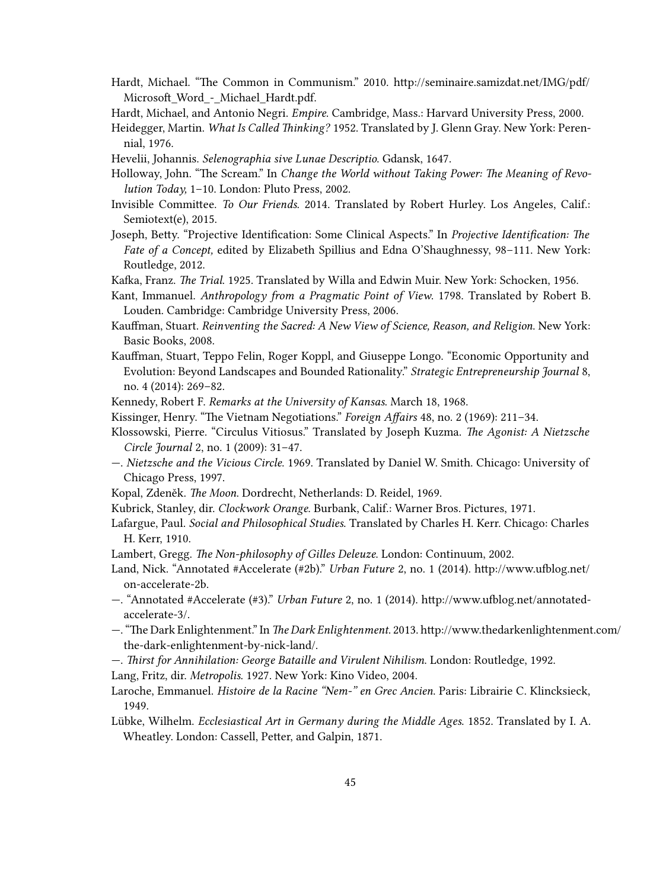Hardt, Michael. "The Common in Communism." 2010. http://seminaire.samizdat.net/IMG/pdf/Microsoft_Word_-_Michael_Hardt.pdf.

Hardt, Michael, and Antonio Negri. *Empire*. Cambridge, Mass.: Harvard University Press, 2000.

Heidegger, Martin. *What Is Called Thinking?* 1952. Translated by J. Glenn Gray. New York: Perennial, 1976.

Hevelii, Johannis. *Selenographia sive Lunae Descriptio*. Gdansk, 1647.

Holloway, John. "The Scream." In *Change the World without Taking Power: The Meaning of Revolution Today,* 1–10. London: Pluto Press, 2002.

Invisible Committee. *To Our Friends*. 2014. Translated by Robert Hurley. Los Angeles, Calif.: Semiotext(e), 2015.

Joseph, Betty. "Projective Identification: Some Clinical Aspects." In *Projective Identification: The Fate of a Concept,* edited by Elizabeth Spillius and Edna O'Shaughnessy, 98–111. New York: Routledge, 2012.

Kafka, Franz. *The Trial*. 1925. Translated by Willa and Edwin Muir. New York: Schocken, 1956.

Kant, Immanuel. *Anthropology from a Pragmatic Point of View*. 1798. Translated by Robert B. Louden. Cambridge: Cambridge University Press, 2006.

Kauffman, Stuart. *Reinventing the Sacred: A New View of Science, Reason, and Religion*. New York: Basic Books, 2008.

Kauffman, Stuart, Teppo Felin, Roger Koppl, and Giuseppe Longo. "Economic Opportunity and Evolution: Beyond Landscapes and Bounded Rationality." *Strategic Entrepreneurship Journal* 8, no. 4 (2014): 269–82.

Kennedy, Robert F. *Remarks at the University of Kansas*. March 18, 1968.

Kissinger, Henry. "The Vietnam Negotiations." *Foreign Affairs* 48, no. 2 (1969): 211–34.

Klossowski, Pierre. "Circulus Vitiosus." Translated by Joseph Kuzma. *The Agonist: A Nietzsche Circle Journal* 2, no. 1 (2009): 31–47.

—. *Nietzsche and the Vicious Circle*. 1969. Translated by Daniel W. Smith. Chicago: University of Chicago Press, 1997.

Kopal, Zdeněk. *The Moon*. Dordrecht, Netherlands: D. Reidel, 1969.

Kubrick, Stanley, dir. *Clockwork Orange*. Burbank, Calif.: Warner Bros. Pictures, 1971.

Lafargue, Paul. *Social and Philosophical Studies*. Translated by Charles H. Kerr. Chicago: Charles H. Kerr, 1910.

Lambert, Gregg. *The Non-philosophy of Gilles Deleuze*. London: Continuum, 2002.

Land, Nick. "Annotated #Accelerate (#2b)." *Urban Future* 2, no. 1 (2014). http://www.ufblog.net/on-accelerate-2b.

—. "Annotated #Accelerate (#3)." *Urban Future* 2, no. 1 (2014). http://www.ufblog.net/annotated-accelerate-3/.

—. "The Dark Enlightenment." In *The Dark Enlightenment*. 2013. http://www.thedarkenlightenment.com/the-dark-enlightenment-by-nick-land/.

—. *Thirst for Annihilation: George Bataille and Virulent Nihilism*. London: Routledge, 1992.

Lang, Fritz, dir. *Metropolis*. 1927. New York: Kino Video, 2004.

Laroche, Emmanuel. *Histoire de la Racine "Nem-" en Grec Ancien*. Paris: Librairie C. Klincksieck, 1949.

Lübke, Wilhelm. *Ecclesiastical Art in Germany during the Middle Ages*. 1852. Translated by I. A. Wheatley. London: Cassell, Petter, and Galpin, 1871.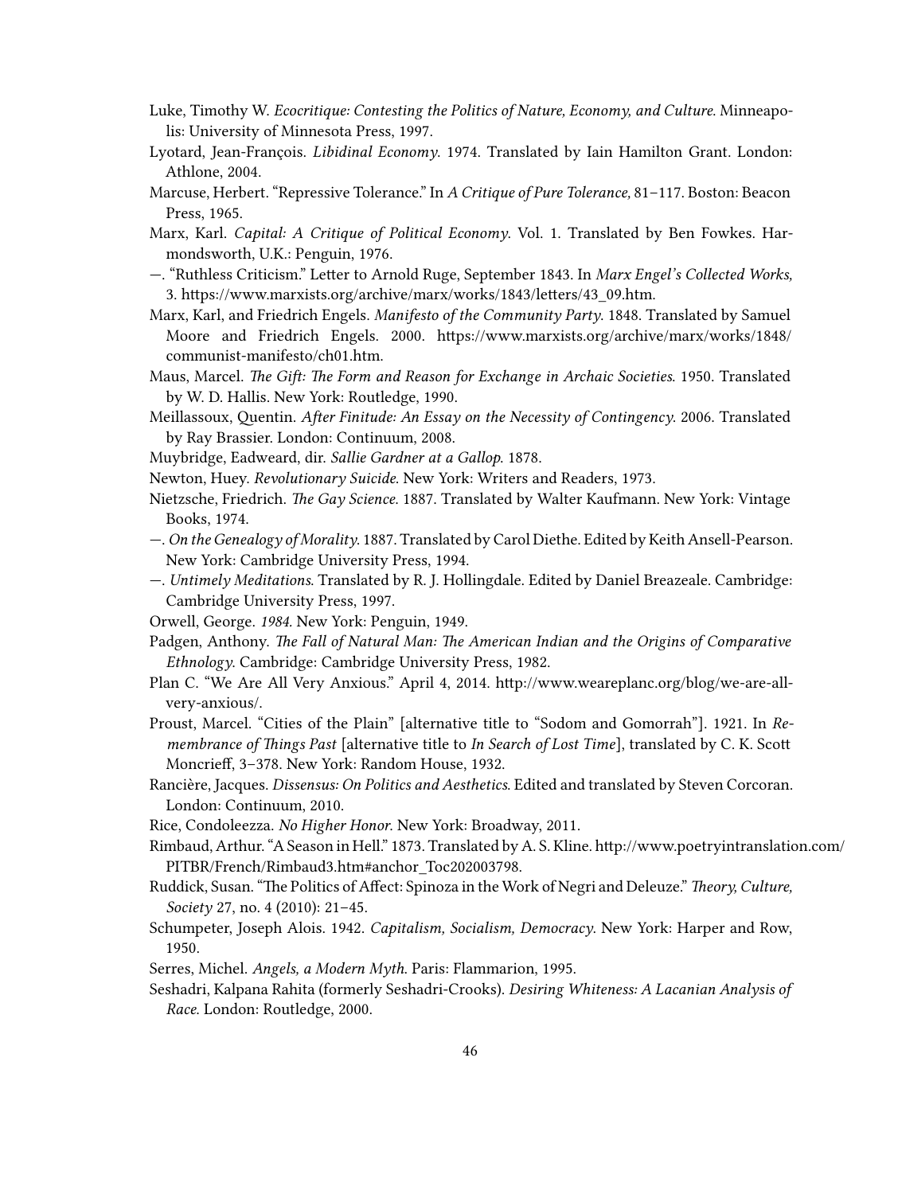Luke, Timothy W. *Ecocritique: Contesting the Politics of Nature, Economy, and Culture.* Minneapolis: University of Minnesota Press, 1997.

Lyotard, Jean-François. *Libidinal Economy.* 1974. Translated by Iain Hamilton Grant. London: Athlone, 2004.

Marcuse, Herbert. "Repressive Tolerance." In *A Critique of Pure Tolerance,* 81–117. Boston: Beacon Press, 1965.

Marx, Karl. *Capital: A Critique of Political Economy.* Vol. 1. Translated by Ben Fowkes. Harmondsworth, U.K.: Penguin, 1976.

—. "Ruthless Criticism." Letter to Arnold Ruge, September 1843. In *Marx Engel's Collected Works,* 3. https://www.marxists.org/archive/marx/works/1843/letters/43_09.htm.

Marx, Karl, and Friedrich Engels. *Manifesto of the Community Party.* 1848. Translated by Samuel Moore and Friedrich Engels. 2000. https://www.marxists.org/archive/marx/works/1848/communist-manifesto/ch01.htm.

Maus, Marcel. *The Gift: The Form and Reason for Exchange in Archaic Societies.* 1950. Translated by W. D. Hallis. New York: Routledge, 1990.

Meillassoux, Quentin. *After Finitude: An Essay on the Necessity of Contingency.* 2006. Translated by Ray Brassier. London: Continuum, 2008.

Muybridge, Eadweard, dir. *Sallie Gardner at a Gallop.* 1878.

Newton, Huey. *Revolutionary Suicide.* New York: Writers and Readers, 1973.

Nietzsche, Friedrich. *The Gay Science.* 1887. Translated by Walter Kaufmann. New York: Vintage Books, 1974.

—. *On the Genealogy of Morality.* 1887. Translated by Carol Diethe. Edited by Keith Ansell-Pearson. New York: Cambridge University Press, 1994.

—. *Untimely Meditations.* Translated by R. J. Hollingdale. Edited by Daniel Breazeale. Cambridge: Cambridge University Press, 1997.

Orwell, George. *1984.* New York: Penguin, 1949.

Padgen, Anthony. *The Fall of Natural Man: The American Indian and the Origins of Comparative Ethnology.* Cambridge: Cambridge University Press, 1982.

Plan C. "We Are All Very Anxious." April 4, 2014. http://www.weareplanc.org/blog/we-are-all-very-anxious/.

Proust, Marcel. "Cities of the Plain" [alternative title to "Sodom and Gomorrah"]. 1921. In *Remembrance of Things Past* [alternative title to *In Search of Lost Time*], translated by C. K. Scott Moncrieff, 3–378. New York: Random House, 1932.

Rancière, Jacques. *Dissensus: On Politics and Aesthetics.* Edited and translated by Steven Corcoran. London: Continuum, 2010.

Rice, Condoleezza. *No Higher Honor.* New York: Broadway, 2011.

Rimbaud, Arthur. "A Season in Hell." 1873. Translated by A. S. Kline. http://www.poetryintranslation.com/PITBR/French/Rimbaud3.htm#anchor_Toc202003798.

Ruddick, Susan. "The Politics of Affect: Spinoza in the Work of Negri and Deleuze." *Theory, Culture, Society* 27, no. 4 (2010): 21–45.

Schumpeter, Joseph Alois. 1942. *Capitalism, Socialism, Democracy.* New York: Harper and Row, 1950.

Serres, Michel. *Angels, a Modern Myth.* Paris: Flammarion, 1995.

Seshadri, Kalpana Rahita (formerly Seshadri-Crooks). *Desiring Whiteness: A Lacanian Analysis of Race.* London: Routledge, 2000.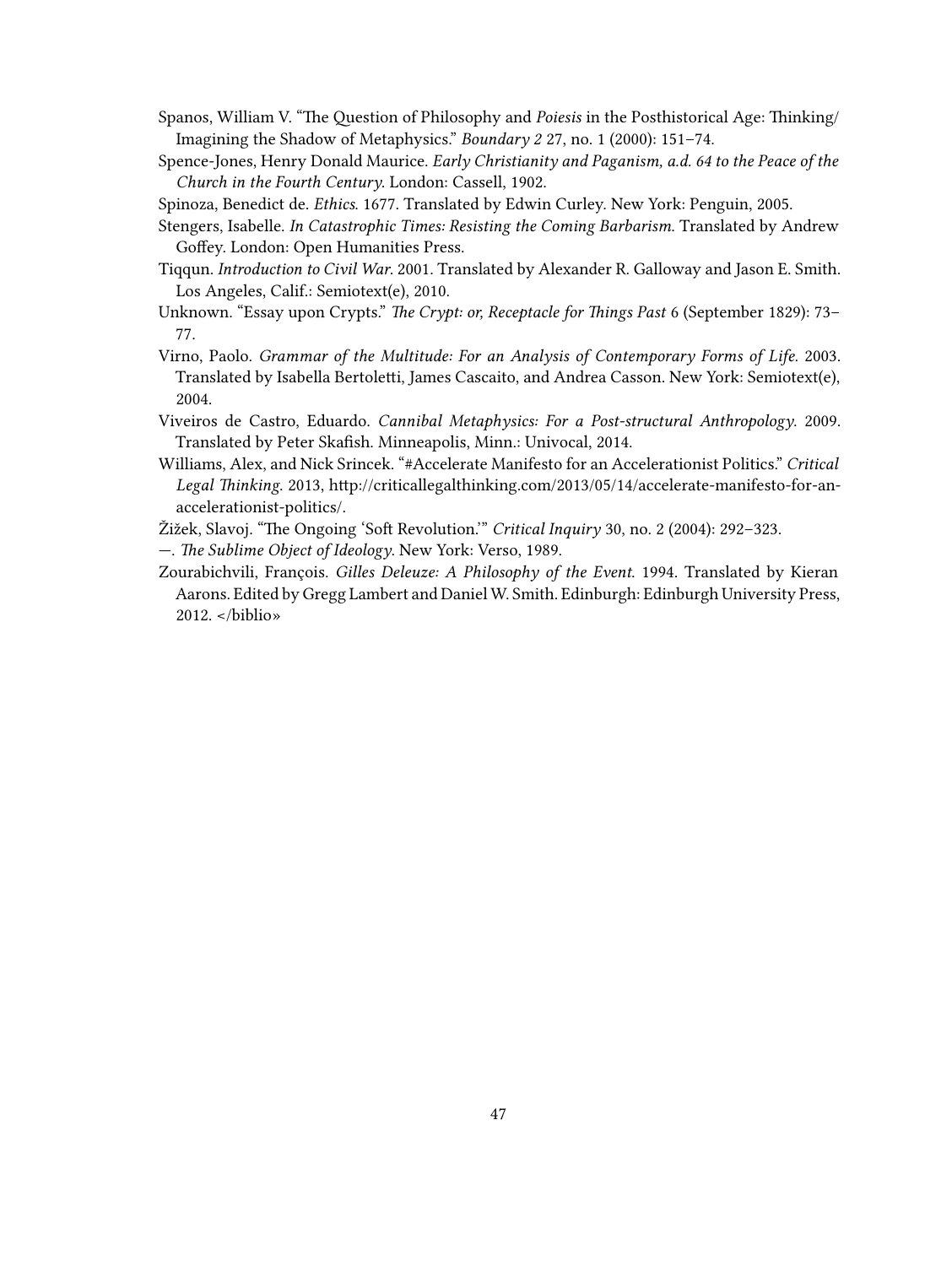Spanos, William V. "The Question of Philosophy and *Poiesis* in the Posthistorical Age: Thinking/Imagining the Shadow of Metaphysics." *Boundary 2* 27, no. 1 (2000): 151–74.

Spence-Jones, Henry Donald Maurice. *Early Christianity and Paganism, a.d. 64 to the Peace of the Church in the Fourth Century*. London: Cassell, 1902.

Spinoza, Benedict de. *Ethics*. 1677. Translated by Edwin Curley. New York: Penguin, 2005.

Stengers, Isabelle. *In Catastrophic Times: Resisting the Coming Barbarism*. Translated by Andrew Goffey. London: Open Humanities Press.

Tiqqun. *Introduction to Civil War*. 2001. Translated by Alexander R. Galloway and Jason E. Smith. Los Angeles, Calif.: Semiotext(e), 2010.

Unknown. "Essay upon Crypts." *The Crypt: or, Receptacle for Things Past* 6 (September 1829): 73–77.

Virno, Paolo. *Grammar of the Multitude: For an Analysis of Contemporary Forms of Life*. 2003. Translated by Isabella Bertoletti, James Cascaito, and Andrea Casson. New York: Semiotext(e), 2004.

Viveiros de Castro, Eduardo. *Cannibal Metaphysics: For a Post-structural Anthropology*. 2009. Translated by Peter Skafish. Minneapolis, Minn.: Univocal, 2014.

Williams, Alex, and Nick Srincek. "#Accelerate Manifesto for an Accelerationist Politics." *Critical Legal Thinking*. 2013, http://criticallegalthinking.com/2013/05/14/accelerate-manifesto-for-an-accelerationist-politics/.

Žižek, Slavoj. "The Ongoing 'Soft Revolution.'" *Critical Inquiry* 30, no. 2 (2004): 292–323.

—. *The Sublime Object of Ideology*. New York: Verso, 1989.

Zourabichvili, François. *Gilles Deleuze: A Philosophy of the Event*. 1994. Translated by Kieran Aarons. Edited by Gregg Lambert and Daniel W. Smith. Edinburgh: Edinburgh University Press, 2012. </biblio»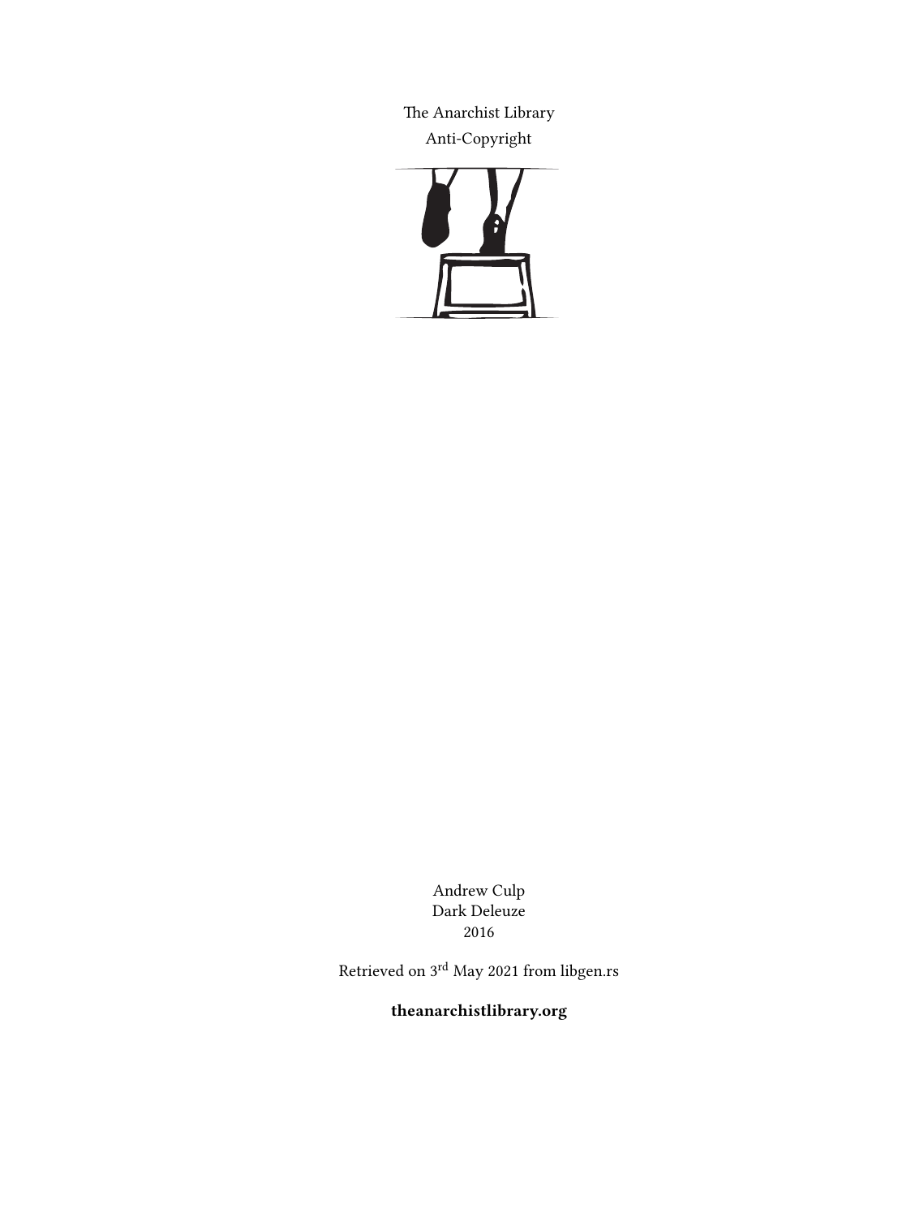The Anarchist Library
Anti-Copyright

Andrew Culp
Dark Deleuze
2016

Retrieved on 3rd May 2021 from libgen.rs

**theanarchistlibrary.org**